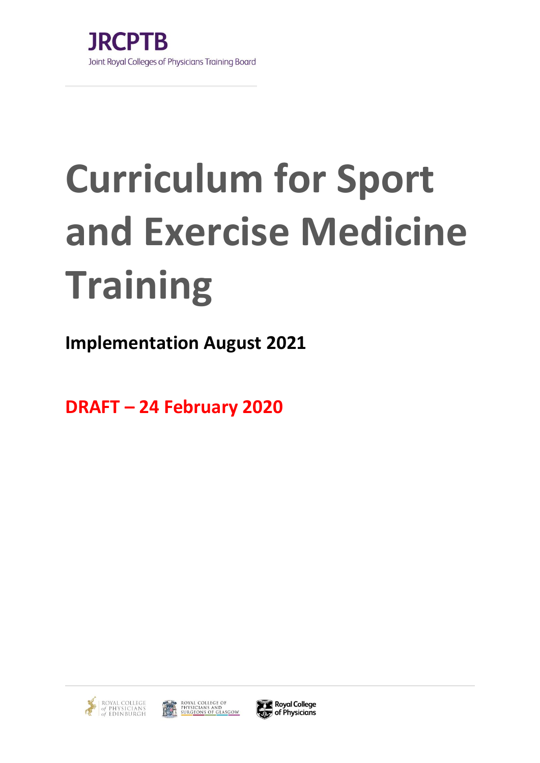JRCPTB

Joint Royal Colleges of Physicians Training Board

# Curriculum for Sport and Exercise Medicine Training

**Implementation August 2021**

**DRAFT – 24 February 2020**

Royal College of Physicians of Edinburgh

Royal College of Physicians and Surgeons of Glasgow

Royal College of Physicians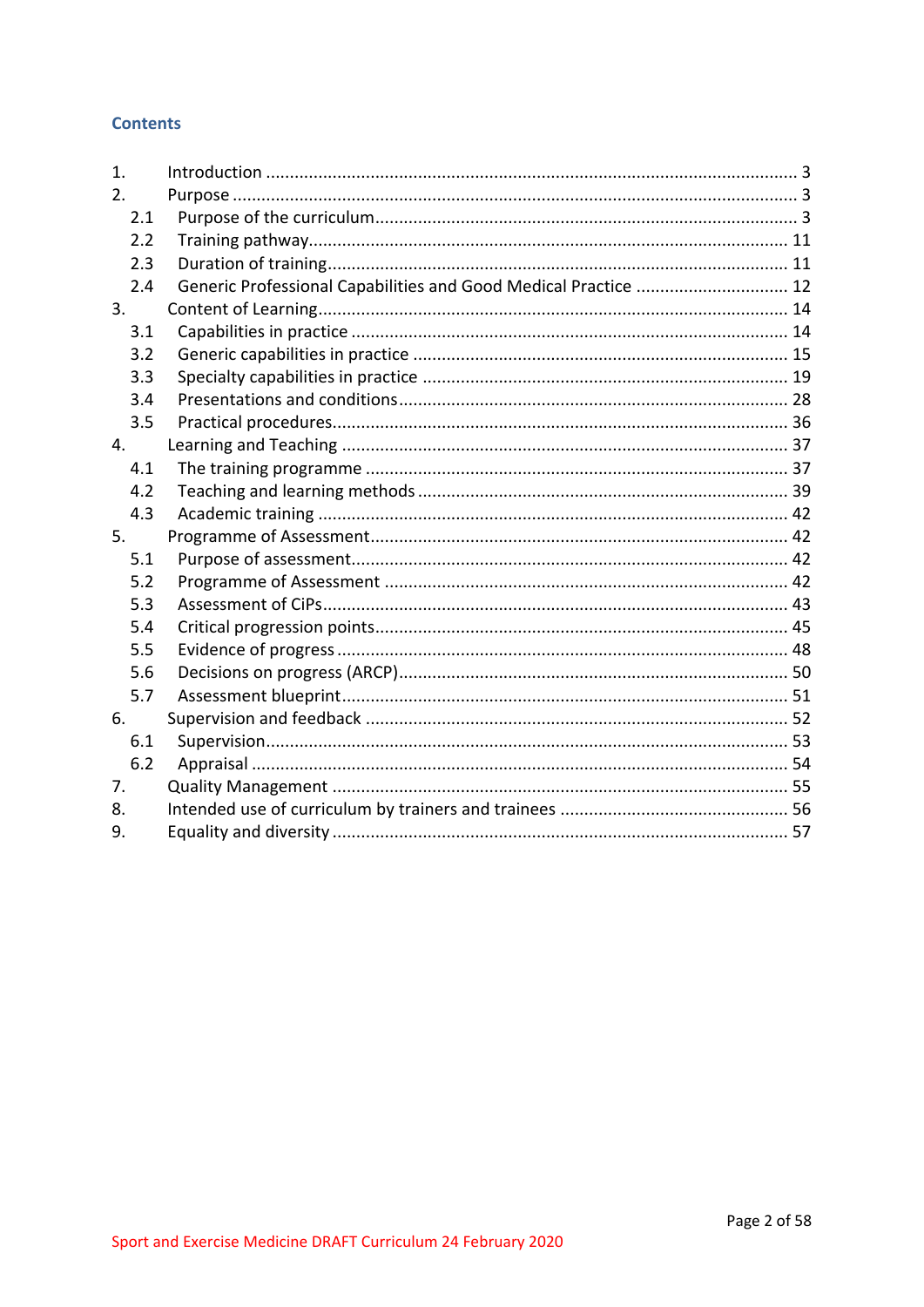## Contents

1. Introduction ........................................................................................................ 3
2. Purpose ............................................................................................................... 3
   - 2.1 Purpose of the curriculum ................................................................................ 3
   - 2.2 Training pathway ............................................................................................. 11
   - 2.3 Duration of training ......................................................................................... 11
   - 2.4 Generic Professional Capabilities and Good Medical Practice ......................... 12
3. Content of Learning ............................................................................................ 14
   - 3.1 Capabilities in practice .................................................................................... 14
   - 3.2 Generic capabilities in practice ........................................................................ 15
   - 3.3 Specialty capabilities in practice ..................................................................... 19
   - 3.4 Presentations and conditions .......................................................................... 28
   - 3.5 Practical procedures ........................................................................................ 36
4. Learning and Teaching ........................................................................................ 37
   - 4.1 The training programme .................................................................................. 37
   - 4.2 Teaching and learning methods ....................................................................... 39
   - 4.3 Academic training ............................................................................................ 42
5. Programme of Assessment .................................................................................. 42
   - 5.1 Purpose of assessment ..................................................................................... 42
   - 5.2 Programme of Assessment ............................................................................... 42
   - 5.3 Assessment of CiPs ........................................................................................... 43
   - 5.4 Critical progression points ............................................................................... 45
   - 5.5 Evidence of progress ........................................................................................ 48
   - 5.6 Decisions on progress (ARCP) .......................................................................... 50
   - 5.7 Assessment blueprint ....................................................................................... 51
6. Supervision and feedback ................................................................................... 52
   - 6.1 Supervision ....................................................................................................... 53
   - 6.2 Appraisal .......................................................................................................... 54
7. Quality Management ........................................................................................... 55
8. Intended use of curriculum by trainers and trainees .......................................... 56
9. Equality and diversity .......................................................................................... 57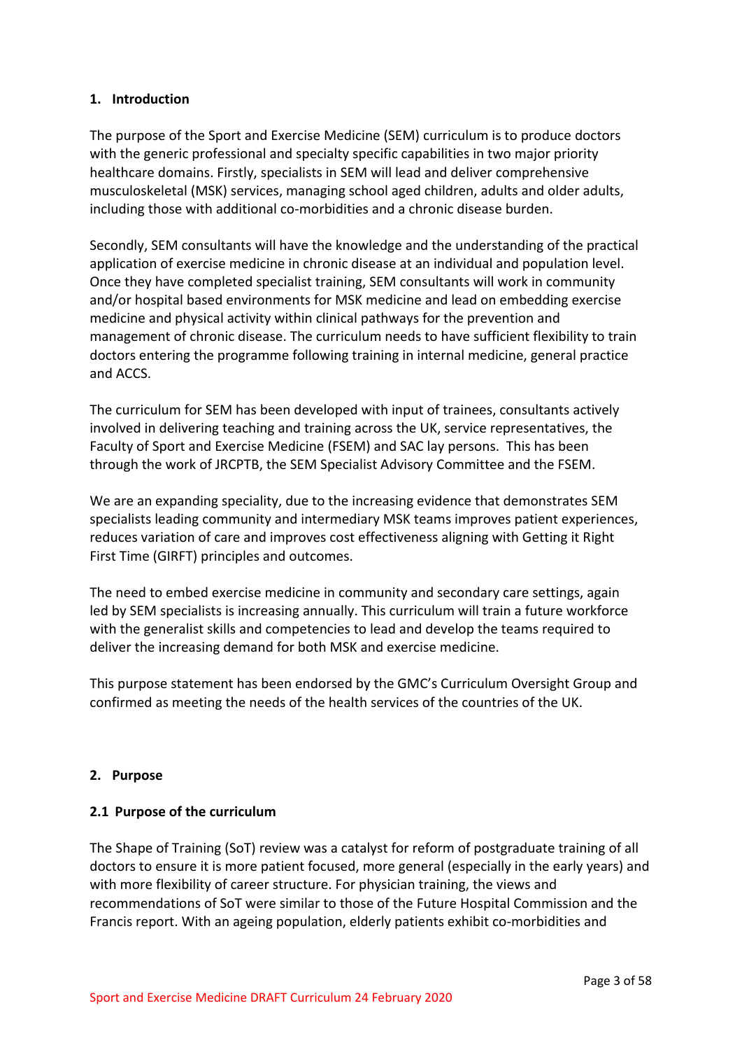## 1. Introduction

The purpose of the Sport and Exercise Medicine (SEM) curriculum is to produce doctors with the generic professional and specialty specific capabilities in two major priority healthcare domains. Firstly, specialists in SEM will lead and deliver comprehensive musculoskeletal (MSK) services, managing school aged children, adults and older adults, including those with additional co-morbidities and a chronic disease burden.

Secondly, SEM consultants will have the knowledge and the understanding of the practical application of exercise medicine in chronic disease at an individual and population level. Once they have completed specialist training, SEM consultants will work in community and/or hospital based environments for MSK medicine and lead on embedding exercise medicine and physical activity within clinical pathways for the prevention and management of chronic disease. The curriculum needs to have sufficient flexibility to train doctors entering the programme following training in internal medicine, general practice and ACCS.

The curriculum for SEM has been developed with input of trainees, consultants actively involved in delivering teaching and training across the UK, service representatives, the Faculty of Sport and Exercise Medicine (FSEM) and SAC lay persons. This has been through the work of JRCPTB, the SEM Specialist Advisory Committee and the FSEM.

We are an expanding speciality, due to the increasing evidence that demonstrates SEM specialists leading community and intermediary MSK teams improves patient experiences, reduces variation of care and improves cost effectiveness aligning with Getting it Right First Time (GIRFT) principles and outcomes.

The need to embed exercise medicine in community and secondary care settings, again led by SEM specialists is increasing annually. This curriculum will train a future workforce with the generalist skills and competencies to lead and develop the teams required to deliver the increasing demand for both MSK and exercise medicine.

This purpose statement has been endorsed by the GMC's Curriculum Oversight Group and confirmed as meeting the needs of the health services of the countries of the UK.

## 2. Purpose

### 2.1 Purpose of the curriculum

The Shape of Training (SoT) review was a catalyst for reform of postgraduate training of all doctors to ensure it is more patient focused, more general (especially in the early years) and with more flexibility of career structure. For physician training, the views and recommendations of SoT were similar to those of the Future Hospital Commission and the Francis report. With an ageing population, elderly patients exhibit co-morbidities and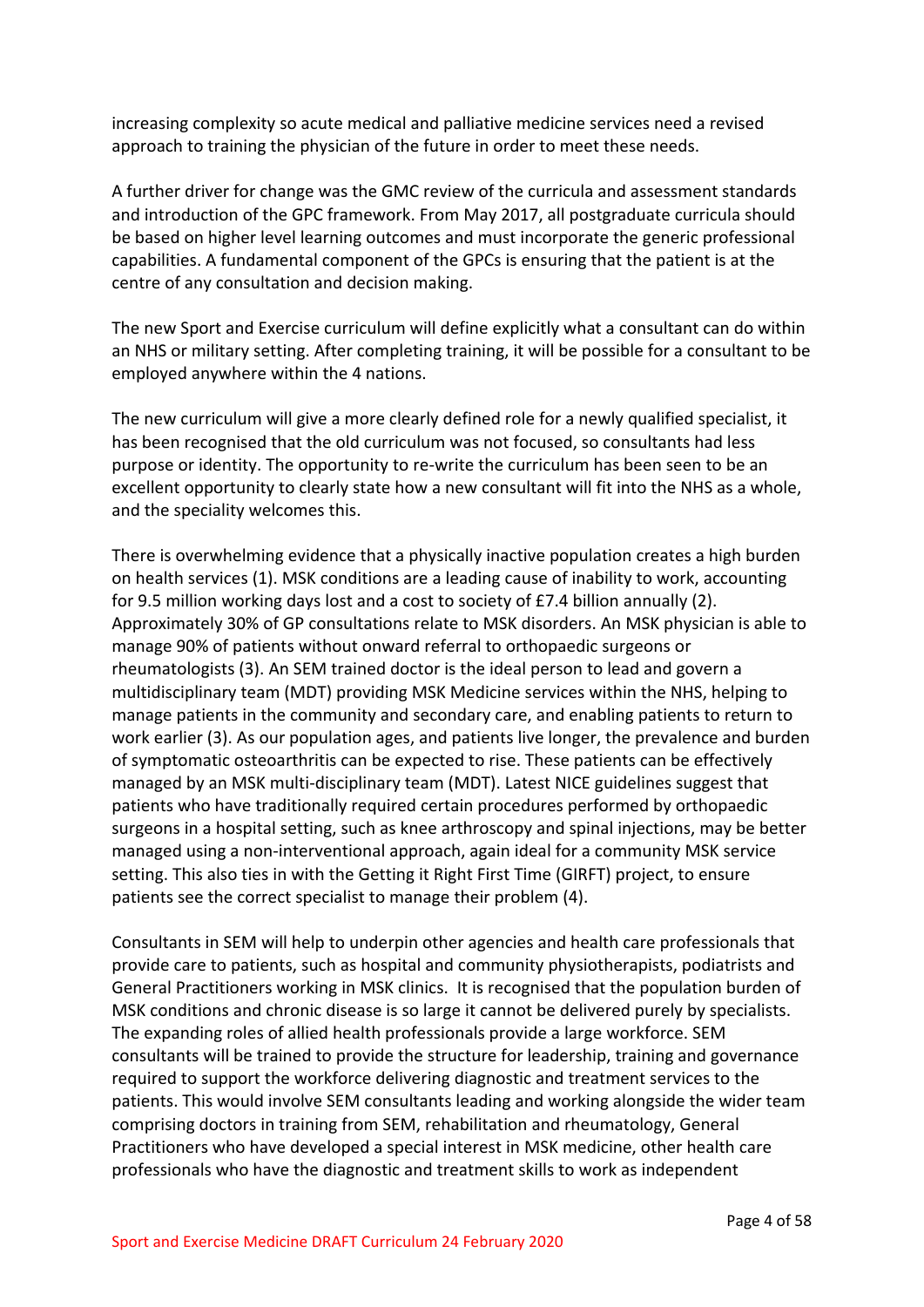increasing complexity so acute medical and palliative medicine services need a revised approach to training the physician of the future in order to meet these needs.

A further driver for change was the GMC review of the curricula and assessment standards and introduction of the GPC framework. From May 2017, all postgraduate curricula should be based on higher level learning outcomes and must incorporate the generic professional capabilities. A fundamental component of the GPCs is ensuring that the patient is at the centre of any consultation and decision making.

The new Sport and Exercise curriculum will define explicitly what a consultant can do within an NHS or military setting. After completing training, it will be possible for a consultant to be employed anywhere within the 4 nations.

The new curriculum will give a more clearly defined role for a newly qualified specialist, it has been recognised that the old curriculum was not focused, so consultants had less purpose or identity. The opportunity to re-write the curriculum has been seen to be an excellent opportunity to clearly state how a new consultant will fit into the NHS as a whole, and the speciality welcomes this.

There is overwhelming evidence that a physically inactive population creates a high burden on health services (1). MSK conditions are a leading cause of inability to work, accounting for 9.5 million working days lost and a cost to society of £7.4 billion annually (2). Approximately 30% of GP consultations relate to MSK disorders. An MSK physician is able to manage 90% of patients without onward referral to orthopaedic surgeons or rheumatologists (3). An SEM trained doctor is the ideal person to lead and govern a multidisciplinary team (MDT) providing MSK Medicine services within the NHS, helping to manage patients in the community and secondary care, and enabling patients to return to work earlier (3). As our population ages, and patients live longer, the prevalence and burden of symptomatic osteoarthritis can be expected to rise. These patients can be effectively managed by an MSK multi-disciplinary team (MDT). Latest NICE guidelines suggest that patients who have traditionally required certain procedures performed by orthopaedic surgeons in a hospital setting, such as knee arthroscopy and spinal injections, may be better managed using a non-interventional approach, again ideal for a community MSK service setting. This also ties in with the Getting it Right First Time (GIRFT) project, to ensure patients see the correct specialist to manage their problem (4).

Consultants in SEM will help to underpin other agencies and health care professionals that provide care to patients, such as hospital and community physiotherapists, podiatrists and General Practitioners working in MSK clinics. It is recognised that the population burden of MSK conditions and chronic disease is so large it cannot be delivered purely by specialists. The expanding roles of allied health professionals provide a large workforce. SEM consultants will be trained to provide the structure for leadership, training and governance required to support the workforce delivering diagnostic and treatment services to the patients. This would involve SEM consultants leading and working alongside the wider team comprising doctors in training from SEM, rehabilitation and rheumatology, General Practitioners who have developed a special interest in MSK medicine, other health care professionals who have the diagnostic and treatment skills to work as independent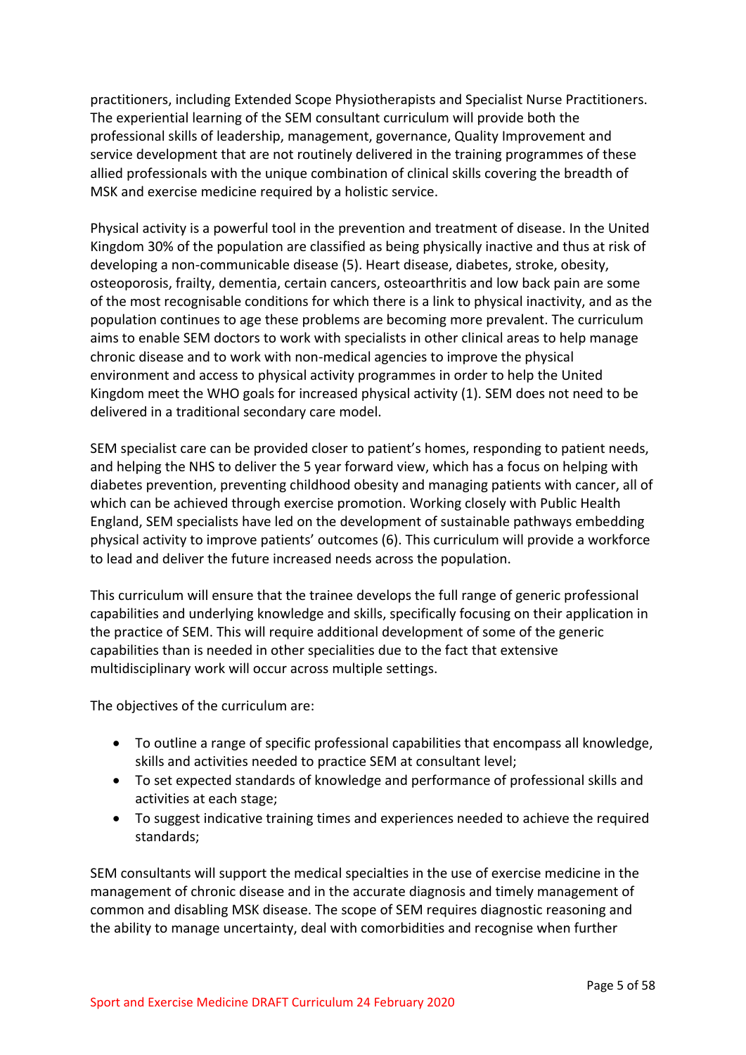practitioners, including Extended Scope Physiotherapists and Specialist Nurse Practitioners. The experiential learning of the SEM consultant curriculum will provide both the professional skills of leadership, management, governance, Quality Improvement and service development that are not routinely delivered in the training programmes of these allied professionals with the unique combination of clinical skills covering the breadth of MSK and exercise medicine required by a holistic service.

Physical activity is a powerful tool in the prevention and treatment of disease. In the United Kingdom 30% of the population are classified as being physically inactive and thus at risk of developing a non-communicable disease (5). Heart disease, diabetes, stroke, obesity, osteoporosis, frailty, dementia, certain cancers, osteoarthritis and low back pain are some of the most recognisable conditions for which there is a link to physical inactivity, and as the population continues to age these problems are becoming more prevalent. The curriculum aims to enable SEM doctors to work with specialists in other clinical areas to help manage chronic disease and to work with non-medical agencies to improve the physical environment and access to physical activity programmes in order to help the United Kingdom meet the WHO goals for increased physical activity (1). SEM does not need to be delivered in a traditional secondary care model.

SEM specialist care can be provided closer to patient's homes, responding to patient needs, and helping the NHS to deliver the 5 year forward view, which has a focus on helping with diabetes prevention, preventing childhood obesity and managing patients with cancer, all of which can be achieved through exercise promotion. Working closely with Public Health England, SEM specialists have led on the development of sustainable pathways embedding physical activity to improve patients' outcomes (6). This curriculum will provide a workforce to lead and deliver the future increased needs across the population.

This curriculum will ensure that the trainee develops the full range of generic professional capabilities and underlying knowledge and skills, specifically focusing on their application in the practice of SEM. This will require additional development of some of the generic capabilities than is needed in other specialities due to the fact that extensive multidisciplinary work will occur across multiple settings.

The objectives of the curriculum are:

- To outline a range of specific professional capabilities that encompass all knowledge, skills and activities needed to practice SEM at consultant level;
- To set expected standards of knowledge and performance of professional skills and activities at each stage;
- To suggest indicative training times and experiences needed to achieve the required standards;

SEM consultants will support the medical specialties in the use of exercise medicine in the management of chronic disease and in the accurate diagnosis and timely management of common and disabling MSK disease. The scope of SEM requires diagnostic reasoning and the ability to manage uncertainty, deal with comorbidities and recognise when further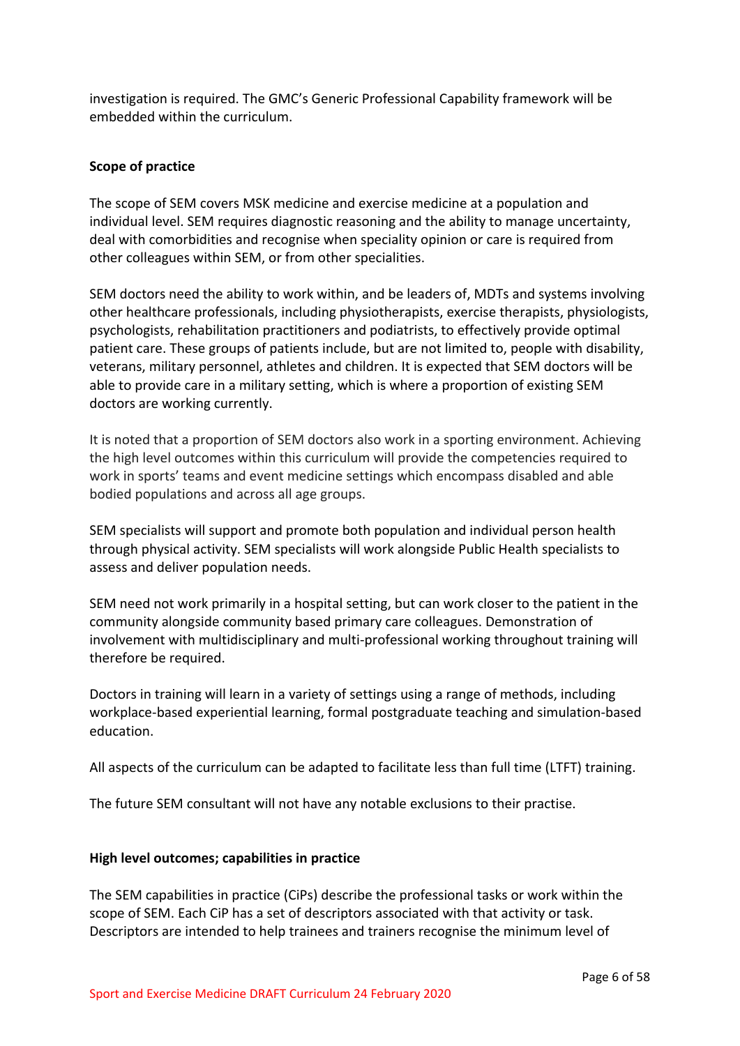investigation is required. The GMC's Generic Professional Capability framework will be embedded within the curriculum.

**Scope of practice**

The scope of SEM covers MSK medicine and exercise medicine at a population and individual level. SEM requires diagnostic reasoning and the ability to manage uncertainty, deal with comorbidities and recognise when speciality opinion or care is required from other colleagues within SEM, or from other specialities.

SEM doctors need the ability to work within, and be leaders of, MDTs and systems involving other healthcare professionals, including physiotherapists, exercise therapists, physiologists, psychologists, rehabilitation practitioners and podiatrists, to effectively provide optimal patient care. These groups of patients include, but are not limited to, people with disability, veterans, military personnel, athletes and children. It is expected that SEM doctors will be able to provide care in a military setting, which is where a proportion of existing SEM doctors are working currently.

It is noted that a proportion of SEM doctors also work in a sporting environment. Achieving the high level outcomes within this curriculum will provide the competencies required to work in sports' teams and event medicine settings which encompass disabled and able bodied populations and across all age groups.

SEM specialists will support and promote both population and individual person health through physical activity. SEM specialists will work alongside Public Health specialists to assess and deliver population needs.

SEM need not work primarily in a hospital setting, but can work closer to the patient in the community alongside community based primary care colleagues. Demonstration of involvement with multidisciplinary and multi-professional working throughout training will therefore be required.

Doctors in training will learn in a variety of settings using a range of methods, including workplace-based experiential learning, formal postgraduate teaching and simulation-based education.

All aspects of the curriculum can be adapted to facilitate less than full time (LTFT) training.

The future SEM consultant will not have any notable exclusions to their practise.

**High level outcomes; capabilities in practice**

The SEM capabilities in practice (CiPs) describe the professional tasks or work within the scope of SEM. Each CiP has a set of descriptors associated with that activity or task. Descriptors are intended to help trainees and trainers recognise the minimum level of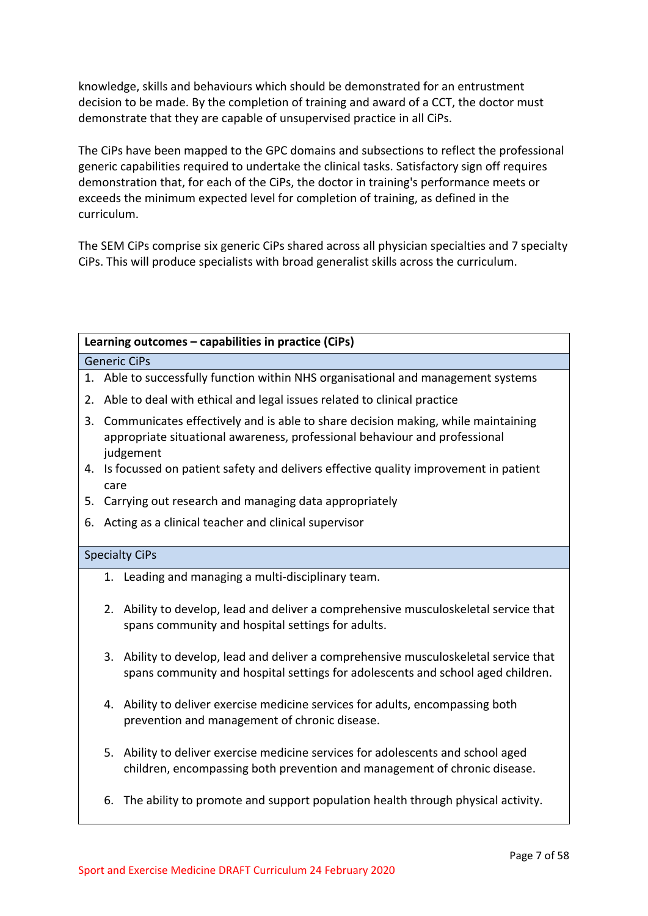knowledge, skills and behaviours which should be demonstrated for an entrustment decision to be made. By the completion of training and award of a CCT, the doctor must demonstrate that they are capable of unsupervised practice in all CiPs.

The CiPs have been mapped to the GPC domains and subsections to reflect the professional generic capabilities required to undertake the clinical tasks. Satisfactory sign off requires demonstration that, for each of the CiPs, the doctor in training's performance meets or exceeds the minimum expected level for completion of training, as defined in the curriculum.

The SEM CiPs comprise six generic CiPs shared across all physician specialties and 7 specialty CiPs. This will produce specialists with broad generalist skills across the curriculum.

| **Learning outcomes – capabilities in practice (CiPs)** |
|---|
| Generic CiPs |
| 1. Able to successfully function within NHS organisational and management systems<br>2. Able to deal with ethical and legal issues related to clinical practice<br>3. Communicates effectively and is able to share decision making, while maintaining appropriate situational awareness, professional behaviour and professional judgement<br>4. Is focussed on patient safety and delivers effective quality improvement in patient care<br>5. Carrying out research and managing data appropriately<br>6. Acting as a clinical teacher and clinical supervisor |
| Specialty CiPs |
| 1. Leading and managing a multi-disciplinary team.<br>2. Ability to develop, lead and deliver a comprehensive musculoskeletal service that spans community and hospital settings for adults.<br>3. Ability to develop, lead and deliver a comprehensive musculoskeletal service that spans community and hospital settings for adolescents and school aged children.<br>4. Ability to deliver exercise medicine services for adults, encompassing both prevention and management of chronic disease.<br>5. Ability to deliver exercise medicine services for adolescents and school aged children, encompassing both prevention and management of chronic disease.<br>6. The ability to promote and support population health through physical activity. |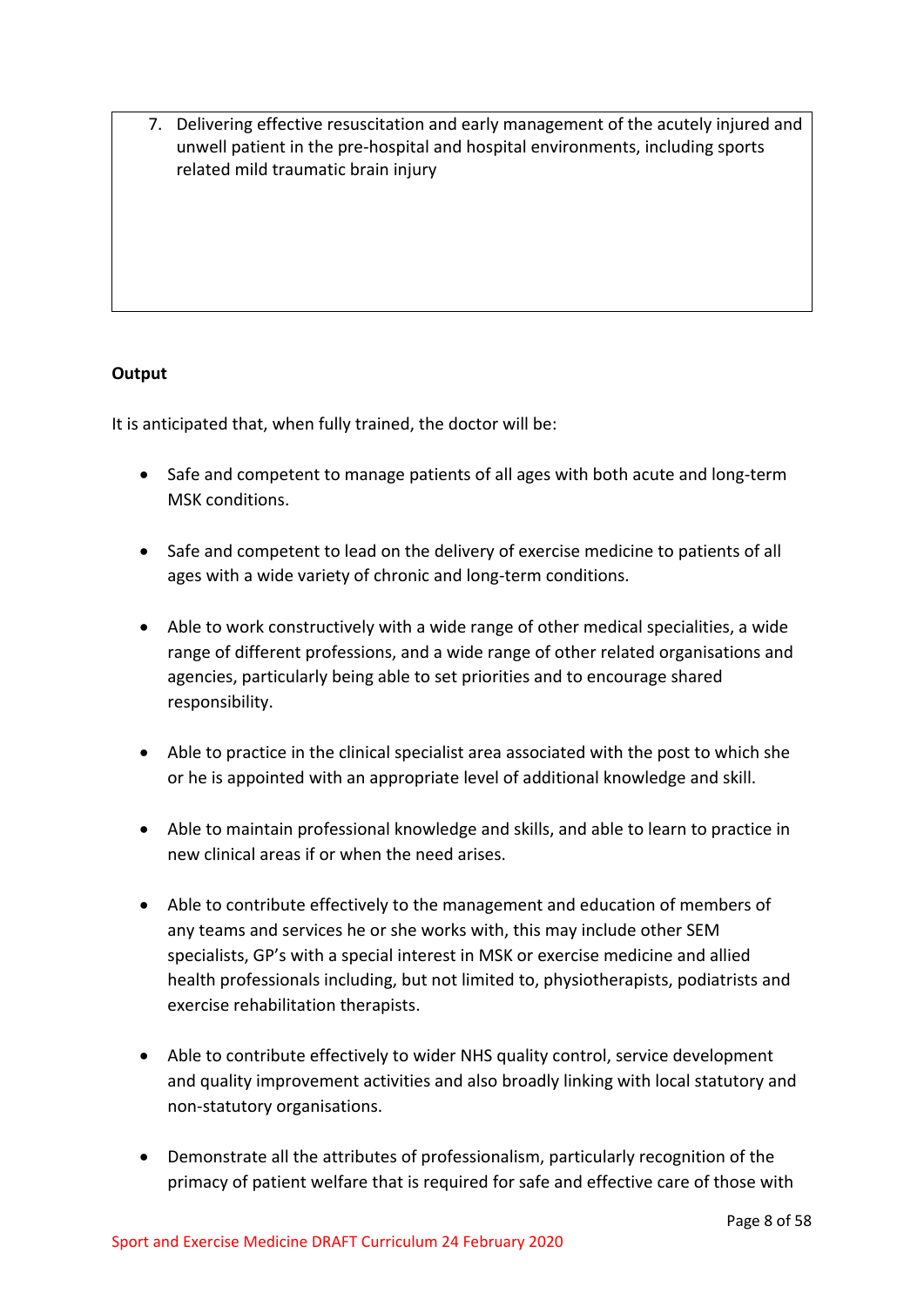7. Delivering effective resuscitation and early management of the acutely injured and unwell patient in the pre-hospital and hospital environments, including sports related mild traumatic brain injury

**Output**

It is anticipated that, when fully trained, the doctor will be:

- Safe and competent to manage patients of all ages with both acute and long-term MSK conditions.
- Safe and competent to lead on the delivery of exercise medicine to patients of all ages with a wide variety of chronic and long-term conditions.
- Able to work constructively with a wide range of other medical specialities, a wide range of different professions, and a wide range of other related organisations and agencies, particularly being able to set priorities and to encourage shared responsibility.
- Able to practice in the clinical specialist area associated with the post to which she or he is appointed with an appropriate level of additional knowledge and skill.
- Able to maintain professional knowledge and skills, and able to learn to practice in new clinical areas if or when the need arises.
- Able to contribute effectively to the management and education of members of any teams and services he or she works with, this may include other SEM specialists, GP's with a special interest in MSK or exercise medicine and allied health professionals including, but not limited to, physiotherapists, podiatrists and exercise rehabilitation therapists.
- Able to contribute effectively to wider NHS quality control, service development and quality improvement activities and also broadly linking with local statutory and non-statutory organisations.
- Demonstrate all the attributes of professionalism, particularly recognition of the primacy of patient welfare that is required for safe and effective care of those with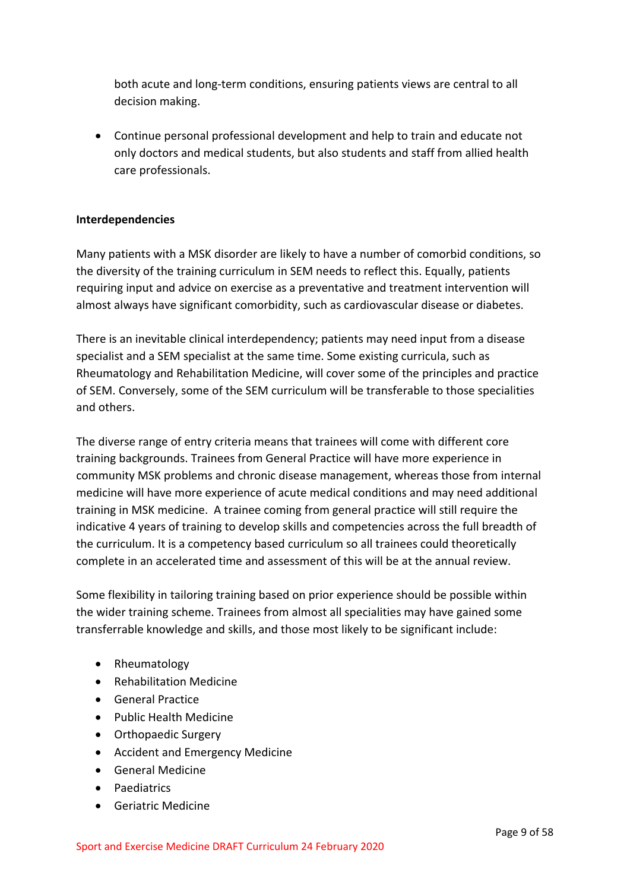both acute and long-term conditions, ensuring patients views are central to all decision making.

- Continue personal professional development and help to train and educate not only doctors and medical students, but also students and staff from allied health care professionals.

**Interdependencies**

Many patients with a MSK disorder are likely to have a number of comorbid conditions, so the diversity of the training curriculum in SEM needs to reflect this. Equally, patients requiring input and advice on exercise as a preventative and treatment intervention will almost always have significant comorbidity, such as cardiovascular disease or diabetes.

There is an inevitable clinical interdependency; patients may need input from a disease specialist and a SEM specialist at the same time. Some existing curricula, such as Rheumatology and Rehabilitation Medicine, will cover some of the principles and practice of SEM. Conversely, some of the SEM curriculum will be transferable to those specialities and others.

The diverse range of entry criteria means that trainees will come with different core training backgrounds. Trainees from General Practice will have more experience in community MSK problems and chronic disease management, whereas those from internal medicine will have more experience of acute medical conditions and may need additional training in MSK medicine. A trainee coming from general practice will still require the indicative 4 years of training to develop skills and competencies across the full breadth of the curriculum. It is a competency based curriculum so all trainees could theoretically complete in an accelerated time and assessment of this will be at the annual review.

Some flexibility in tailoring training based on prior experience should be possible within the wider training scheme. Trainees from almost all specialities may have gained some transferrable knowledge and skills, and those most likely to be significant include:

- Rheumatology
- Rehabilitation Medicine
- General Practice
- Public Health Medicine
- Orthopaedic Surgery
- Accident and Emergency Medicine
- General Medicine
- Paediatrics
- Geriatric Medicine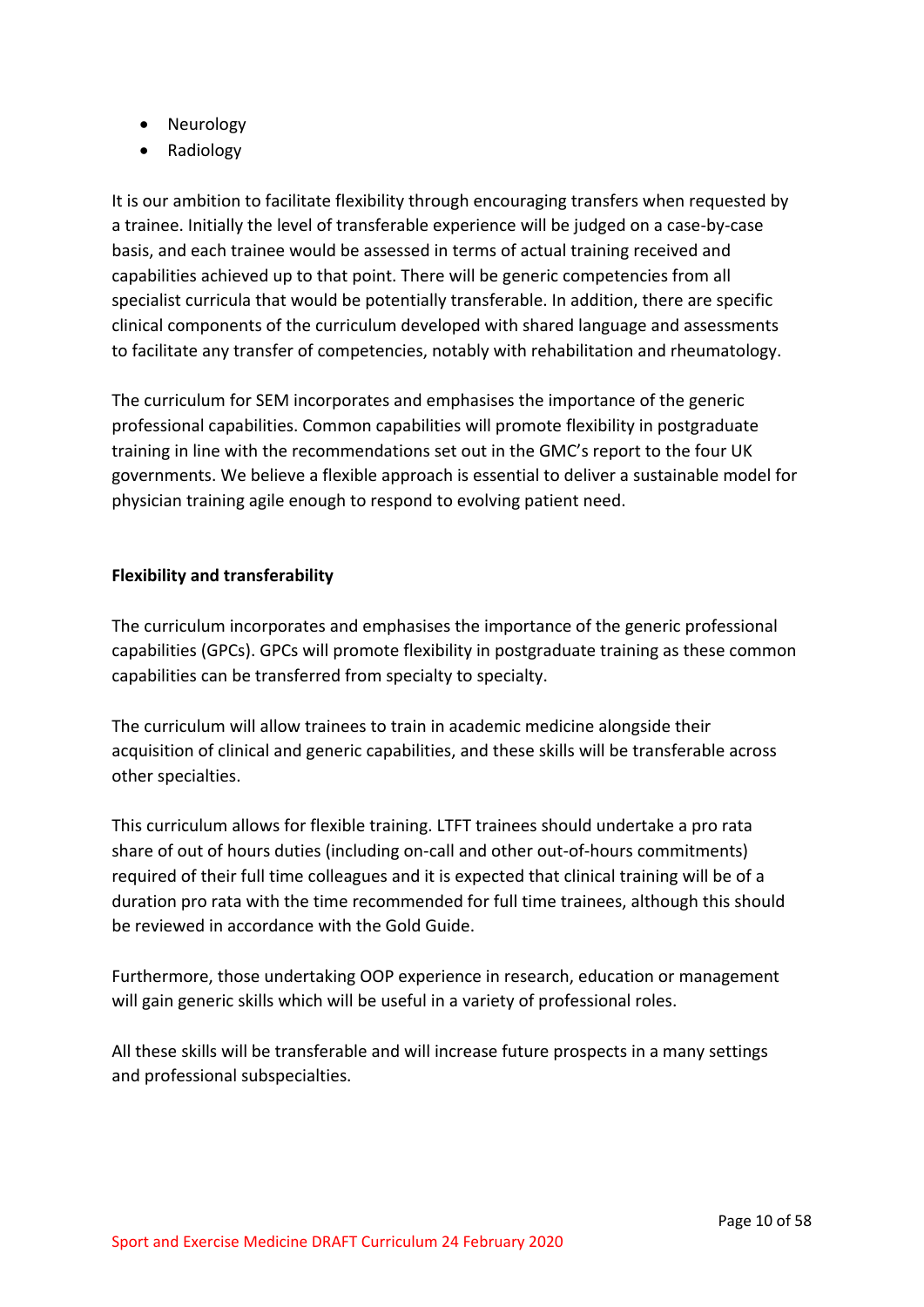- Neurology
- Radiology

It is our ambition to facilitate flexibility through encouraging transfers when requested by a trainee. Initially the level of transferable experience will be judged on a case-by-case basis, and each trainee would be assessed in terms of actual training received and capabilities achieved up to that point. There will be generic competencies from all specialist curricula that would be potentially transferable. In addition, there are specific clinical components of the curriculum developed with shared language and assessments to facilitate any transfer of competencies, notably with rehabilitation and rheumatology.

The curriculum for SEM incorporates and emphasises the importance of the generic professional capabilities. Common capabilities will promote flexibility in postgraduate training in line with the recommendations set out in the GMC's report to the four UK governments. We believe a flexible approach is essential to deliver a sustainable model for physician training agile enough to respond to evolving patient need.

**Flexibility and transferability**

The curriculum incorporates and emphasises the importance of the generic professional capabilities (GPCs). GPCs will promote flexibility in postgraduate training as these common capabilities can be transferred from specialty to specialty.

The curriculum will allow trainees to train in academic medicine alongside their acquisition of clinical and generic capabilities, and these skills will be transferable across other specialties.

This curriculum allows for flexible training. LTFT trainees should undertake a pro rata share of out of hours duties (including on-call and other out-of-hours commitments) required of their full time colleagues and it is expected that clinical training will be of a duration pro rata with the time recommended for full time trainees, although this should be reviewed in accordance with the Gold Guide.

Furthermore, those undertaking OOP experience in research, education or management will gain generic skills which will be useful in a variety of professional roles.

All these skills will be transferable and will increase future prospects in a many settings and professional subspecialties.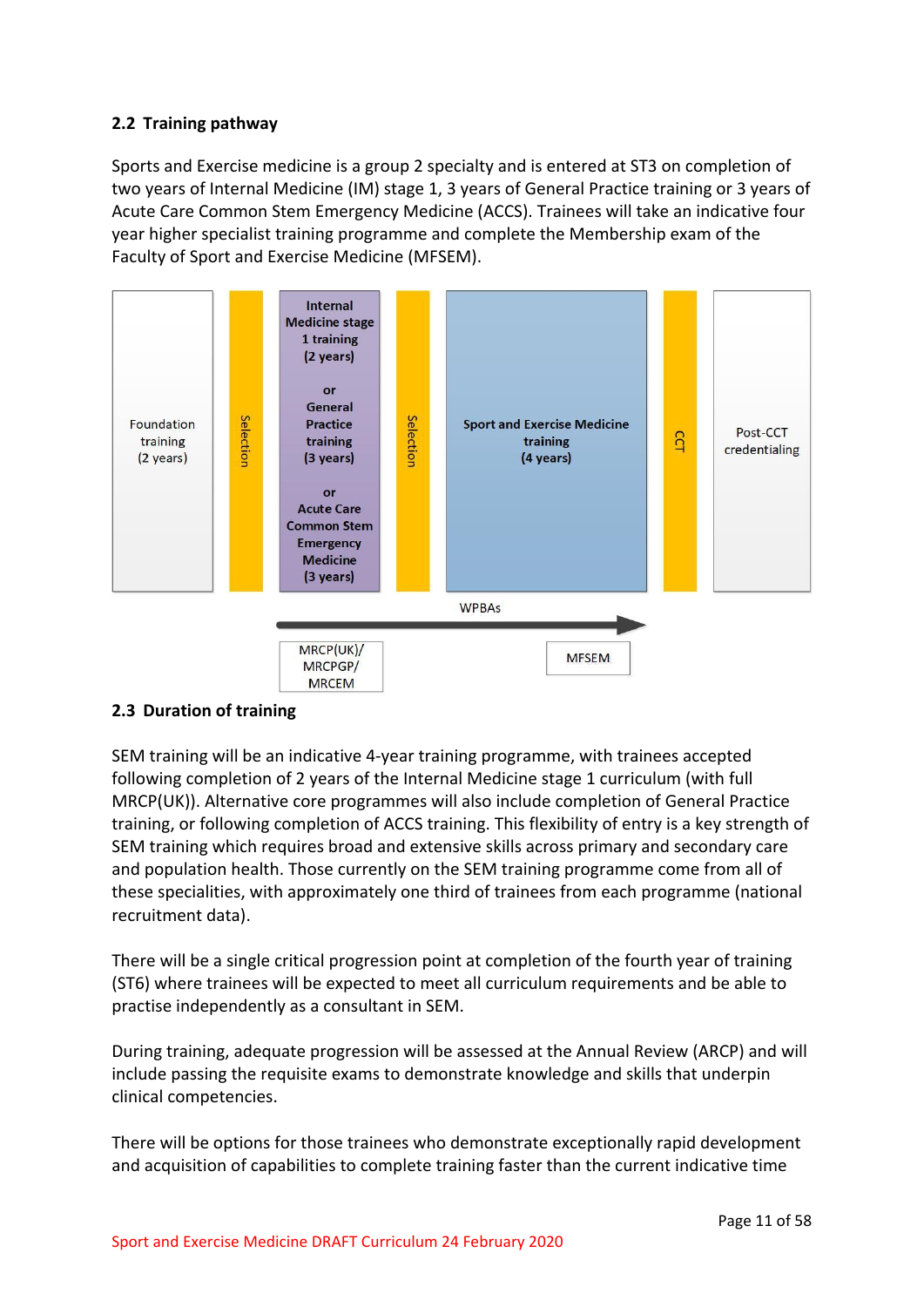### 2.2 Training pathway

Sports and Exercise medicine is a group 2 specialty and is entered at ST3 on completion of two years of Internal Medicine (IM) stage 1, 3 years of General Practice training or 3 years of Acute Care Common Stem Emergency Medicine (ACCS). Trainees will take an indicative four year higher specialist training programme and complete the Membership exam of the Faculty of Sport and Exercise Medicine (MFSEM).

| Foundation training (2 years) | Selection | **Internal Medicine stage 1 training (2 years) or General Practice training (3 years) or Acute Care Common Stem Emergency Medicine (3 years)** | Selection | **Sport and Exercise Medicine training (4 years)** | CCT | Post-CCT credentialing |
|---|---|---|---|---|---|---|
| | | MRCP(UK)/ MRCPGP/ MRCEM | | WPBAs → MFSEM | | |

### 2.3 Duration of training

SEM training will be an indicative 4-year training programme, with trainees accepted following completion of 2 years of the Internal Medicine stage 1 curriculum (with full MRCP(UK)). Alternative core programmes will also include completion of General Practice training, or following completion of ACCS training. This flexibility of entry is a key strength of SEM training which requires broad and extensive skills across primary and secondary care and population health. Those currently on the SEM training programme come from all of these specialities, with approximately one third of trainees from each programme (national recruitment data).

There will be a single critical progression point at completion of the fourth year of training (ST6) where trainees will be expected to meet all curriculum requirements and be able to practise independently as a consultant in SEM.

During training, adequate progression will be assessed at the Annual Review (ARCP) and will include passing the requisite exams to demonstrate knowledge and skills that underpin clinical competencies.

There will be options for those trainees who demonstrate exceptionally rapid development and acquisition of capabilities to complete training faster than the current indicative time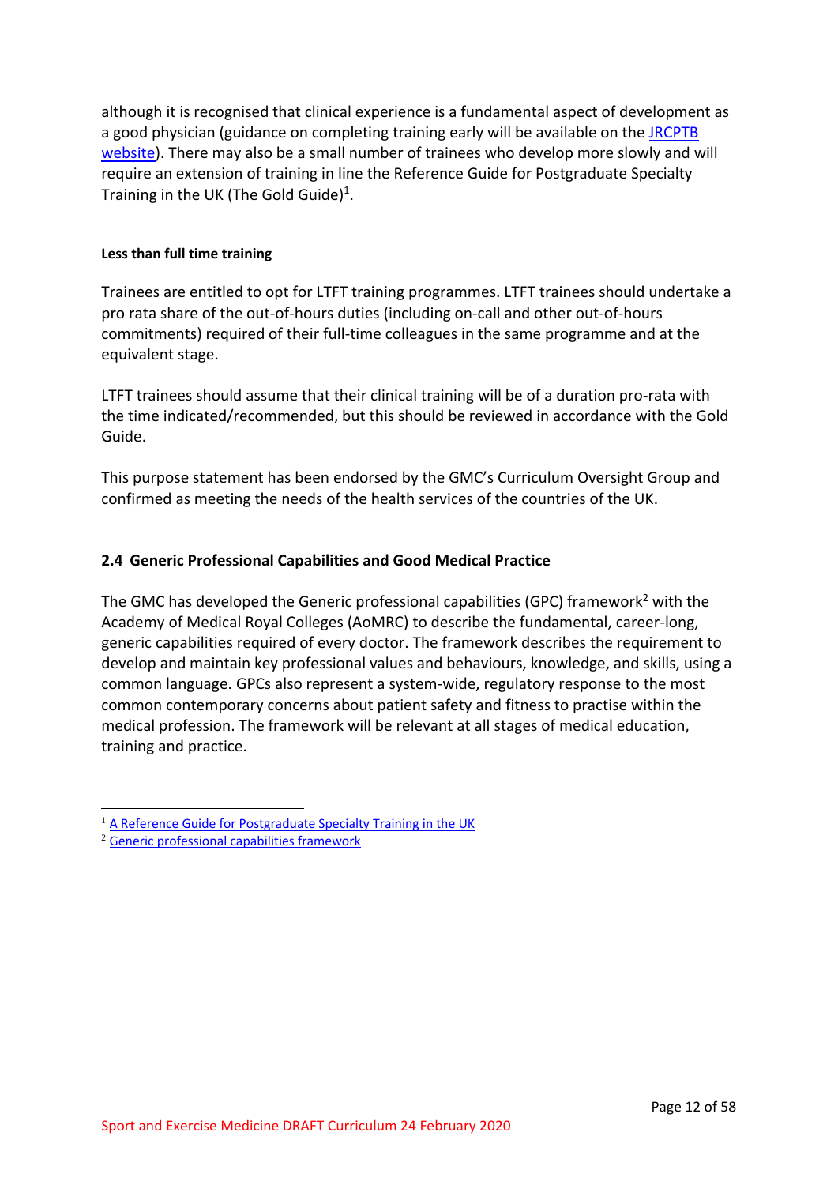although it is recognised that clinical experience is a fundamental aspect of development as a good physician (guidance on completing training early will be available on the [JRCPTB website](#)). There may also be a small number of trainees who develop more slowly and will require an extension of training in line the Reference Guide for Postgraduate Specialty Training in the UK (The Gold Guide)[1].

**Less than full time training**

Trainees are entitled to opt for LTFT training programmes. LTFT trainees should undertake a pro rata share of the out-of-hours duties (including on-call and other out-of-hours commitments) required of their full-time colleagues in the same programme and at the equivalent stage.

LTFT trainees should assume that their clinical training will be of a duration pro-rata with the time indicated/recommended, but this should be reviewed in accordance with the Gold Guide.

This purpose statement has been endorsed by the GMC's Curriculum Oversight Group and confirmed as meeting the needs of the health services of the countries of the UK.

## 2.4 Generic Professional Capabilities and Good Medical Practice

The GMC has developed the Generic professional capabilities (GPC) framework[2] with the Academy of Medical Royal Colleges (AoMRC) to describe the fundamental, career-long, generic capabilities required of every doctor. The framework describes the requirement to develop and maintain key professional values and behaviours, knowledge, and skills, using a common language. GPCs also represent a system-wide, regulatory response to the most common contemporary concerns about patient safety and fitness to practise within the medical profession. The framework will be relevant at all stages of medical education, training and practice.

---

[1] A Reference Guide for Postgraduate Specialty Training in the UK

[2] Generic professional capabilities framework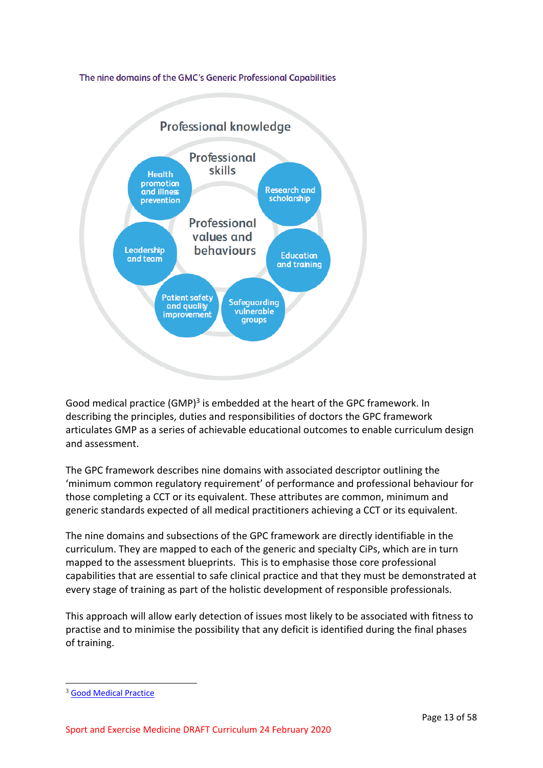The nine domains of the GMC's Generic Professional Capabilities

Professional knowledge

Professional skills

Professional values and behaviours

Health promotion and illness prevention

Research and scholarship

Leadership and team

Education and training

Patient safety and quality improvement

Safeguarding vulnerable groups

Good medical practice (GMP)[3] is embedded at the heart of the GPC framework. In describing the principles, duties and responsibilities of doctors the GPC framework articulates GMP as a series of achievable educational outcomes to enable curriculum design and assessment.

The GPC framework describes nine domains with associated descriptor outlining the 'minimum common regulatory requirement' of performance and professional behaviour for those completing a CCT or its equivalent. These attributes are common, minimum and generic standards expected of all medical practitioners achieving a CCT or its equivalent.

The nine domains and subsections of the GPC framework are directly identifiable in the curriculum. They are mapped to each of the generic and specialty CiPs, which are in turn mapped to the assessment blueprints. This is to emphasise those core professional capabilities that are essential to safe clinical practice and that they must be demonstrated at every stage of training as part of the holistic development of responsible professionals.

This approach will allow early detection of issues most likely to be associated with fitness to practise and to minimise the possibility that any deficit is identified during the final phases of training.

[3] Good Medical Practice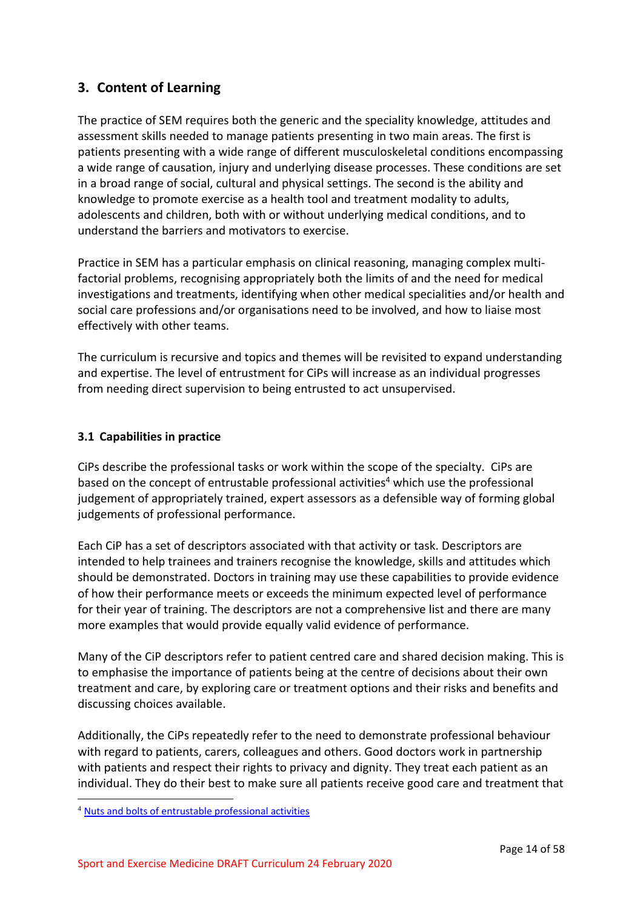## 3. Content of Learning

The practice of SEM requires both the generic and the speciality knowledge, attitudes and assessment skills needed to manage patients presenting in two main areas. The first is patients presenting with a wide range of different musculoskeletal conditions encompassing a wide range of causation, injury and underlying disease processes. These conditions are set in a broad range of social, cultural and physical settings. The second is the ability and knowledge to promote exercise as a health tool and treatment modality to adults, adolescents and children, both with or without underlying medical conditions, and to understand the barriers and motivators to exercise.

Practice in SEM has a particular emphasis on clinical reasoning, managing complex multi-factorial problems, recognising appropriately both the limits of and the need for medical investigations and treatments, identifying when other medical specialities and/or health and social care professions and/or organisations need to be involved, and how to liaise most effectively with other teams.

The curriculum is recursive and topics and themes will be revisited to expand understanding and expertise. The level of entrustment for CiPs will increase as an individual progresses from needing direct supervision to being entrusted to act unsupervised.

### 3.1 Capabilities in practice

CiPs describe the professional tasks or work within the scope of the specialty. CiPs are based on the concept of entrustable professional activities[4] which use the professional judgement of appropriately trained, expert assessors as a defensible way of forming global judgements of professional performance.

Each CiP has a set of descriptors associated with that activity or task. Descriptors are intended to help trainees and trainers recognise the knowledge, skills and attitudes which should be demonstrated. Doctors in training may use these capabilities to provide evidence of how their performance meets or exceeds the minimum expected level of performance for their year of training. The descriptors are not a comprehensive list and there are many more examples that would provide equally valid evidence of performance.

Many of the CiP descriptors refer to patient centred care and shared decision making. This is to emphasise the importance of patients being at the centre of decisions about their own treatment and care, by exploring care or treatment options and their risks and benefits and discussing choices available.

Additionally, the CiPs repeatedly refer to the need to demonstrate professional behaviour with regard to patients, carers, colleagues and others. Good doctors work in partnership with patients and respect their rights to privacy and dignity. They treat each patient as an individual. They do their best to make sure all patients receive good care and treatment that

[4] Nuts and bolts of entrustable professional activities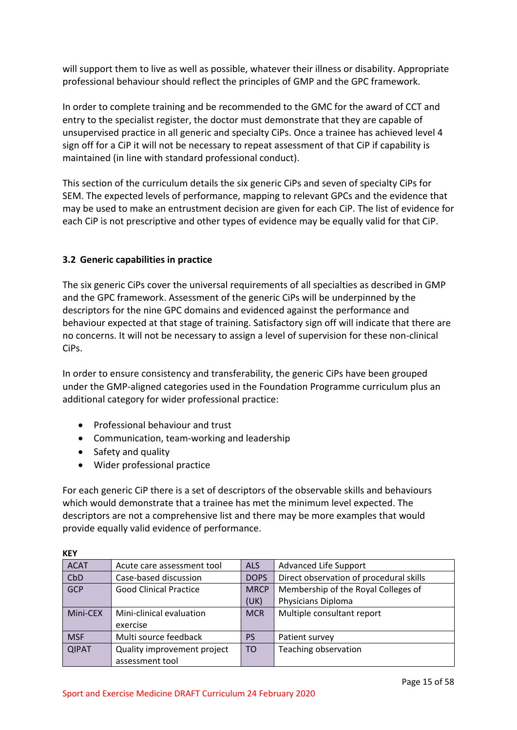will support them to live as well as possible, whatever their illness or disability. Appropriate professional behaviour should reflect the principles of GMP and the GPC framework.

In order to complete training and be recommended to the GMC for the award of CCT and entry to the specialist register, the doctor must demonstrate that they are capable of unsupervised practice in all generic and specialty CiPs. Once a trainee has achieved level 4 sign off for a CiP it will not be necessary to repeat assessment of that CiP if capability is maintained (in line with standard professional conduct).

This section of the curriculum details the six generic CiPs and seven of specialty CiPs for SEM. The expected levels of performance, mapping to relevant GPCs and the evidence that may be used to make an entrustment decision are given for each CiP. The list of evidence for each CiP is not prescriptive and other types of evidence may be equally valid for that CiP.

### 3.2 Generic capabilities in practice

The six generic CiPs cover the universal requirements of all specialties as described in GMP and the GPC framework. Assessment of the generic CiPs will be underpinned by the descriptors for the nine GPC domains and evidenced against the performance and behaviour expected at that stage of training. Satisfactory sign off will indicate that there are no concerns. It will not be necessary to assign a level of supervision for these non-clinical CiPs.

In order to ensure consistency and transferability, the generic CiPs have been grouped under the GMP-aligned categories used in the Foundation Programme curriculum plus an additional category for wider professional practice:

- Professional behaviour and trust
- Communication, team-working and leadership
- Safety and quality
- Wider professional practice

For each generic CiP there is a set of descriptors of the observable skills and behaviours which would demonstrate that a trainee has met the minimum level expected. The descriptors are not a comprehensive list and there may be more examples that would provide equally valid evidence of performance.

**KEY**

| | | | |
|---|---|---|---|
| ACAT | Acute care assessment tool | ALS | Advanced Life Support |
| CbD | Case-based discussion | DOPS | Direct observation of procedural skills |
| GCP | Good Clinical Practice | MRCP (UK) | Membership of the Royal Colleges of Physicians Diploma |
| Mini-CEX | Mini-clinical evaluation exercise | MCR | Multiple consultant report |
| MSF | Multi source feedback | PS | Patient survey |
| QIPAT | Quality improvement project assessment tool | TO | Teaching observation |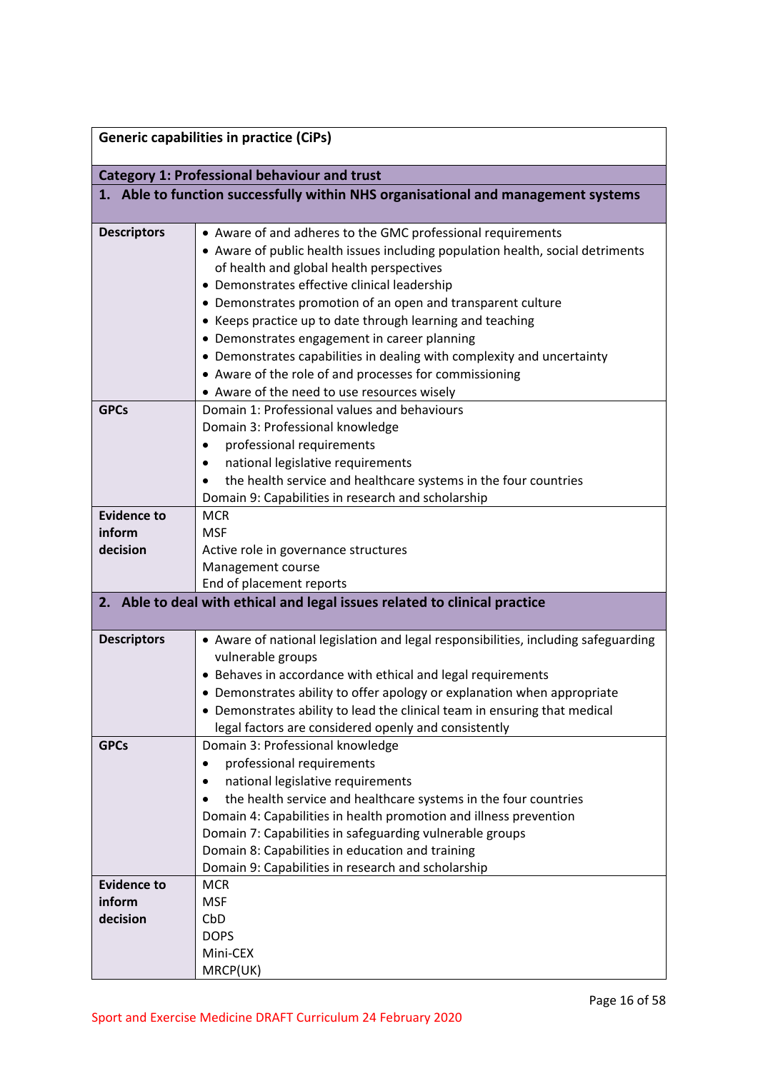| Generic capabilities in practice (CiPs) | |
|---|---|
| **Category 1: Professional behaviour and trust** | |
| **1. Able to function successfully within NHS organisational and management systems** | |
| **Descriptors** | • Aware of and adheres to the GMC professional requirements<br>• Aware of public health issues including population health, social detriments of health and global health perspectives<br>• Demonstrates effective clinical leadership<br>• Demonstrates promotion of an open and transparent culture<br>• Keeps practice up to date through learning and teaching<br>• Demonstrates engagement in career planning<br>• Demonstrates capabilities in dealing with complexity and uncertainty<br>• Aware of the role of and processes for commissioning<br>• Aware of the need to use resources wisely |
| **GPCs** | Domain 1: Professional values and behaviours<br>Domain 3: Professional knowledge<br>• professional requirements<br>• national legislative requirements<br>• the health service and healthcare systems in the four countries<br>Domain 9: Capabilities in research and scholarship |
| **Evidence to inform decision** | MCR<br>MSF<br>Active role in governance structures<br>Management course<br>End of placement reports |
| **2. Able to deal with ethical and legal issues related to clinical practice** | |
| **Descriptors** | • Aware of national legislation and legal responsibilities, including safeguarding vulnerable groups<br>• Behaves in accordance with ethical and legal requirements<br>• Demonstrates ability to offer apology or explanation when appropriate<br>• Demonstrates ability to lead the clinical team in ensuring that medical legal factors are considered openly and consistently |
| **GPCs** | Domain 3: Professional knowledge<br>• professional requirements<br>• national legislative requirements<br>• the health service and healthcare systems in the four countries<br>Domain 4: Capabilities in health promotion and illness prevention<br>Domain 7: Capabilities in safeguarding vulnerable groups<br>Domain 8: Capabilities in education and training<br>Domain 9: Capabilities in research and scholarship |
| **Evidence to inform decision** | MCR<br>MSF<br>CbD<br>DOPS<br>Mini-CEX<br>MRCP(UK) |

Sport and Exercise Medicine DRAFT Curriculum 24 February 2020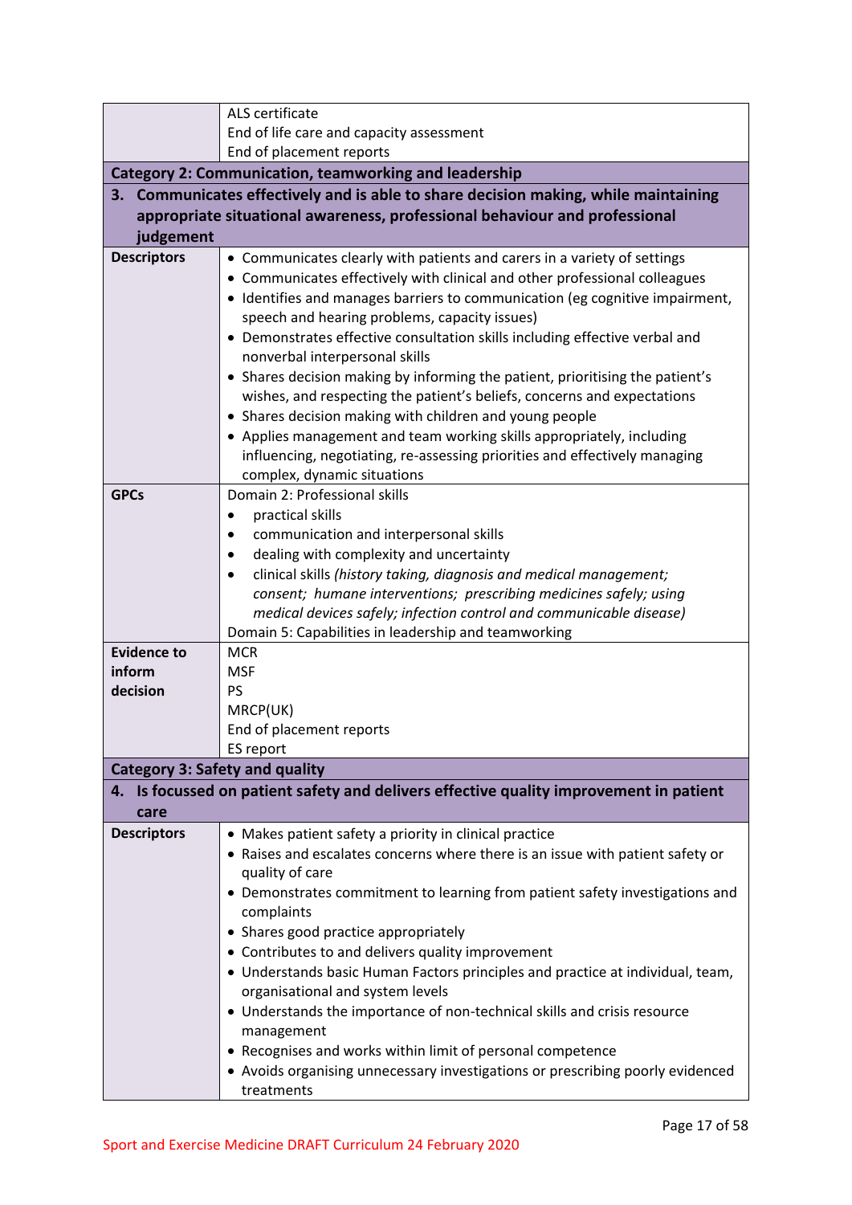| | |
|---|---|
| | ALS certificate<br>End of life care and capacity assessment<br>End of placement reports |
| **Category 2: Communication, teamworking and leadership** | |
| **3. Communicates effectively and is able to share decision making, while maintaining appropriate situational awareness, professional behaviour and professional judgement** | |
| **Descriptors** | • Communicates clearly with patients and carers in a variety of settings<br>• Communicates effectively with clinical and other professional colleagues<br>• Identifies and manages barriers to communication (eg cognitive impairment, speech and hearing problems, capacity issues)<br>• Demonstrates effective consultation skills including effective verbal and nonverbal interpersonal skills<br>• Shares decision making by informing the patient, prioritising the patient's wishes, and respecting the patient's beliefs, concerns and expectations<br>• Shares decision making with children and young people<br>• Applies management and team working skills appropriately, including influencing, negotiating, re-assessing priorities and effectively managing complex, dynamic situations |
| **GPCs** | Domain 2: Professional skills<br>• practical skills<br>• communication and interpersonal skills<br>• dealing with complexity and uncertainty<br>• clinical skills *(history taking, diagnosis and medical management; consent; humane interventions; prescribing medicines safely; using medical devices safely; infection control and communicable disease)*<br>Domain 5: Capabilities in leadership and teamworking |
| **Evidence to inform decision** | MCR<br>MSF<br>PS<br>MRCP(UK)<br>End of placement reports<br>ES report |
| **Category 3: Safety and quality** | |
| **4. Is focussed on patient safety and delivers effective quality improvement in patient care** | |
| **Descriptors** | • Makes patient safety a priority in clinical practice<br>• Raises and escalates concerns where there is an issue with patient safety or quality of care<br>• Demonstrates commitment to learning from patient safety investigations and complaints<br>• Shares good practice appropriately<br>• Contributes to and delivers quality improvement<br>• Understands basic Human Factors principles and practice at individual, team, organisational and system levels<br>• Understands the importance of non-technical skills and crisis resource management<br>• Recognises and works within limit of personal competence<br>• Avoids organising unnecessary investigations or prescribing poorly evidenced treatments |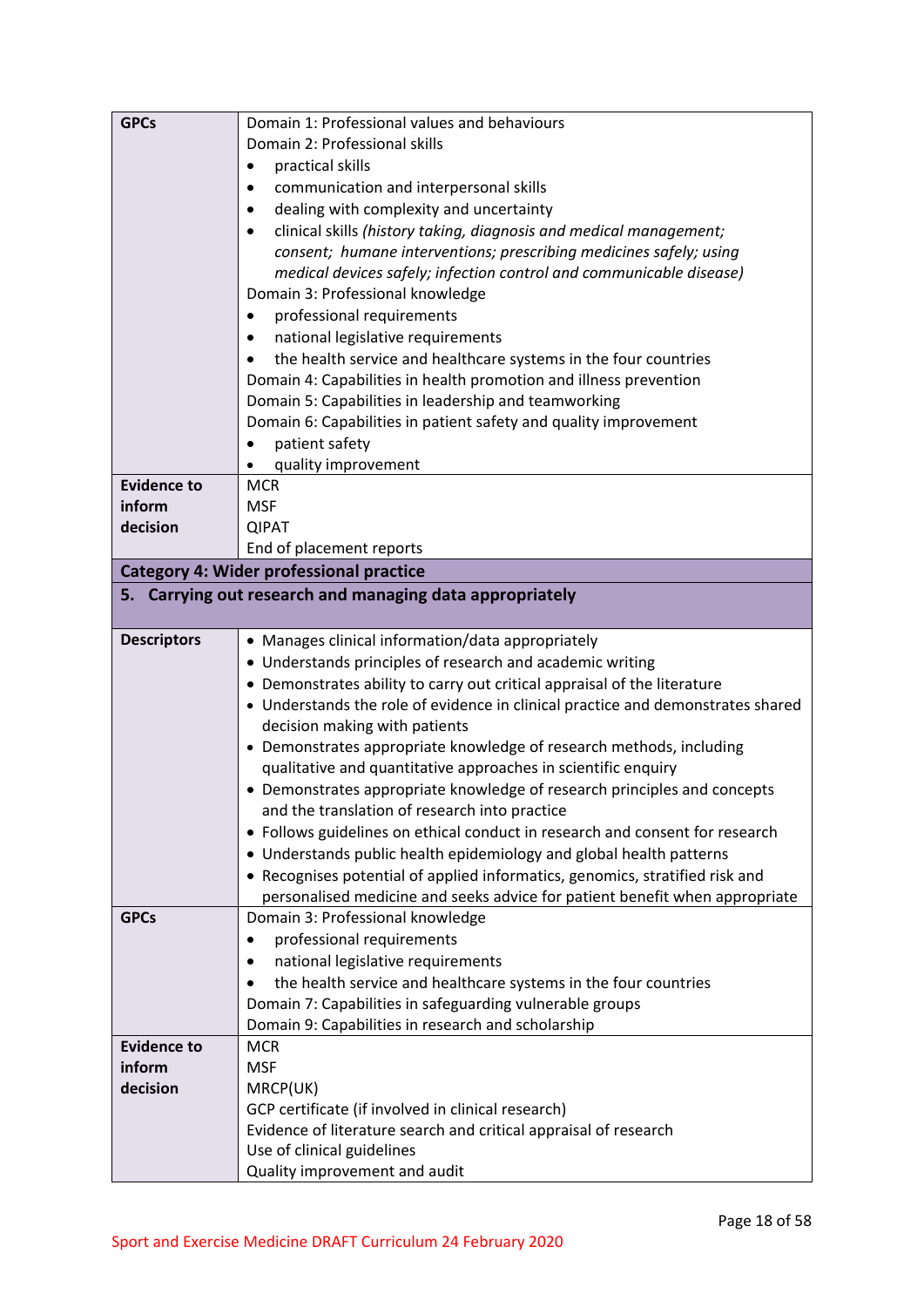| | |
|---|---|
| **GPCs** | Domain 1: Professional values and behaviours<br>Domain 2: Professional skills<br>• practical skills<br>• communication and interpersonal skills<br>• dealing with complexity and uncertainty<br>• clinical skills *(history taking, diagnosis and medical management; consent; humane interventions; prescribing medicines safely; using medical devices safely; infection control and communicable disease)*<br>Domain 3: Professional knowledge<br>• professional requirements<br>• national legislative requirements<br>• the health service and healthcare systems in the four countries<br>Domain 4: Capabilities in health promotion and illness prevention<br>Domain 5: Capabilities in leadership and teamworking<br>Domain 6: Capabilities in patient safety and quality improvement<br>• patient safety<br>• quality improvement |
| **Evidence to inform decision** | MCR<br>MSF<br>QIPAT<br>End of placement reports |

| | |
|---|---|
| **Category 4: Wider professional practice** | |
| **5. Carrying out research and managing data appropriately** | |
| **Descriptors** | • Manages clinical information/data appropriately<br>• Understands principles of research and academic writing<br>• Demonstrates ability to carry out critical appraisal of the literature<br>• Understands the role of evidence in clinical practice and demonstrates shared decision making with patients<br>• Demonstrates appropriate knowledge of research methods, including qualitative and quantitative approaches in scientific enquiry<br>• Demonstrates appropriate knowledge of research principles and concepts and the translation of research into practice<br>• Follows guidelines on ethical conduct in research and consent for research<br>• Understands public health epidemiology and global health patterns<br>• Recognises potential of applied informatics, genomics, stratified risk and personalised medicine and seeks advice for patient benefit when appropriate |
| **GPCs** | Domain 3: Professional knowledge<br>• professional requirements<br>• national legislative requirements<br>• the health service and healthcare systems in the four countries<br>Domain 7: Capabilities in safeguarding vulnerable groups<br>Domain 9: Capabilities in research and scholarship |
| **Evidence to inform decision** | MCR<br>MSF<br>MRCP(UK)<br>GCP certificate (if involved in clinical research)<br>Evidence of literature search and critical appraisal of research<br>Use of clinical guidelines<br>Quality improvement and audit |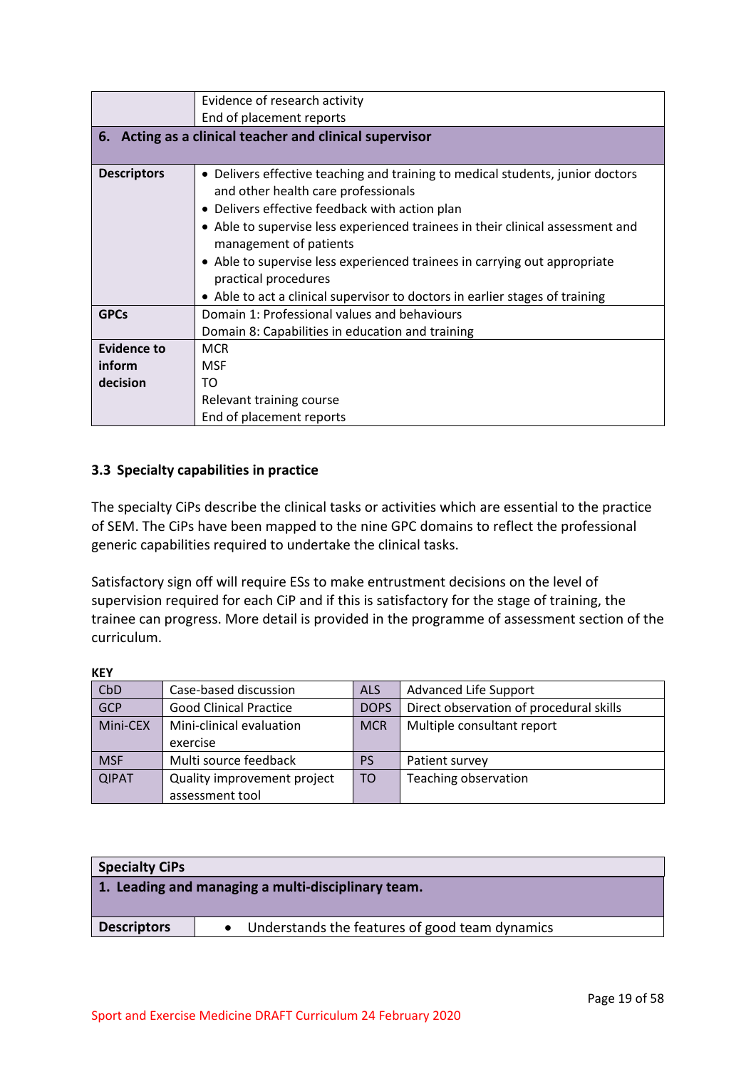| | |
|---|---|
| | Evidence of research activity<br>End of placement reports |
| **6. Acting as a clinical teacher and clinical supervisor** | |
| **Descriptors** | • Delivers effective teaching and training to medical students, junior doctors and other health care professionals<br>• Delivers effective feedback with action plan<br>• Able to supervise less experienced trainees in their clinical assessment and management of patients<br>• Able to supervise less experienced trainees in carrying out appropriate practical procedures<br>• Able to act a clinical supervisor to doctors in earlier stages of training |
| **GPCs** | Domain 1: Professional values and behaviours<br>Domain 8: Capabilities in education and training |
| **Evidence to inform decision** | MCR<br>MSF<br>TO<br>Relevant training course<br>End of placement reports |

### 3.3 Specialty capabilities in practice

The specialty CiPs describe the clinical tasks or activities which are essential to the practice of SEM. The CiPs have been mapped to the nine GPC domains to reflect the professional generic capabilities required to undertake the clinical tasks.

Satisfactory sign off will require ESs to make entrustment decisions on the level of supervision required for each CiP and if this is satisfactory for the stage of training, the trainee can progress. More detail is provided in the programme of assessment section of the curriculum.

**KEY**

| | | | |
|---|---|---|---|
| CbD | Case-based discussion | ALS | Advanced Life Support |
| GCP | Good Clinical Practice | DOPS | Direct observation of procedural skills |
| Mini-CEX | Mini-clinical evaluation exercise | MCR | Multiple consultant report |
| MSF | Multi source feedback | PS | Patient survey |
| QIPAT | Quality improvement project assessment tool | TO | Teaching observation |

| **Specialty CiPs** | |
|---|---|
| **1. Leading and managing a multi-disciplinary team.** | |
| **Descriptors** | • Understands the features of good team dynamics |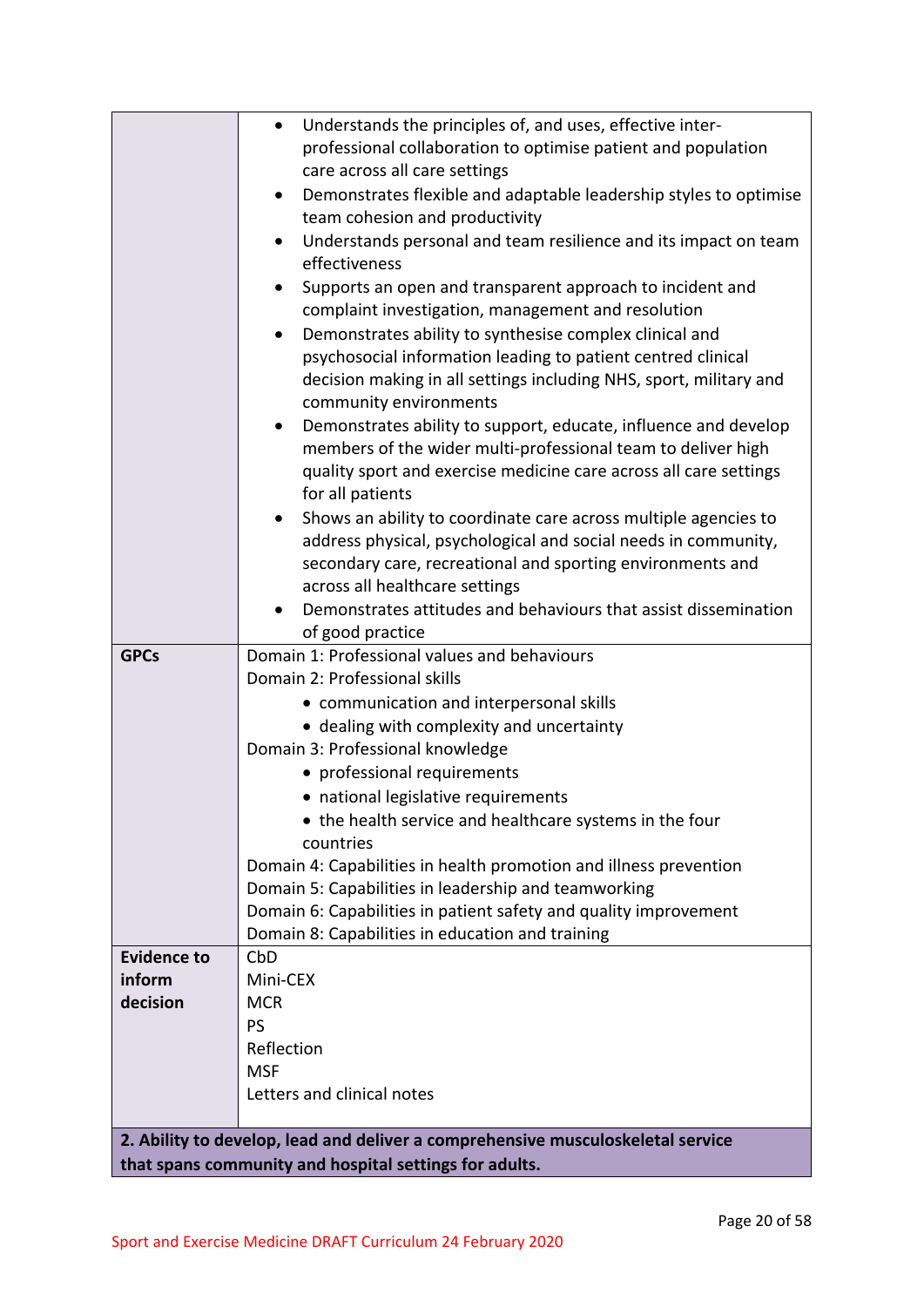| | |
|---|---|
| | • Understands the principles of, and uses, effective inter-professional collaboration to optimise patient and population care across all care settings<br>• Demonstrates flexible and adaptable leadership styles to optimise team cohesion and productivity<br>• Understands personal and team resilience and its impact on team effectiveness<br>• Supports an open and transparent approach to incident and complaint investigation, management and resolution<br>• Demonstrates ability to synthesise complex clinical and psychosocial information leading to patient centred clinical decision making in all settings including NHS, sport, military and community environments<br>• Demonstrates ability to support, educate, influence and develop members of the wider multi-professional team to deliver high quality sport and exercise medicine care across all care settings for all patients<br>• Shows an ability to coordinate care across multiple agencies to address physical, psychological and social needs in community, secondary care, recreational and sporting environments and across all healthcare settings<br>• Demonstrates attitudes and behaviours that assist dissemination of good practice |
| **GPCs** | Domain 1: Professional values and behaviours<br>Domain 2: Professional skills<br>• communication and interpersonal skills<br>• dealing with complexity and uncertainty<br>Domain 3: Professional knowledge<br>• professional requirements<br>• national legislative requirements<br>• the health service and healthcare systems in the four countries<br>Domain 4: Capabilities in health promotion and illness prevention<br>Domain 5: Capabilities in leadership and teamworking<br>Domain 6: Capabilities in patient safety and quality improvement<br>Domain 8: Capabilities in education and training |
| **Evidence to inform decision** | CbD<br>Mini-CEX<br>MCR<br>PS<br>Reflection<br>MSF<br>Letters and clinical notes |

**2. Ability to develop, lead and deliver a comprehensive musculoskeletal service that spans community and hospital settings for adults.**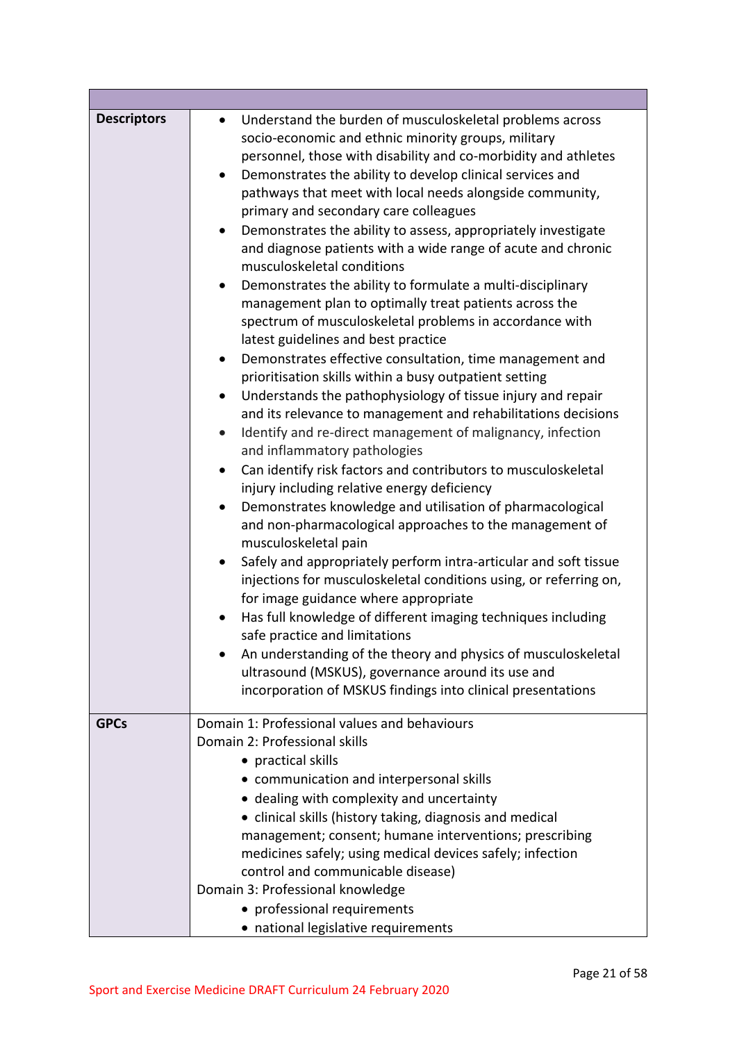| | |
|---|---|
| **Descriptors** | • Understand the burden of musculoskeletal problems across socio-economic and ethnic minority groups, military personnel, those with disability and co-morbidity and athletes<br>• Demonstrates the ability to develop clinical services and pathways that meet with local needs alongside community, primary and secondary care colleagues<br>• Demonstrates the ability to assess, appropriately investigate and diagnose patients with a wide range of acute and chronic musculoskeletal conditions<br>• Demonstrates the ability to formulate a multi-disciplinary management plan to optimally treat patients across the spectrum of musculoskeletal problems in accordance with latest guidelines and best practice<br>• Demonstrates effective consultation, time management and prioritisation skills within a busy outpatient setting<br>• Understands the pathophysiology of tissue injury and repair and its relevance to management and rehabilitations decisions<br>• Identify and re-direct management of malignancy, infection and inflammatory pathologies<br>• Can identify risk factors and contributors to musculoskeletal injury including relative energy deficiency<br>• Demonstrates knowledge and utilisation of pharmacological and non-pharmacological approaches to the management of musculoskeletal pain<br>• Safely and appropriately perform intra-articular and soft tissue injections for musculoskeletal conditions using, or referring on, for image guidance where appropriate<br>• Has full knowledge of different imaging techniques including safe practice and limitations<br>• An understanding of the theory and physics of musculoskeletal ultrasound (MSKUS), governance around its use and incorporation of MSKUS findings into clinical presentations |
| **GPCs** | Domain 1: Professional values and behaviours<br>Domain 2: Professional skills<br>• practical skills<br>• communication and interpersonal skills<br>• dealing with complexity and uncertainty<br>• clinical skills (history taking, diagnosis and medical management; consent; humane interventions; prescribing medicines safely; using medical devices safely; infection control and communicable disease)<br>Domain 3: Professional knowledge<br>• professional requirements<br>• national legislative requirements |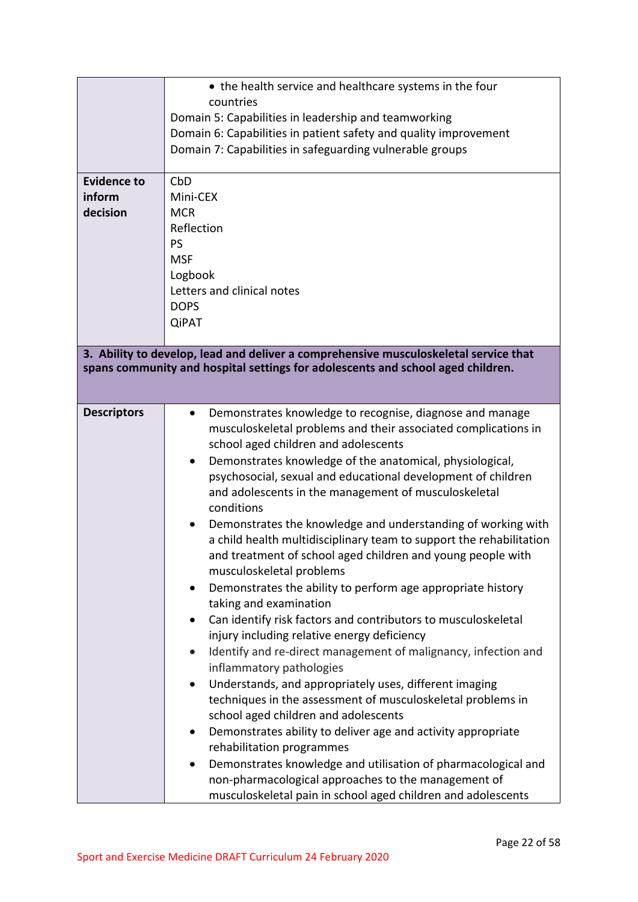|  |  |
|---|---|
|  | • the health service and healthcare systems in the four countries<br>Domain 5: Capabilities in leadership and teamworking<br>Domain 6: Capabilities in patient safety and quality improvement<br>Domain 7: Capabilities in safeguarding vulnerable groups |
| **Evidence to inform decision** | CbD<br>Mini-CEX<br>MCR<br>Reflection<br>PS<br>MSF<br>Logbook<br>Letters and clinical notes<br>DOPS<br>QiPAT |
| **3. Ability to develop, lead and deliver a comprehensive musculoskeletal service that spans community and hospital settings for adolescents and school aged children.** | |
| **Descriptors** | • Demonstrates knowledge to recognise, diagnose and manage musculoskeletal problems and their associated complications in school aged children and adolescents<br>• Demonstrates knowledge of the anatomical, physiological, psychosocial, sexual and educational development of children and adolescents in the management of musculoskeletal conditions<br>• Demonstrates the knowledge and understanding of working with a child health multidisciplinary team to support the rehabilitation and treatment of school aged children and young people with musculoskeletal problems<br>• Demonstrates the ability to perform age appropriate history taking and examination<br>• Can identify risk factors and contributors to musculoskeletal injury including relative energy deficiency<br>• Identify and re-direct management of malignancy, infection and inflammatory pathologies<br>• Understands, and appropriately uses, different imaging techniques in the assessment of musculoskeletal problems in school aged children and adolescents<br>• Demonstrates ability to deliver age and activity appropriate rehabilitation programmes<br>• Demonstrates knowledge and utilisation of pharmacological and non-pharmacological approaches to the management of musculoskeletal pain in school aged children and adolescents |

Sport and Exercise Medicine DRAFT Curriculum 24 February 2020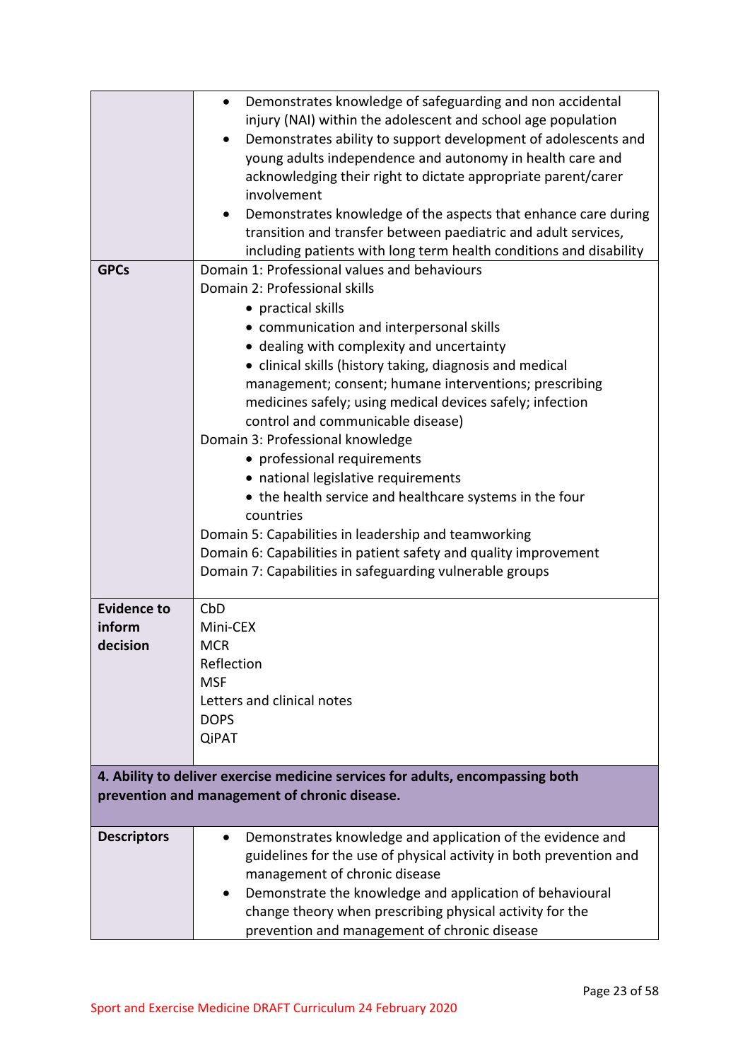| | |
|---|---|
| | • Demonstrates knowledge of safeguarding and non accidental injury (NAI) within the adolescent and school age population<br>• Demonstrates ability to support development of adolescents and young adults independence and autonomy in health care and acknowledging their right to dictate appropriate parent/carer involvement<br>• Demonstrates knowledge of the aspects that enhance care during transition and transfer between paediatric and adult services, including patients with long term health conditions and disability |
| **GPCs** | Domain 1: Professional values and behaviours<br>Domain 2: Professional skills<br>• practical skills<br>• communication and interpersonal skills<br>• dealing with complexity and uncertainty<br>• clinical skills (history taking, diagnosis and medical management; consent; humane interventions; prescribing medicines safely; using medical devices safely; infection control and communicable disease)<br>Domain 3: Professional knowledge<br>• professional requirements<br>• national legislative requirements<br>• the health service and healthcare systems in the four countries<br>Domain 5: Capabilities in leadership and teamworking<br>Domain 6: Capabilities in patient safety and quality improvement<br>Domain 7: Capabilities in safeguarding vulnerable groups |
| **Evidence to inform decision** | CbD<br>Mini-CEX<br>MCR<br>Reflection<br>MSF<br>Letters and clinical notes<br>DOPS<br>QiPAT |
| **4. Ability to deliver exercise medicine services for adults, encompassing both prevention and management of chronic disease.** | |
| **Descriptors** | • Demonstrates knowledge and application of the evidence and guidelines for the use of physical activity in both prevention and management of chronic disease<br>• Demonstrate the knowledge and application of behavioural change theory when prescribing physical activity for the prevention and management of chronic disease |

Sport and Exercise Medicine DRAFT Curriculum 24 February 2020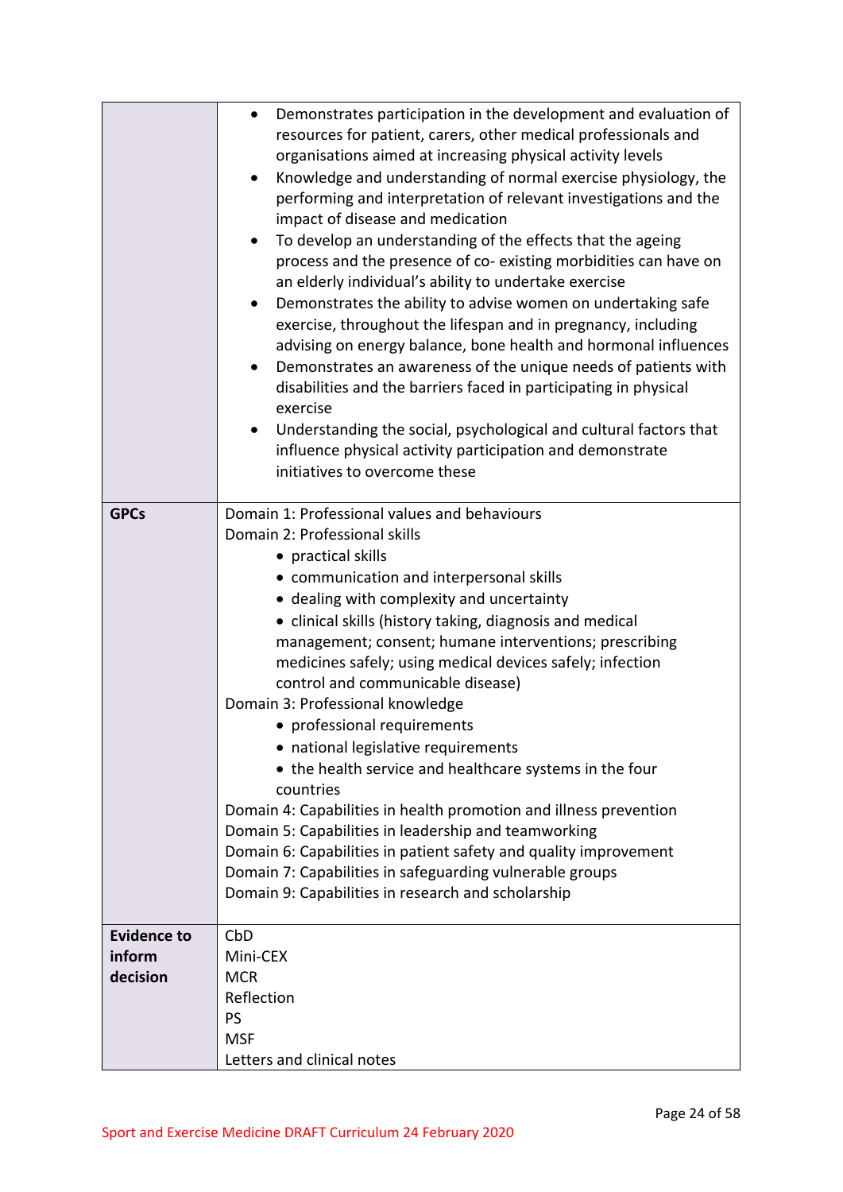| | |
|---|---|
| | • Demonstrates participation in the development and evaluation of resources for patient, carers, other medical professionals and organisations aimed at increasing physical activity levels<br>• Knowledge and understanding of normal exercise physiology, the performing and interpretation of relevant investigations and the impact of disease and medication<br>• To develop an understanding of the effects that the ageing process and the presence of co- existing morbidities can have on an elderly individual's ability to undertake exercise<br>• Demonstrates the ability to advise women on undertaking safe exercise, throughout the lifespan and in pregnancy, including advising on energy balance, bone health and hormonal influences<br>• Demonstrates an awareness of the unique needs of patients with disabilities and the barriers faced in participating in physical exercise<br>• Understanding the social, psychological and cultural factors that influence physical activity participation and demonstrate initiatives to overcome these |
| **GPCs** | Domain 1: Professional values and behaviours<br>Domain 2: Professional skills<br>• practical skills<br>• communication and interpersonal skills<br>• dealing with complexity and uncertainty<br>• clinical skills (history taking, diagnosis and medical management; consent; humane interventions; prescribing medicines safely; using medical devices safely; infection control and communicable disease)<br>Domain 3: Professional knowledge<br>• professional requirements<br>• national legislative requirements<br>• the health service and healthcare systems in the four countries<br>Domain 4: Capabilities in health promotion and illness prevention<br>Domain 5: Capabilities in leadership and teamworking<br>Domain 6: Capabilities in patient safety and quality improvement<br>Domain 7: Capabilities in safeguarding vulnerable groups<br>Domain 9: Capabilities in research and scholarship |
| **Evidence to inform decision** | CbD<br>Mini-CEX<br>MCR<br>Reflection<br>PS<br>MSF<br>Letters and clinical notes |

Sport and Exercise Medicine DRAFT Curriculum 24 February 2020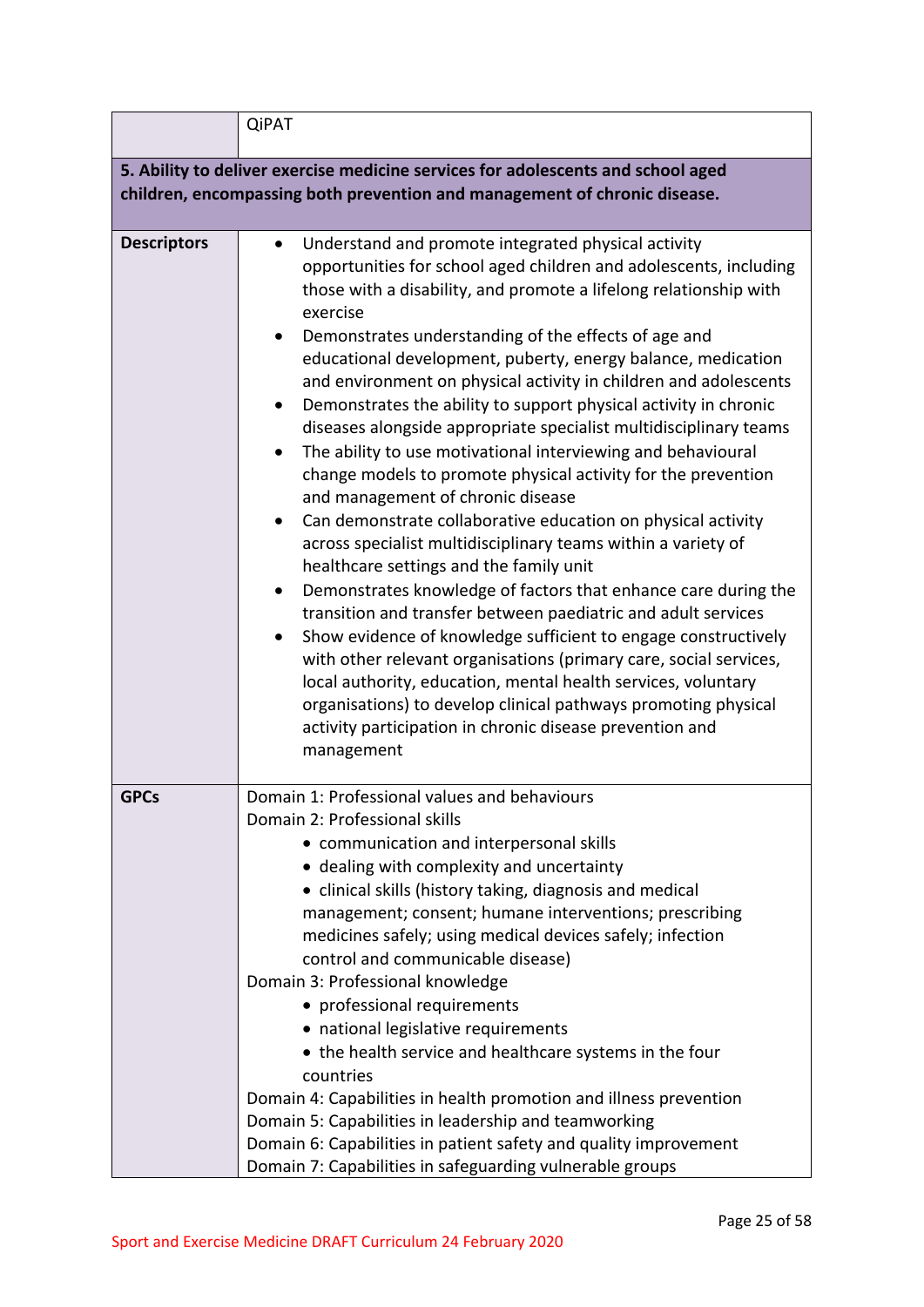| | QiPAT |
|---|---|
| **5. Ability to deliver exercise medicine services for adolescents and school aged children, encompassing both prevention and management of chronic disease.** | |
| **Descriptors** | • Understand and promote integrated physical activity opportunities for school aged children and adolescents, including those with a disability, and promote a lifelong relationship with exercise<br>• Demonstrates understanding of the effects of age and educational development, puberty, energy balance, medication and environment on physical activity in children and adolescents<br>• Demonstrates the ability to support physical activity in chronic diseases alongside appropriate specialist multidisciplinary teams<br>• The ability to use motivational interviewing and behavioural change models to promote physical activity for the prevention and management of chronic disease<br>• Can demonstrate collaborative education on physical activity across specialist multidisciplinary teams within a variety of healthcare settings and the family unit<br>• Demonstrates knowledge of factors that enhance care during the transition and transfer between paediatric and adult services<br>• Show evidence of knowledge sufficient to engage constructively with other relevant organisations (primary care, social services, local authority, education, mental health services, voluntary organisations) to develop clinical pathways promoting physical activity participation in chronic disease prevention and management |
| **GPCs** | Domain 1: Professional values and behaviours<br>Domain 2: Professional skills<br>• communication and interpersonal skills<br>• dealing with complexity and uncertainty<br>• clinical skills (history taking, diagnosis and medical management; consent; humane interventions; prescribing medicines safely; using medical devices safely; infection control and communicable disease)<br>Domain 3: Professional knowledge<br>• professional requirements<br>• national legislative requirements<br>• the health service and healthcare systems in the four countries<br>Domain 4: Capabilities in health promotion and illness prevention<br>Domain 5: Capabilities in leadership and teamworking<br>Domain 6: Capabilities in patient safety and quality improvement<br>Domain 7: Capabilities in safeguarding vulnerable groups |

Sport and Exercise Medicine DRAFT Curriculum 24 February 2020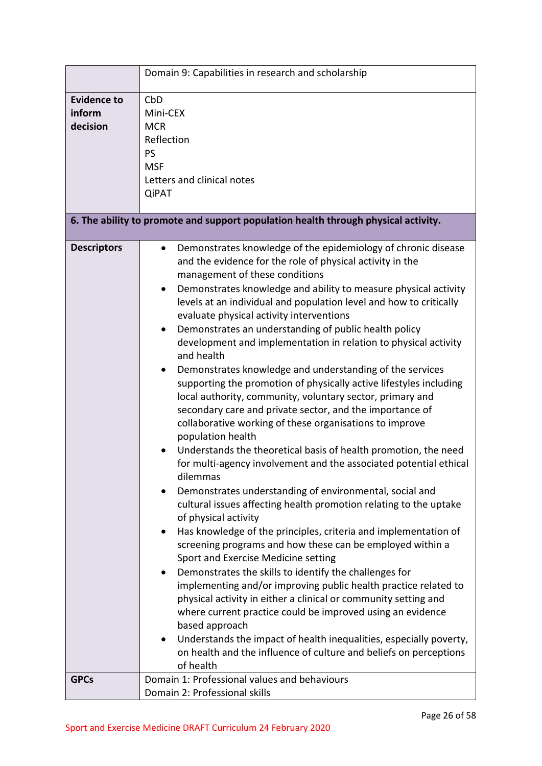| | Domain 9: Capabilities in research and scholarship |
|---|---|
| **Evidence to inform decision** | CbD<br>Mini-CEX<br>MCR<br>Reflection<br>PS<br>MSF<br>Letters and clinical notes<br>QiPAT |
| **6. The ability to promote and support population health through physical activity.** | |
| **Descriptors** | • Demonstrates knowledge of the epidemiology of chronic disease and the evidence for the role of physical activity in the management of these conditions<br>• Demonstrates knowledge and ability to measure physical activity levels at an individual and population level and how to critically evaluate physical activity interventions<br>• Demonstrates an understanding of public health policy development and implementation in relation to physical activity and health<br>• Demonstrates knowledge and understanding of the services supporting the promotion of physically active lifestyles including local authority, community, voluntary sector, primary and secondary care and private sector, and the importance of collaborative working of these organisations to improve population health<br>• Understands the theoretical basis of health promotion, the need for multi-agency involvement and the associated potential ethical dilemmas<br>• Demonstrates understanding of environmental, social and cultural issues affecting health promotion relating to the uptake of physical activity<br>• Has knowledge of the principles, criteria and implementation of screening programs and how these can be employed within a Sport and Exercise Medicine setting<br>• Demonstrates the skills to identify the challenges for implementing and/or improving public health practice related to physical activity in either a clinical or community setting and where current practice could be improved using an evidence based approach<br>• Understands the impact of health inequalities, especially poverty, on health and the influence of culture and beliefs on perceptions of health |
| **GPCs** | Domain 1: Professional values and behaviours<br>Domain 2: Professional skills |

Sport and Exercise Medicine DRAFT Curriculum 24 February 2020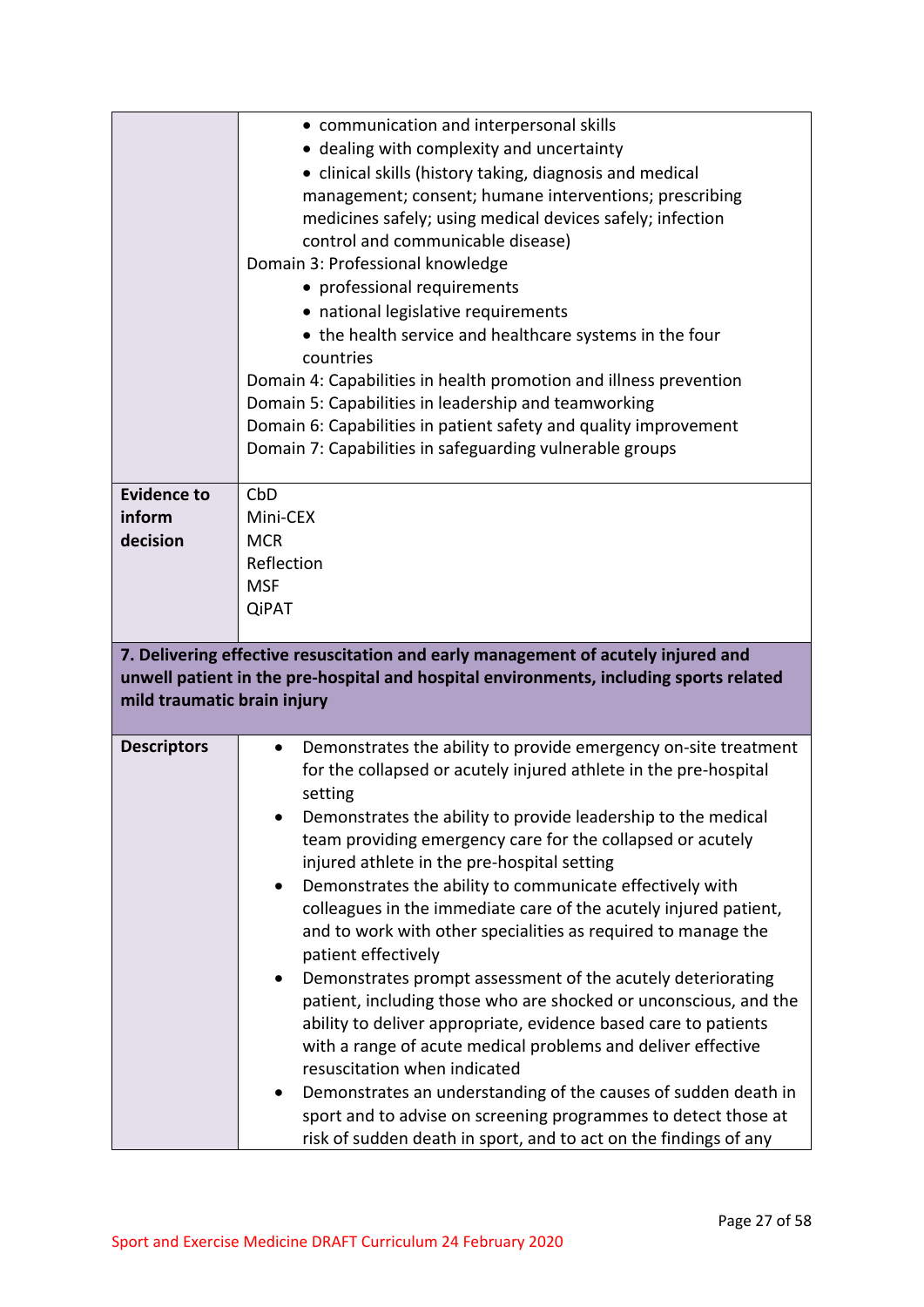| | |
|---|---|
| | • communication and interpersonal skills<br>• dealing with complexity and uncertainty<br>• clinical skills (history taking, diagnosis and medical management; consent; humane interventions; prescribing medicines safely; using medical devices safely; infection control and communicable disease)<br>Domain 3: Professional knowledge<br>• professional requirements<br>• national legislative requirements<br>• the health service and healthcare systems in the four countries<br>Domain 4: Capabilities in health promotion and illness prevention<br>Domain 5: Capabilities in leadership and teamworking<br>Domain 6: Capabilities in patient safety and quality improvement<br>Domain 7: Capabilities in safeguarding vulnerable groups |
| **Evidence to inform decision** | CbD<br>Mini-CEX<br>MCR<br>Reflection<br>MSF<br>QiPAT |
| **7. Delivering effective resuscitation and early management of acutely injured and unwell patient in the pre-hospital and hospital environments, including sports related mild traumatic brain injury** | |
| **Descriptors** | • Demonstrates the ability to provide emergency on-site treatment for the collapsed or acutely injured athlete in the pre-hospital setting<br>• Demonstrates the ability to provide leadership to the medical team providing emergency care for the collapsed or acutely injured athlete in the pre-hospital setting<br>• Demonstrates the ability to communicate effectively with colleagues in the immediate care of the acutely injured patient, and to work with other specialities as required to manage the patient effectively<br>• Demonstrates prompt assessment of the acutely deteriorating patient, including those who are shocked or unconscious, and the ability to deliver appropriate, evidence based care to patients with a range of acute medical problems and deliver effective resuscitation when indicated<br>• Demonstrates an understanding of the causes of sudden death in sport and to advise on screening programmes to detect those at risk of sudden death in sport, and to act on the findings of any |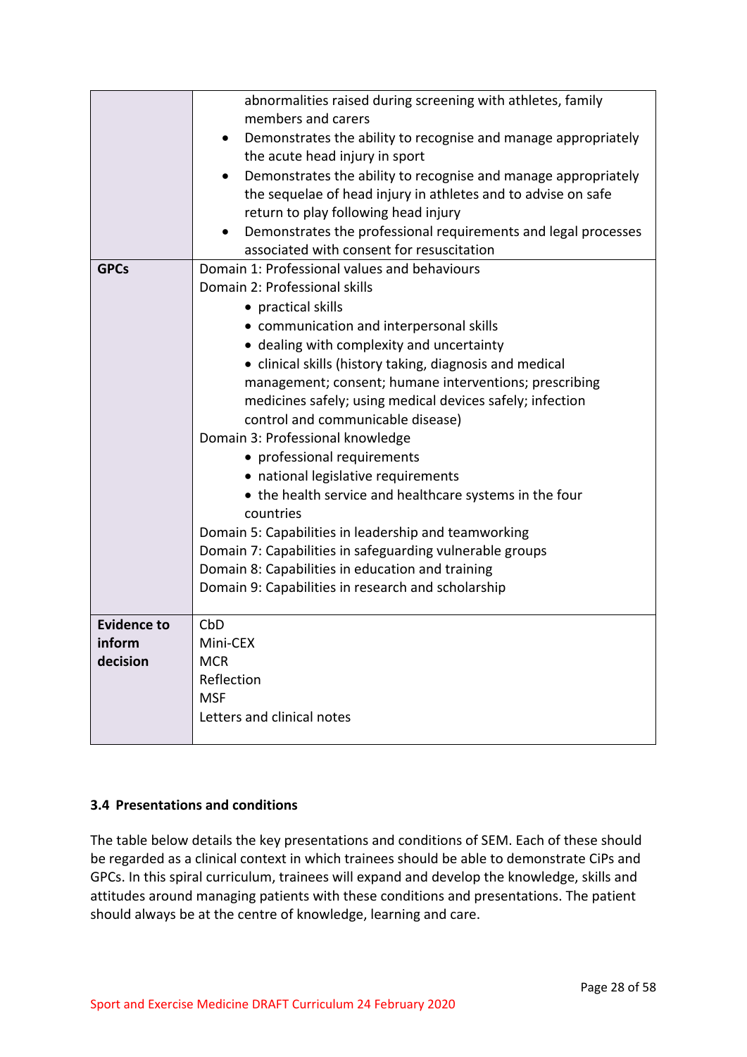| | |
|---|---|
| | abnormalities raised during screening with athletes, family members and carers<br>• Demonstrates the ability to recognise and manage appropriately the acute head injury in sport<br>• Demonstrates the ability to recognise and manage appropriately the sequelae of head injury in athletes and to advise on safe return to play following head injury<br>• Demonstrates the professional requirements and legal processes associated with consent for resuscitation |
| **GPCs** | Domain 1: Professional values and behaviours<br>Domain 2: Professional skills<br>• practical skills<br>• communication and interpersonal skills<br>• dealing with complexity and uncertainty<br>• clinical skills (history taking, diagnosis and medical management; consent; humane interventions; prescribing medicines safely; using medical devices safely; infection control and communicable disease)<br>Domain 3: Professional knowledge<br>• professional requirements<br>• national legislative requirements<br>• the health service and healthcare systems in the four countries<br>Domain 5: Capabilities in leadership and teamworking<br>Domain 7: Capabilities in safeguarding vulnerable groups<br>Domain 8: Capabilities in education and training<br>Domain 9: Capabilities in research and scholarship |
| **Evidence to inform decision** | CbD<br>Mini-CEX<br>MCR<br>Reflection<br>MSF<br>Letters and clinical notes |

### 3.4 Presentations and conditions

The table below details the key presentations and conditions of SEM. Each of these should be regarded as a clinical context in which trainees should be able to demonstrate CiPs and GPCs. In this spiral curriculum, trainees will expand and develop the knowledge, skills and attitudes around managing patients with these conditions and presentations. The patient should always be at the centre of knowledge, learning and care.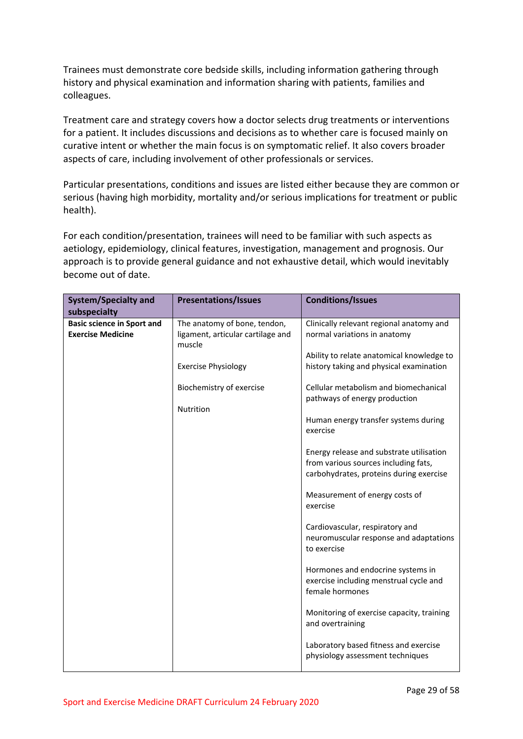Trainees must demonstrate core bedside skills, including information gathering through history and physical examination and information sharing with patients, families and colleagues.

Treatment care and strategy covers how a doctor selects drug treatments or interventions for a patient. It includes discussions and decisions as to whether care is focused mainly on curative intent or whether the main focus is on symptomatic relief. It also covers broader aspects of care, including involvement of other professionals or services.

Particular presentations, conditions and issues are listed either because they are common or serious (having high morbidity, mortality and/or serious implications for treatment or public health).

For each condition/presentation, trainees will need to be familiar with such aspects as aetiology, epidemiology, clinical features, investigation, management and prognosis. Our approach is to provide general guidance and not exhaustive detail, which would inevitably become out of date.

| System/Specialty and subspecialty | Presentations/Issues | Conditions/Issues |
|---|---|---|
| **Basic science in Sport and Exercise Medicine** | The anatomy of bone, tendon, ligament, articular cartilage and muscle<br><br>Exercise Physiology<br><br>Biochemistry of exercise<br><br>Nutrition | Clinically relevant regional anatomy and normal variations in anatomy<br><br>Ability to relate anatomical knowledge to history taking and physical examination<br><br>Cellular metabolism and biomechanical pathways of energy production<br><br>Human energy transfer systems during exercise<br><br>Energy release and substrate utilisation from various sources including fats, carbohydrates, proteins during exercise<br><br>Measurement of energy costs of exercise<br><br>Cardiovascular, respiratory and neuromuscular response and adaptations to exercise<br><br>Hormones and endocrine systems in exercise including menstrual cycle and female hormones<br><br>Monitoring of exercise capacity, training and overtraining<br><br>Laboratory based fitness and exercise physiology assessment techniques |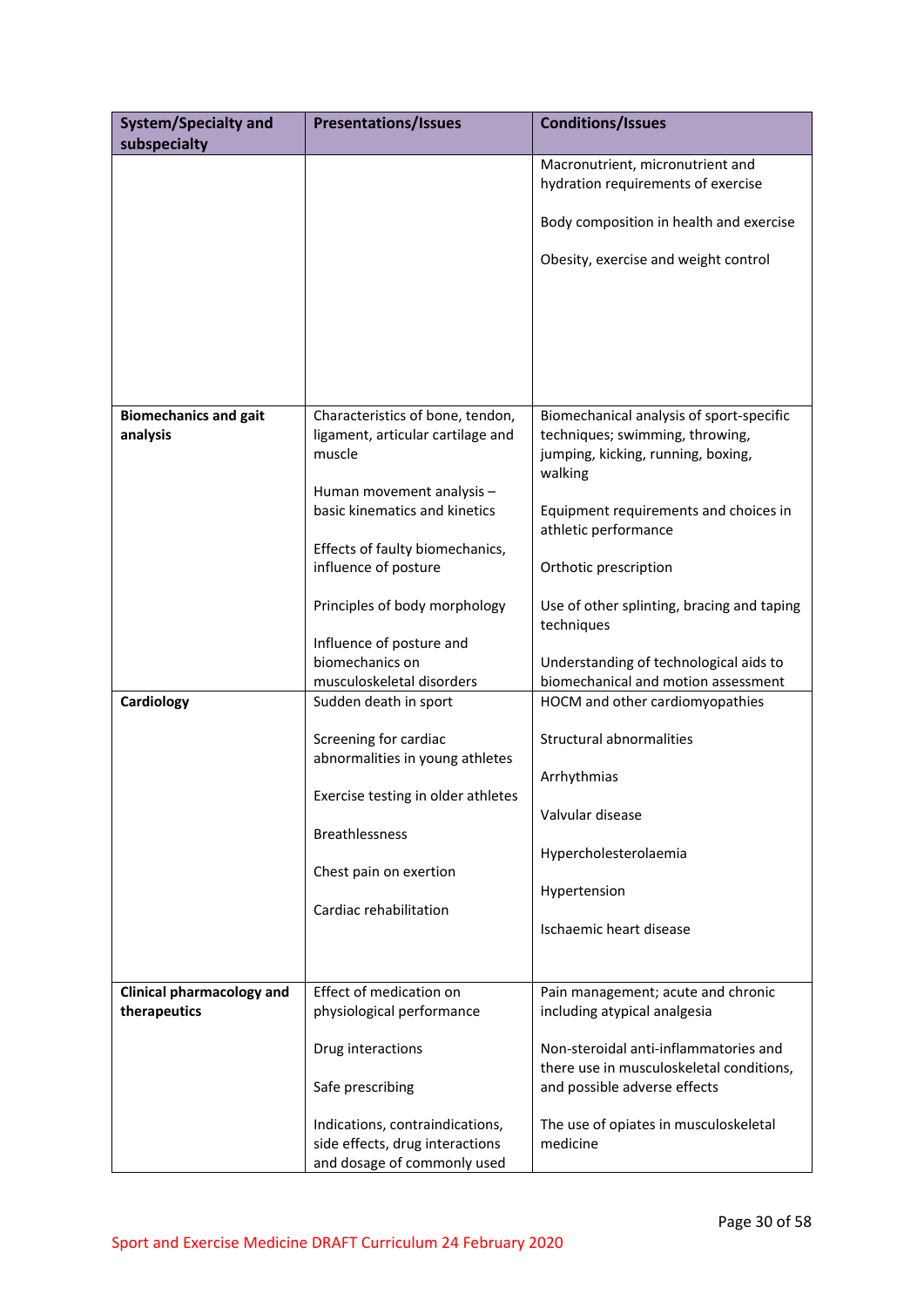| System/Specialty and subspecialty | Presentations/Issues | Conditions/Issues |
|---|---|---|
| | | Macronutrient, micronutrient and hydration requirements of exercise<br><br>Body composition in health and exercise<br><br>Obesity, exercise and weight control |
| **Biomechanics and gait analysis** | Characteristics of bone, tendon, ligament, articular cartilage and muscle<br><br>Human movement analysis – basic kinematics and kinetics<br><br>Effects of faulty biomechanics, influence of posture<br><br>Principles of body morphology<br><br>Influence of posture and biomechanics on musculoskeletal disorders | Biomechanical analysis of sport-specific techniques; swimming, throwing, jumping, kicking, running, boxing, walking<br><br>Equipment requirements and choices in athletic performance<br><br>Orthotic prescription<br><br>Use of other splinting, bracing and taping techniques<br><br>Understanding of technological aids to biomechanical and motion assessment |
| **Cardiology** | Sudden death in sport<br><br>Screening for cardiac abnormalities in young athletes<br><br>Exercise testing in older athletes<br><br>Breathlessness<br><br>Chest pain on exertion<br><br>Cardiac rehabilitation | HOCM and other cardiomyopathies<br><br>Structural abnormalities<br><br>Arrhythmias<br><br>Valvular disease<br><br>Hypercholesterolaemia<br><br>Hypertension<br><br>Ischaemic heart disease |
| **Clinical pharmacology and therapeutics** | Effect of medication on physiological performance<br><br>Drug interactions<br><br>Safe prescribing<br><br>Indications, contraindications, side effects, drug interactions and dosage of commonly used | Pain management; acute and chronic including atypical analgesia<br><br>Non-steroidal anti-inflammatories and there use in musculoskeletal conditions, and possible adverse effects<br><br>The use of opiates in musculoskeletal medicine |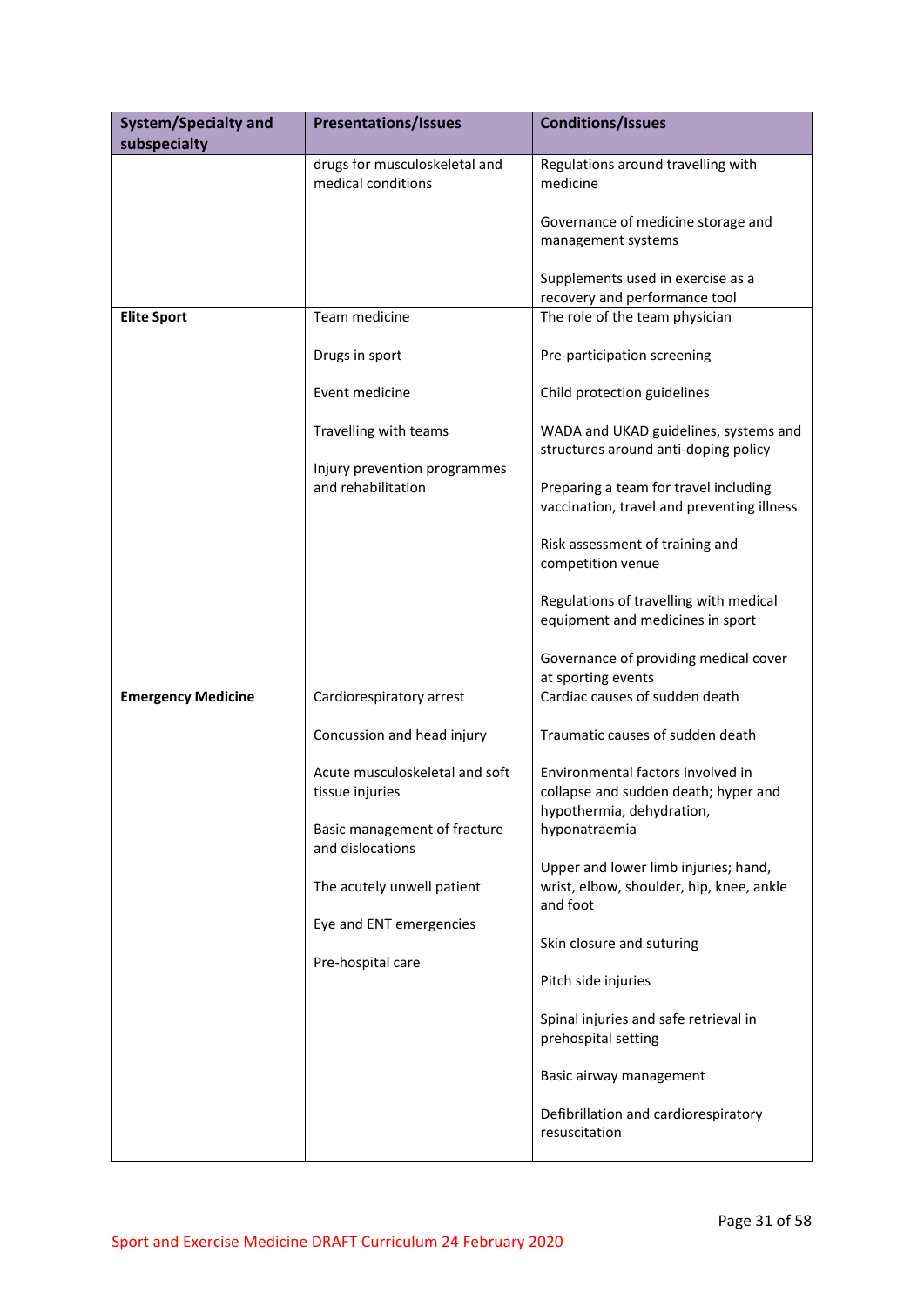| System/Specialty and subspecialty | Presentations/Issues | Conditions/Issues |
|---|---|---|
| | drugs for musculoskeletal and medical conditions | Regulations around travelling with medicine<br><br>Governance of medicine storage and management systems<br><br>Supplements used in exercise as a recovery and performance tool |
| **Elite Sport** | Team medicine<br><br>Drugs in sport<br><br>Event medicine<br><br>Travelling with teams<br><br>Injury prevention programmes and rehabilitation | The role of the team physician<br><br>Pre-participation screening<br><br>Child protection guidelines<br><br>WADA and UKAD guidelines, systems and structures around anti-doping policy<br><br>Preparing a team for travel including vaccination, travel and preventing illness<br><br>Risk assessment of training and competition venue<br><br>Regulations of travelling with medical equipment and medicines in sport<br><br>Governance of providing medical cover at sporting events |
| **Emergency Medicine** | Cardiorespiratory arrest<br><br>Concussion and head injury<br><br>Acute musculoskeletal and soft tissue injuries<br><br>Basic management of fracture and dislocations<br><br>The acutely unwell patient<br><br>Eye and ENT emergencies<br><br>Pre-hospital care | Cardiac causes of sudden death<br><br>Traumatic causes of sudden death<br><br>Environmental factors involved in collapse and sudden death; hyper and hypothermia, dehydration, hyponatraemia<br><br>Upper and lower limb injuries; hand, wrist, elbow, shoulder, hip, knee, ankle and foot<br><br>Skin closure and suturing<br><br>Pitch side injuries<br><br>Spinal injuries and safe retrieval in prehospital setting<br><br>Basic airway management<br><br>Defibrillation and cardiorespiratory resuscitation |

Sport and Exercise Medicine DRAFT Curriculum 24 February 2020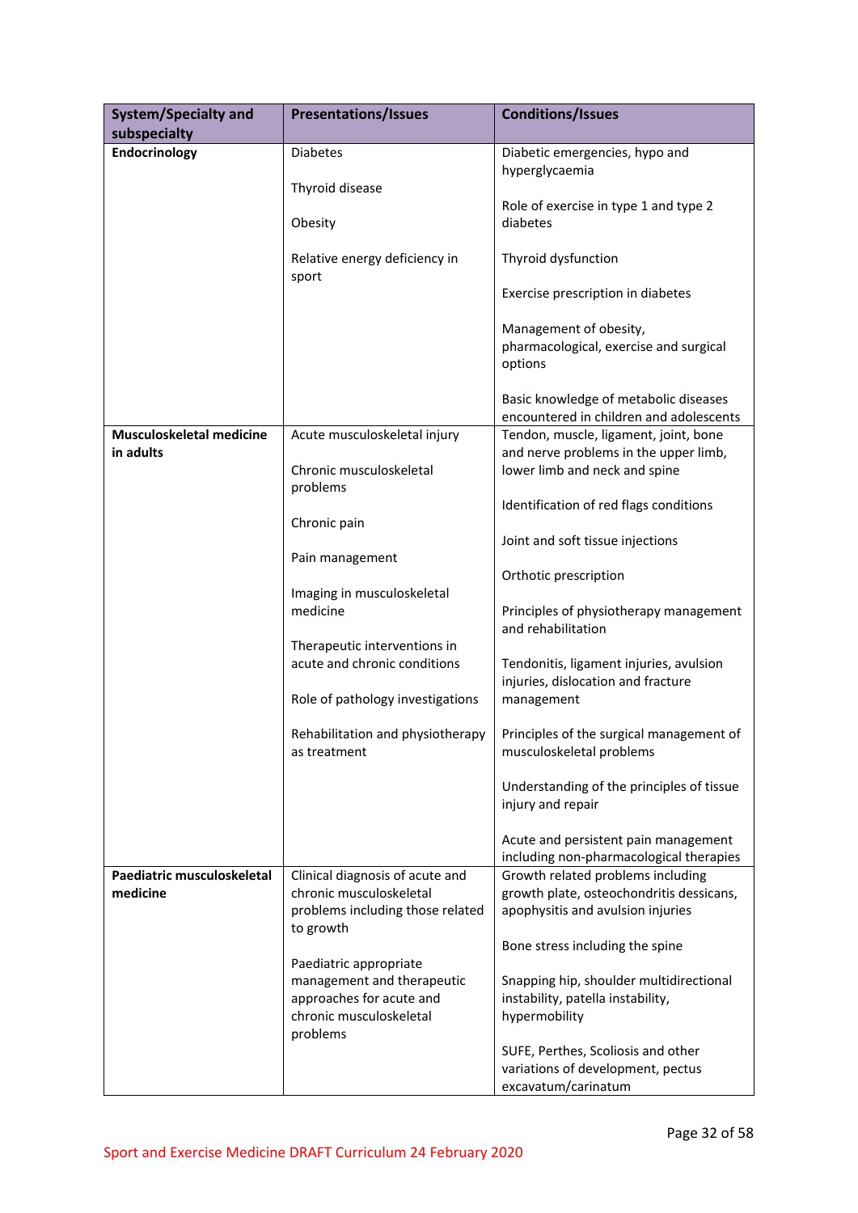| System/Specialty and subspecialty | Presentations/Issues | Conditions/Issues |
|---|---|---|
| **Endocrinology** | Diabetes<br><br>Thyroid disease<br><br>Obesity<br><br>Relative energy deficiency in sport | Diabetic emergencies, hypo and hyperglycaemia<br><br>Role of exercise in type 1 and type 2 diabetes<br><br>Thyroid dysfunction<br><br>Exercise prescription in diabetes<br><br>Management of obesity, pharmacological, exercise and surgical options<br><br>Basic knowledge of metabolic diseases encountered in children and adolescents |
| **Musculoskeletal medicine in adults** | Acute musculoskeletal injury<br><br>Chronic musculoskeletal problems<br><br>Chronic pain<br><br>Pain management<br><br>Imaging in musculoskeletal medicine<br><br>Therapeutic interventions in acute and chronic conditions<br><br>Role of pathology investigations<br><br>Rehabilitation and physiotherapy as treatment | Tendon, muscle, ligament, joint, bone and nerve problems in the upper limb, lower limb and neck and spine<br><br>Identification of red flags conditions<br><br>Joint and soft tissue injections<br><br>Orthotic prescription<br><br>Principles of physiotherapy management and rehabilitation<br><br>Tendonitis, ligament injuries, avulsion injuries, dislocation and fracture management<br><br>Principles of the surgical management of musculoskeletal problems<br><br>Understanding of the principles of tissue injury and repair<br><br>Acute and persistent pain management including non-pharmacological therapies |
| **Paediatric musculoskeletal medicine** | Clinical diagnosis of acute and chronic musculoskeletal problems including those related to growth<br><br>Paediatric appropriate management and therapeutic approaches for acute and chronic musculoskeletal problems | Growth related problems including growth plate, osteochondritis dessicans, apophysitis and avulsion injuries<br><br>Bone stress including the spine<br><br>Snapping hip, shoulder multidirectional instability, patella instability, hypermobility<br><br>SUFE, Perthes, Scoliosis and other variations of development, pectus excavatum/carinatum |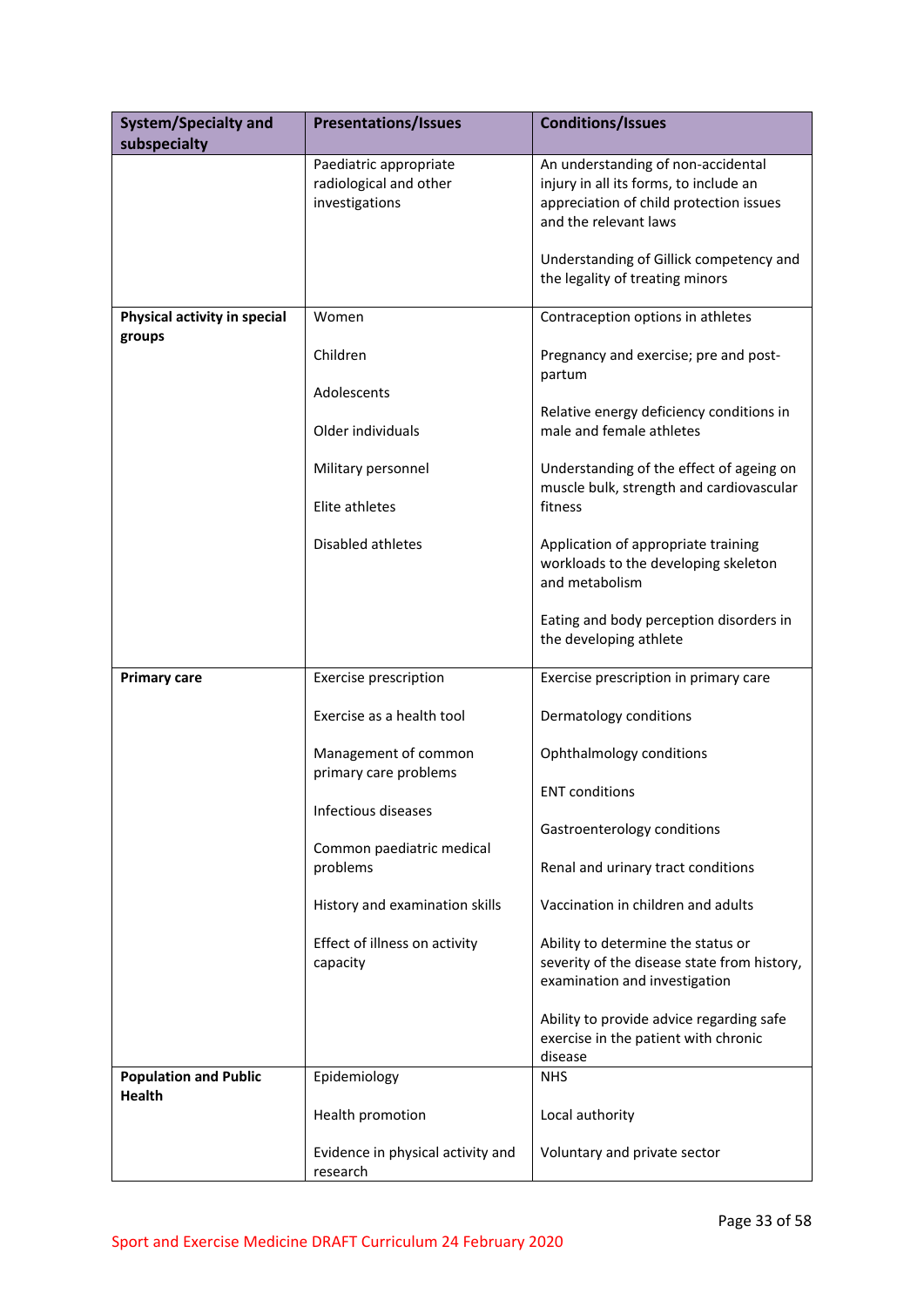| System/Specialty and subspecialty | Presentations/Issues | Conditions/Issues |
|---|---|---|
| | Paediatric appropriate radiological and other investigations | An understanding of non-accidental injury in all its forms, to include an appreciation of child protection issues and the relevant laws<br><br>Understanding of Gillick competency and the legality of treating minors |
| **Physical activity in special groups** | Women<br><br>Children<br><br>Adolescents<br><br>Older individuals<br><br>Military personnel<br><br>Elite athletes<br><br>Disabled athletes | Contraception options in athletes<br><br>Pregnancy and exercise; pre and post-partum<br><br>Relative energy deficiency conditions in male and female athletes<br><br>Understanding of the effect of ageing on muscle bulk, strength and cardiovascular fitness<br><br>Application of appropriate training workloads to the developing skeleton and metabolism<br><br>Eating and body perception disorders in the developing athlete |
| **Primary care** | Exercise prescription<br><br>Exercise as a health tool<br><br>Management of common primary care problems<br><br>Infectious diseases<br><br>Common paediatric medical problems<br><br>History and examination skills<br><br>Effect of illness on activity capacity | Exercise prescription in primary care<br><br>Dermatology conditions<br><br>Ophthalmology conditions<br><br>ENT conditions<br><br>Gastroenterology conditions<br><br>Renal and urinary tract conditions<br><br>Vaccination in children and adults<br><br>Ability to determine the status or severity of the disease state from history, examination and investigation<br><br>Ability to provide advice regarding safe exercise in the patient with chronic disease |
| **Population and Public Health** | Epidemiology<br><br>Health promotion<br><br>Evidence in physical activity and research | NHS<br><br>Local authority<br><br>Voluntary and private sector |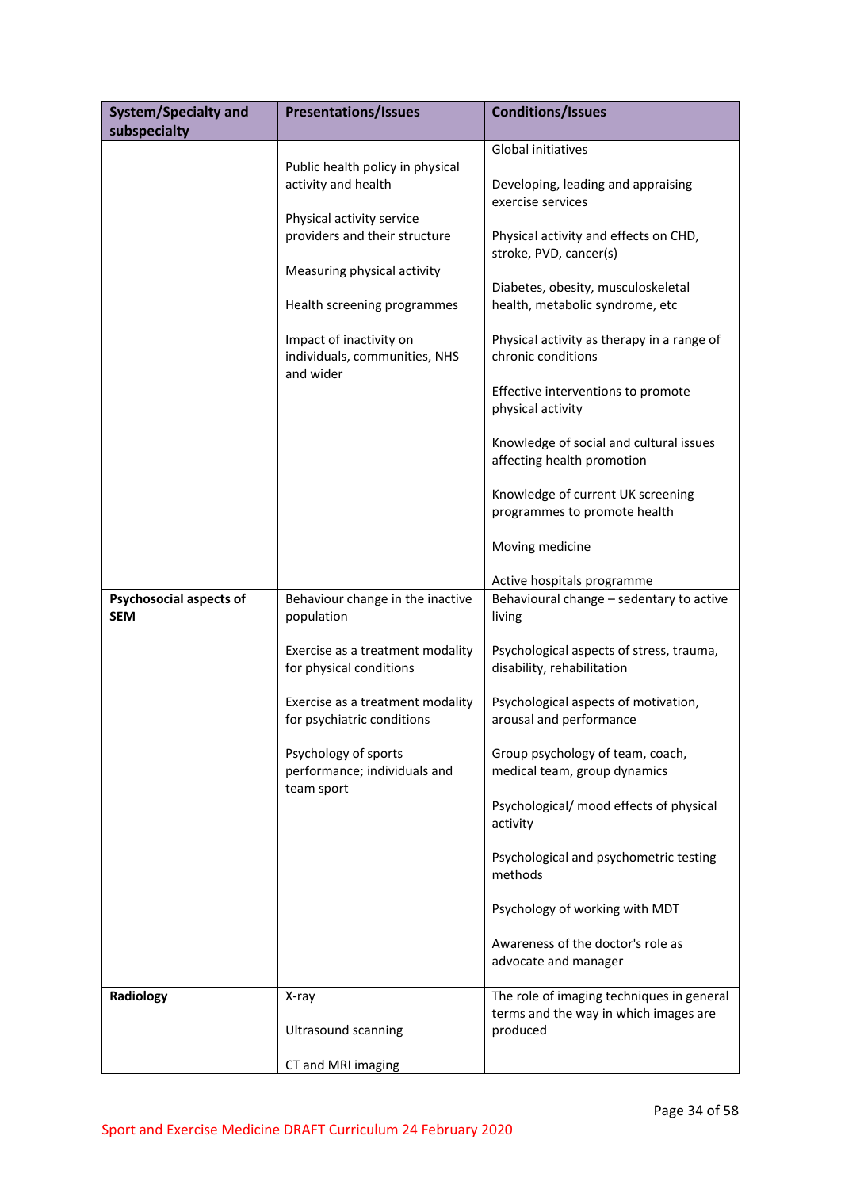| System/Specialty and subspecialty | Presentations/Issues | Conditions/Issues |
|---|---|---|
| | Public health policy in physical activity and health<br><br>Physical activity service providers and their structure<br><br>Measuring physical activity<br><br>Health screening programmes<br><br>Impact of inactivity on individuals, communities, NHS and wider | Global initiatives<br><br>Developing, leading and appraising exercise services<br><br>Physical activity and effects on CHD, stroke, PVD, cancer(s)<br><br>Diabetes, obesity, musculoskeletal health, metabolic syndrome, etc<br><br>Physical activity as therapy in a range of chronic conditions<br><br>Effective interventions to promote physical activity<br><br>Knowledge of social and cultural issues affecting health promotion<br><br>Knowledge of current UK screening programmes to promote health<br><br>Moving medicine<br><br>Active hospitals programme |
| **Psychosocial aspects of SEM** | Behaviour change in the inactive population<br><br>Exercise as a treatment modality for physical conditions<br><br>Exercise as a treatment modality for psychiatric conditions<br><br>Psychology of sports performance; individuals and team sport | Behavioural change – sedentary to active living<br><br>Psychological aspects of stress, trauma, disability, rehabilitation<br><br>Psychological aspects of motivation, arousal and performance<br><br>Group psychology of team, coach, medical team, group dynamics<br><br>Psychological/ mood effects of physical activity<br><br>Psychological and psychometric testing methods<br><br>Psychology of working with MDT<br><br>Awareness of the doctor's role as advocate and manager |
| **Radiology** | X-ray<br><br>Ultrasound scanning<br><br>CT and MRI imaging | The role of imaging techniques in general terms and the way in which images are produced |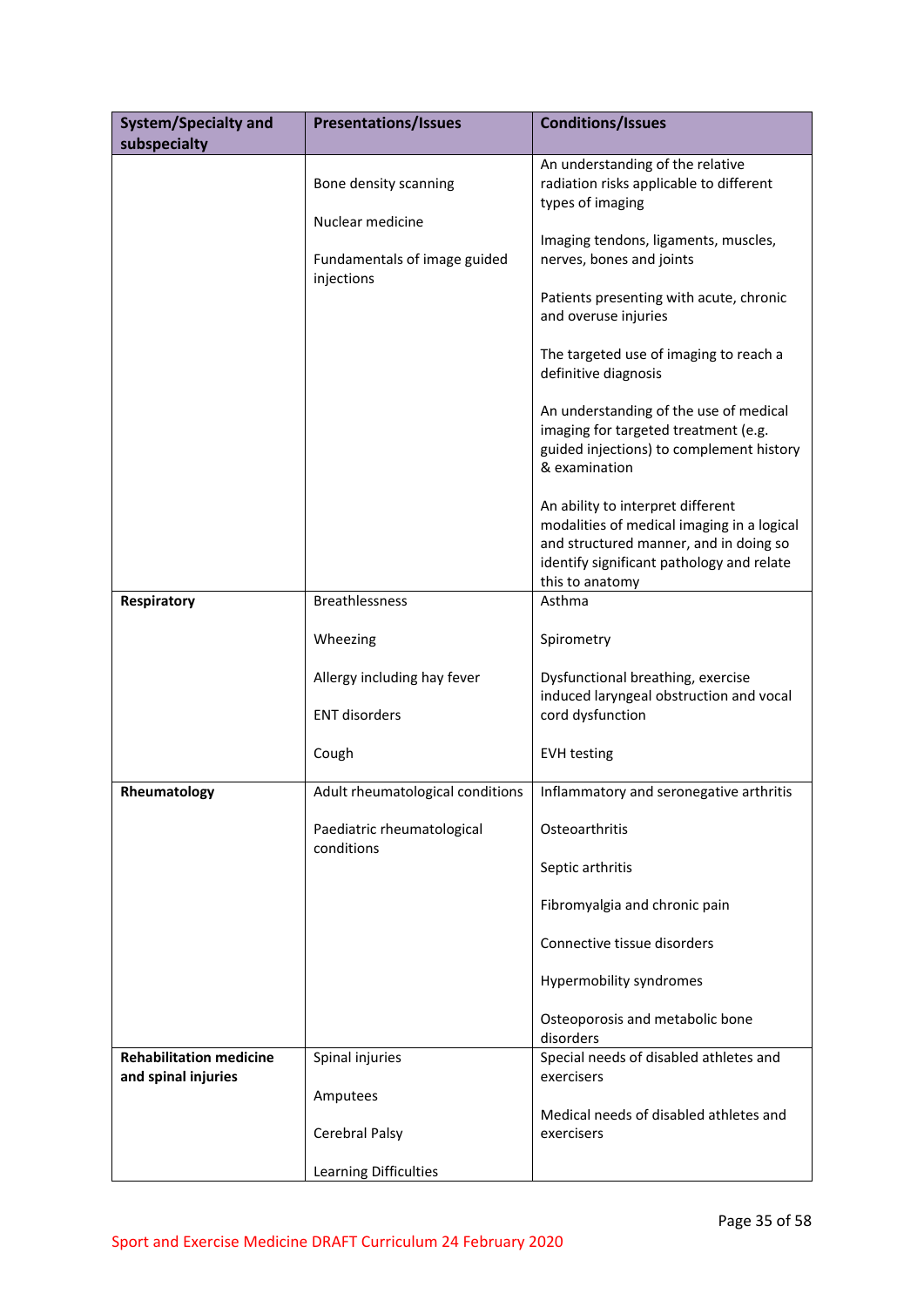| System/Specialty and subspecialty | Presentations/Issues | Conditions/Issues |
|---|---|---|
| | Bone density scanning<br><br>Nuclear medicine<br><br>Fundamentals of image guided injections | An understanding of the relative radiation risks applicable to different types of imaging<br><br>Imaging tendons, ligaments, muscles, nerves, bones and joints<br><br>Patients presenting with acute, chronic and overuse injuries<br><br>The targeted use of imaging to reach a definitive diagnosis<br><br>An understanding of the use of medical imaging for targeted treatment (e.g. guided injections) to complement history & examination<br><br>An ability to interpret different modalities of medical imaging in a logical and structured manner, and in doing so identify significant pathology and relate this to anatomy |
| **Respiratory** | Breathlessness<br><br>Wheezing<br><br>Allergy including hay fever<br><br>ENT disorders<br><br>Cough | Asthma<br><br>Spirometry<br><br>Dysfunctional breathing, exercise induced laryngeal obstruction and vocal cord dysfunction<br><br>EVH testing |
| **Rheumatology** | Adult rheumatological conditions<br><br>Paediatric rheumatological conditions | Inflammatory and seronegative arthritis<br><br>Osteoarthritis<br><br>Septic arthritis<br><br>Fibromyalgia and chronic pain<br><br>Connective tissue disorders<br><br>Hypermobility syndromes<br><br>Osteoporosis and metabolic bone disorders |
| **Rehabilitation medicine and spinal injuries** | Spinal injuries<br><br>Amputees<br><br>Cerebral Palsy<br><br>Learning Difficulties | Special needs of disabled athletes and exercisers<br><br>Medical needs of disabled athletes and exercisers |

Sport and Exercise Medicine DRAFT Curriculum 24 February 2020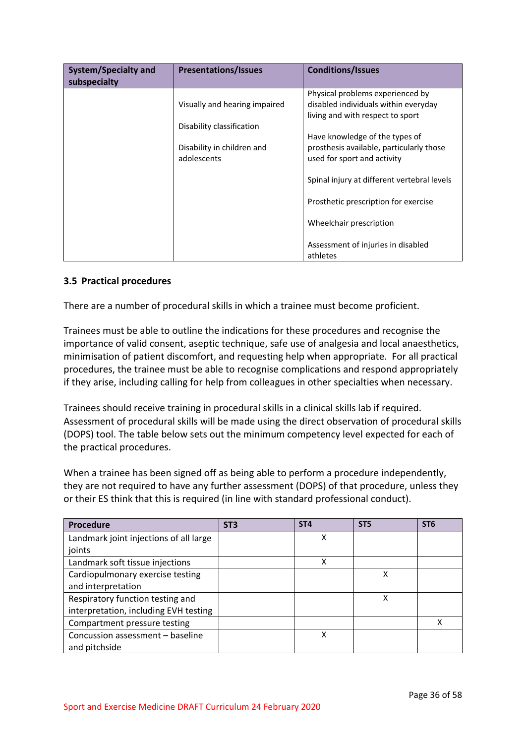| System/Specialty and subspecialty | Presentations/Issues | Conditions/Issues |
|---|---|---|
| | Visually and hearing impaired<br><br>Disability classification<br><br>Disability in children and adolescents | Physical problems experienced by disabled individuals within everyday living and with respect to sport<br><br>Have knowledge of the types of prosthesis available, particularly those used for sport and activity<br><br>Spinal injury at different vertebral levels<br><br>Prosthetic prescription for exercise<br><br>Wheelchair prescription<br><br>Assessment of injuries in disabled athletes |

### 3.5 Practical procedures

There are a number of procedural skills in which a trainee must become proficient.

Trainees must be able to outline the indications for these procedures and recognise the importance of valid consent, aseptic technique, safe use of analgesia and local anaesthetics, minimisation of patient discomfort, and requesting help when appropriate. For all practical procedures, the trainee must be able to recognise complications and respond appropriately if they arise, including calling for help from colleagues in other specialties when necessary.

Trainees should receive training in procedural skills in a clinical skills lab if required. Assessment of procedural skills will be made using the direct observation of procedural skills (DOPS) tool. The table below sets out the minimum competency level expected for each of the practical procedures.

When a trainee has been signed off as being able to perform a procedure independently, they are not required to have any further assessment (DOPS) of that procedure, unless they or their ES think that this is required (in line with standard professional conduct).

| Procedure | ST3 | ST4 | ST5 | ST6 |
|---|---|---|---|---|
| Landmark joint injections of all large joints | | X | | |
| Landmark soft tissue injections | | X | | |
| Cardiopulmonary exercise testing and interpretation | | | X | |
| Respiratory function testing and interpretation, including EVH testing | | | X | |
| Compartment pressure testing | | | | X |
| Concussion assessment – baseline and pitchside | | X | | |

Sport and Exercise Medicine DRAFT Curriculum 24 February 2020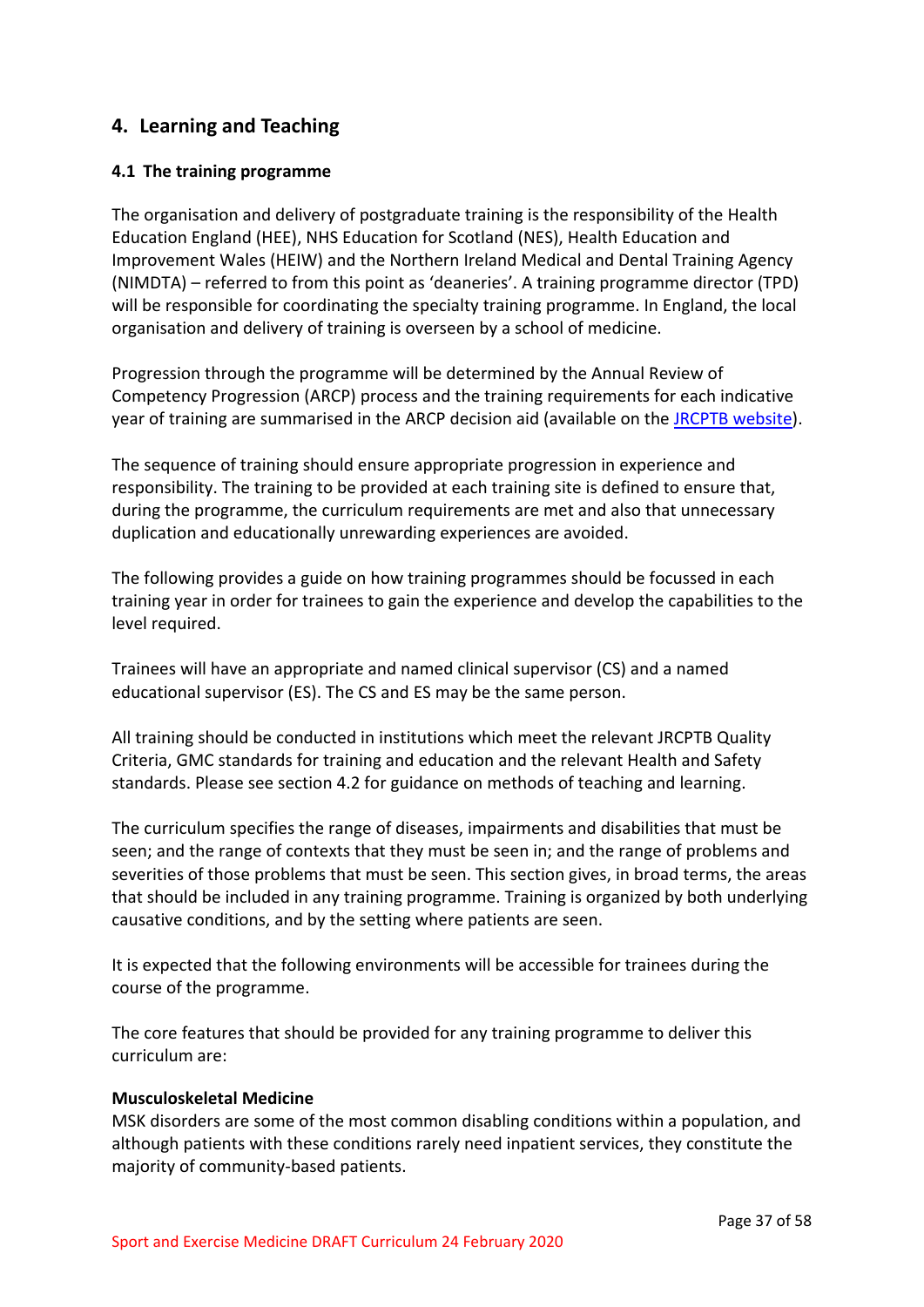## 4. Learning and Teaching

### 4.1 The training programme

The organisation and delivery of postgraduate training is the responsibility of the Health Education England (HEE), NHS Education for Scotland (NES), Health Education and Improvement Wales (HEIW) and the Northern Ireland Medical and Dental Training Agency (NIMDTA) – referred to from this point as 'deaneries'. A training programme director (TPD) will be responsible for coordinating the specialty training programme. In England, the local organisation and delivery of training is overseen by a school of medicine.

Progression through the programme will be determined by the Annual Review of Competency Progression (ARCP) process and the training requirements for each indicative year of training are summarised in the ARCP decision aid (available on the [JRCPTB website](JRCPTB website)).

The sequence of training should ensure appropriate progression in experience and responsibility. The training to be provided at each training site is defined to ensure that, during the programme, the curriculum requirements are met and also that unnecessary duplication and educationally unrewarding experiences are avoided.

The following provides a guide on how training programmes should be focussed in each training year in order for trainees to gain the experience and develop the capabilities to the level required.

Trainees will have an appropriate and named clinical supervisor (CS) and a named educational supervisor (ES). The CS and ES may be the same person.

All training should be conducted in institutions which meet the relevant JRCPTB Quality Criteria, GMC standards for training and education and the relevant Health and Safety standards. Please see section 4.2 for guidance on methods of teaching and learning.

The curriculum specifies the range of diseases, impairments and disabilities that must be seen; and the range of contexts that they must be seen in; and the range of problems and severities of those problems that must be seen. This section gives, in broad terms, the areas that should be included in any training programme. Training is organized by both underlying causative conditions, and by the setting where patients are seen.

It is expected that the following environments will be accessible for trainees during the course of the programme.

The core features that should be provided for any training programme to deliver this curriculum are:

**Musculoskeletal Medicine**
MSK disorders are some of the most common disabling conditions within a population, and although patients with these conditions rarely need inpatient services, they constitute the majority of community-based patients.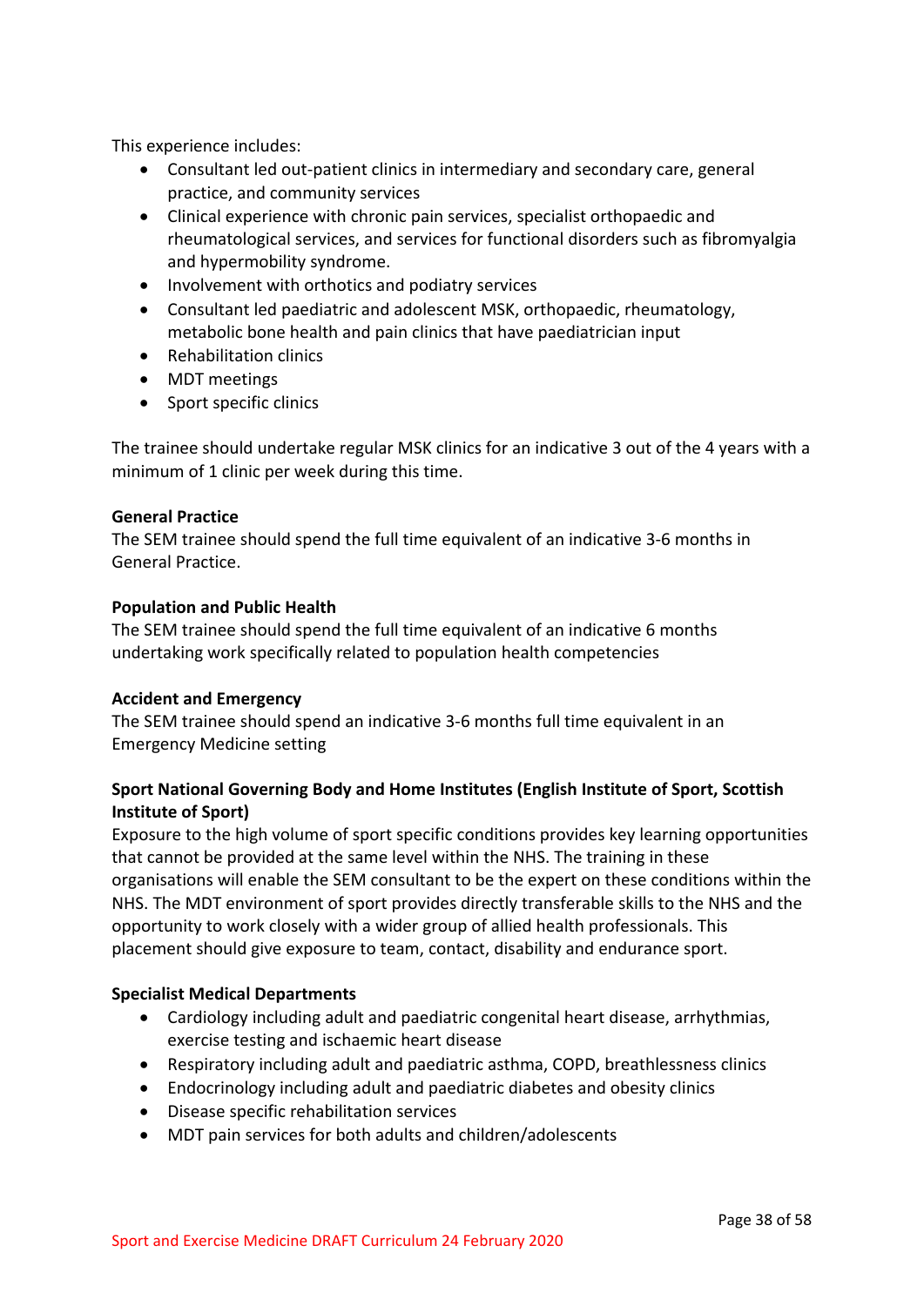This experience includes:

- Consultant led out-patient clinics in intermediary and secondary care, general practice, and community services
- Clinical experience with chronic pain services, specialist orthopaedic and rheumatological services, and services for functional disorders such as fibromyalgia and hypermobility syndrome.
- Involvement with orthotics and podiatry services
- Consultant led paediatric and adolescent MSK, orthopaedic, rheumatology, metabolic bone health and pain clinics that have paediatrician input
- Rehabilitation clinics
- MDT meetings
- Sport specific clinics

The trainee should undertake regular MSK clinics for an indicative 3 out of the 4 years with a minimum of 1 clinic per week during this time.

**General Practice**

The SEM trainee should spend the full time equivalent of an indicative 3-6 months in General Practice.

**Population and Public Health**

The SEM trainee should spend the full time equivalent of an indicative 6 months undertaking work specifically related to population health competencies

**Accident and Emergency**

The SEM trainee should spend an indicative 3-6 months full time equivalent in an Emergency Medicine setting

**Sport National Governing Body and Home Institutes (English Institute of Sport, Scottish Institute of Sport)**

Exposure to the high volume of sport specific conditions provides key learning opportunities that cannot be provided at the same level within the NHS. The training in these organisations will enable the SEM consultant to be the expert on these conditions within the NHS. The MDT environment of sport provides directly transferable skills to the NHS and the opportunity to work closely with a wider group of allied health professionals. This placement should give exposure to team, contact, disability and endurance sport.

**Specialist Medical Departments**

- Cardiology including adult and paediatric congenital heart disease, arrhythmias, exercise testing and ischaemic heart disease
- Respiratory including adult and paediatric asthma, COPD, breathlessness clinics
- Endocrinology including adult and paediatric diabetes and obesity clinics
- Disease specific rehabilitation services
- MDT pain services for both adults and children/adolescents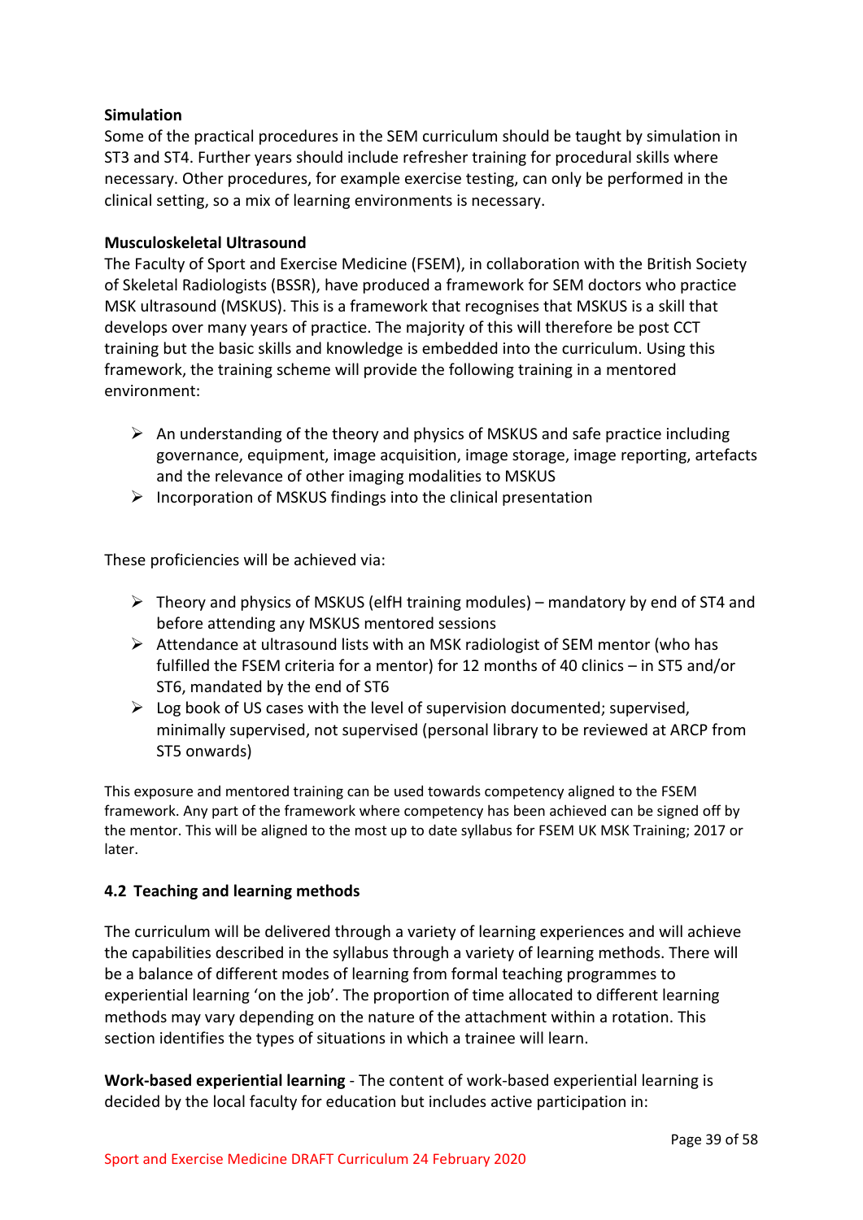**Simulation**

Some of the practical procedures in the SEM curriculum should be taught by simulation in ST3 and ST4. Further years should include refresher training for procedural skills where necessary. Other procedures, for example exercise testing, can only be performed in the clinical setting, so a mix of learning environments is necessary.

**Musculoskeletal Ultrasound**

The Faculty of Sport and Exercise Medicine (FSEM), in collaboration with the British Society of Skeletal Radiologists (BSSR), have produced a framework for SEM doctors who practice MSK ultrasound (MSKUS). This is a framework that recognises that MSKUS is a skill that develops over many years of practice. The majority of this will therefore be post CCT training but the basic skills and knowledge is embedded into the curriculum. Using this framework, the training scheme will provide the following training in a mentored environment:

- An understanding of the theory and physics of MSKUS and safe practice including governance, equipment, image acquisition, image storage, image reporting, artefacts and the relevance of other imaging modalities to MSKUS
- Incorporation of MSKUS findings into the clinical presentation

These proficiencies will be achieved via:

- Theory and physics of MSKUS (elfH training modules) – mandatory by end of ST4 and before attending any MSKUS mentored sessions
- Attendance at ultrasound lists with an MSK radiologist of SEM mentor (who has fulfilled the FSEM criteria for a mentor) for 12 months of 40 clinics – in ST5 and/or ST6, mandated by the end of ST6
- Log book of US cases with the level of supervision documented; supervised, minimally supervised, not supervised (personal library to be reviewed at ARCP from ST5 onwards)

This exposure and mentored training can be used towards competency aligned to the FSEM framework. Any part of the framework where competency has been achieved can be signed off by the mentor. This will be aligned to the most up to date syllabus for FSEM UK MSK Training; 2017 or later.

## 4.2 Teaching and learning methods

The curriculum will be delivered through a variety of learning experiences and will achieve the capabilities described in the syllabus through a variety of learning methods. There will be a balance of different modes of learning from formal teaching programmes to experiential learning 'on the job'. The proportion of time allocated to different learning methods may vary depending on the nature of the attachment within a rotation. This section identifies the types of situations in which a trainee will learn.

**Work-based experiential learning** - The content of work-based experiential learning is decided by the local faculty for education but includes active participation in: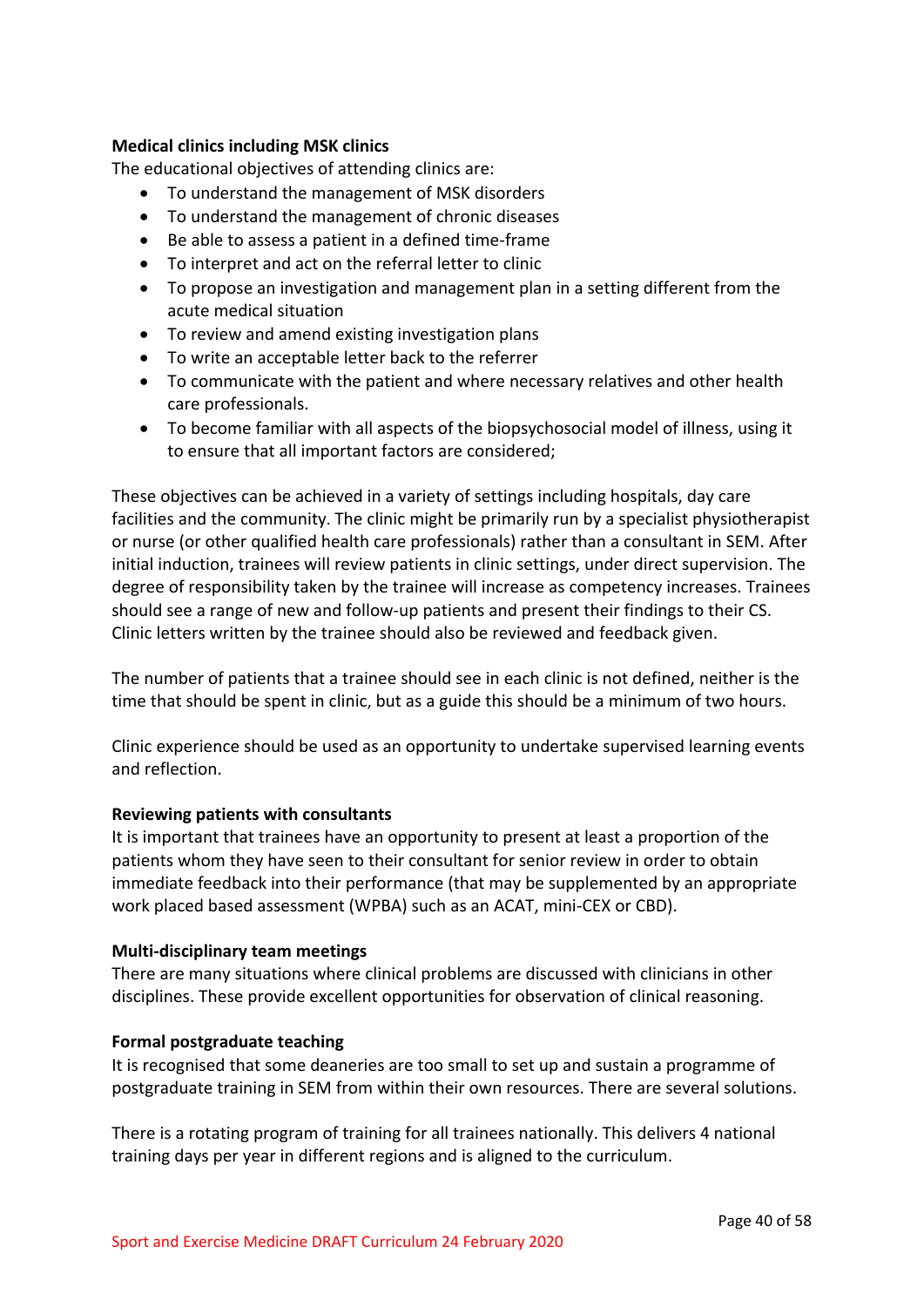**Medical clinics including MSK clinics**

The educational objectives of attending clinics are:

- To understand the management of MSK disorders
- To understand the management of chronic diseases
- Be able to assess a patient in a defined time-frame
- To interpret and act on the referral letter to clinic
- To propose an investigation and management plan in a setting different from the acute medical situation
- To review and amend existing investigation plans
- To write an acceptable letter back to the referrer
- To communicate with the patient and where necessary relatives and other health care professionals.
- To become familiar with all aspects of the biopsychosocial model of illness, using it to ensure that all important factors are considered;

These objectives can be achieved in a variety of settings including hospitals, day care facilities and the community. The clinic might be primarily run by a specialist physiotherapist or nurse (or other qualified health care professionals) rather than a consultant in SEM. After initial induction, trainees will review patients in clinic settings, under direct supervision. The degree of responsibility taken by the trainee will increase as competency increases. Trainees should see a range of new and follow-up patients and present their findings to their CS. Clinic letters written by the trainee should also be reviewed and feedback given.

The number of patients that a trainee should see in each clinic is not defined, neither is the time that should be spent in clinic, but as a guide this should be a minimum of two hours.

Clinic experience should be used as an opportunity to undertake supervised learning events and reflection.

**Reviewing patients with consultants**

It is important that trainees have an opportunity to present at least a proportion of the patients whom they have seen to their consultant for senior review in order to obtain immediate feedback into their performance (that may be supplemented by an appropriate work placed based assessment (WPBA) such as an ACAT, mini-CEX or CBD).

**Multi-disciplinary team meetings**

There are many situations where clinical problems are discussed with clinicians in other disciplines. These provide excellent opportunities for observation of clinical reasoning.

**Formal postgraduate teaching**

It is recognised that some deaneries are too small to set up and sustain a programme of postgraduate training in SEM from within their own resources. There are several solutions.

There is a rotating program of training for all trainees nationally. This delivers 4 national training days per year in different regions and is aligned to the curriculum.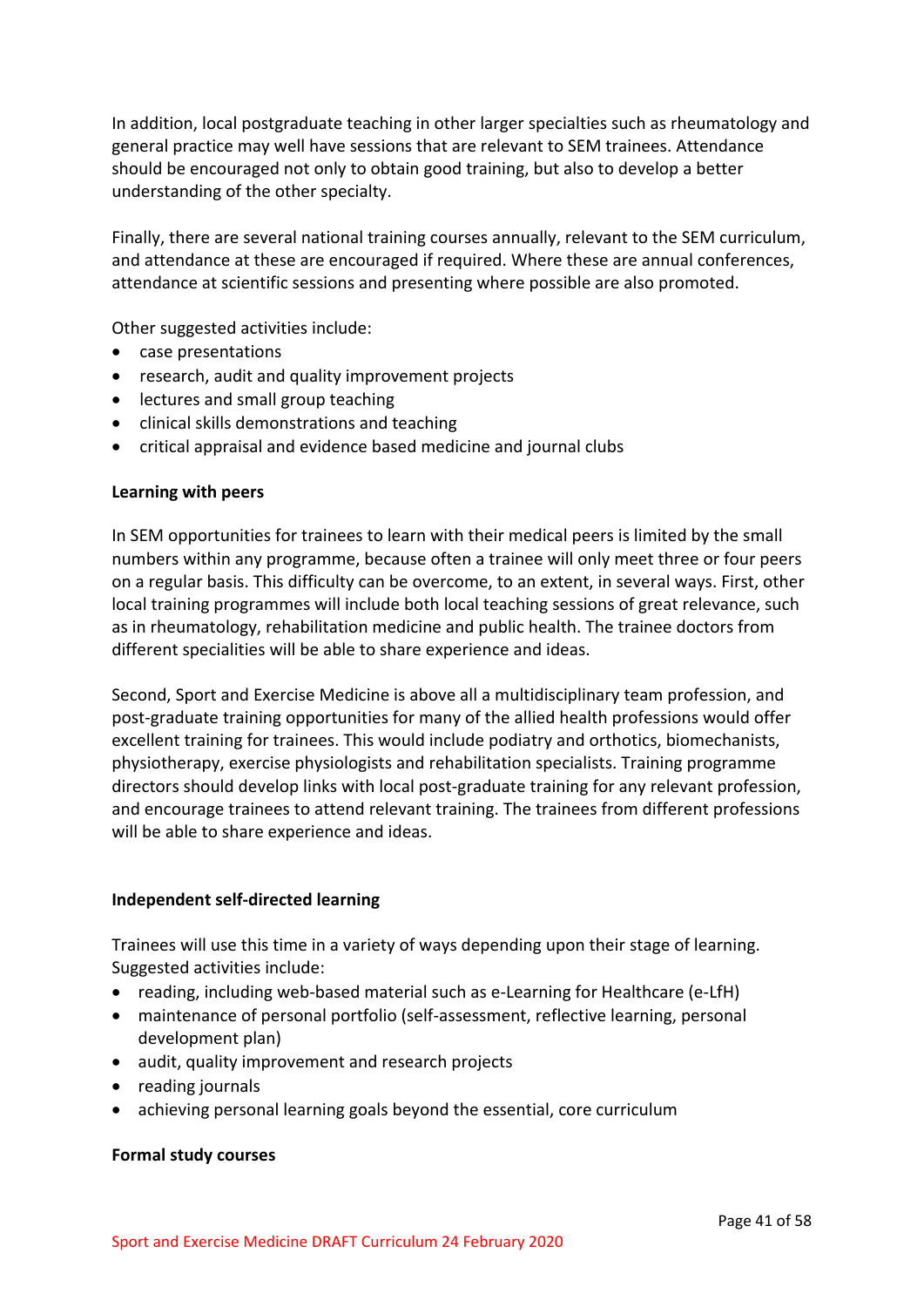In addition, local postgraduate teaching in other larger specialties such as rheumatology and general practice may well have sessions that are relevant to SEM trainees. Attendance should be encouraged not only to obtain good training, but also to develop a better understanding of the other specialty.

Finally, there are several national training courses annually, relevant to the SEM curriculum, and attendance at these are encouraged if required. Where these are annual conferences, attendance at scientific sessions and presenting where possible are also promoted.

Other suggested activities include:

- case presentations
- research, audit and quality improvement projects
- lectures and small group teaching
- clinical skills demonstrations and teaching
- critical appraisal and evidence based medicine and journal clubs

**Learning with peers**

In SEM opportunities for trainees to learn with their medical peers is limited by the small numbers within any programme, because often a trainee will only meet three or four peers on a regular basis. This difficulty can be overcome, to an extent, in several ways. First, other local training programmes will include both local teaching sessions of great relevance, such as in rheumatology, rehabilitation medicine and public health. The trainee doctors from different specialities will be able to share experience and ideas.

Second, Sport and Exercise Medicine is above all a multidisciplinary team profession, and post-graduate training opportunities for many of the allied health professions would offer excellent training for trainees. This would include podiatry and orthotics, biomechanists, physiotherapy, exercise physiologists and rehabilitation specialists. Training programme directors should develop links with local post-graduate training for any relevant profession, and encourage trainees to attend relevant training. The trainees from different professions will be able to share experience and ideas.

**Independent self-directed learning**

Trainees will use this time in a variety of ways depending upon their stage of learning. Suggested activities include:

- reading, including web-based material such as e-Learning for Healthcare (e-LfH)
- maintenance of personal portfolio (self-assessment, reflective learning, personal development plan)
- audit, quality improvement and research projects
- reading journals
- achieving personal learning goals beyond the essential, core curriculum

**Formal study courses**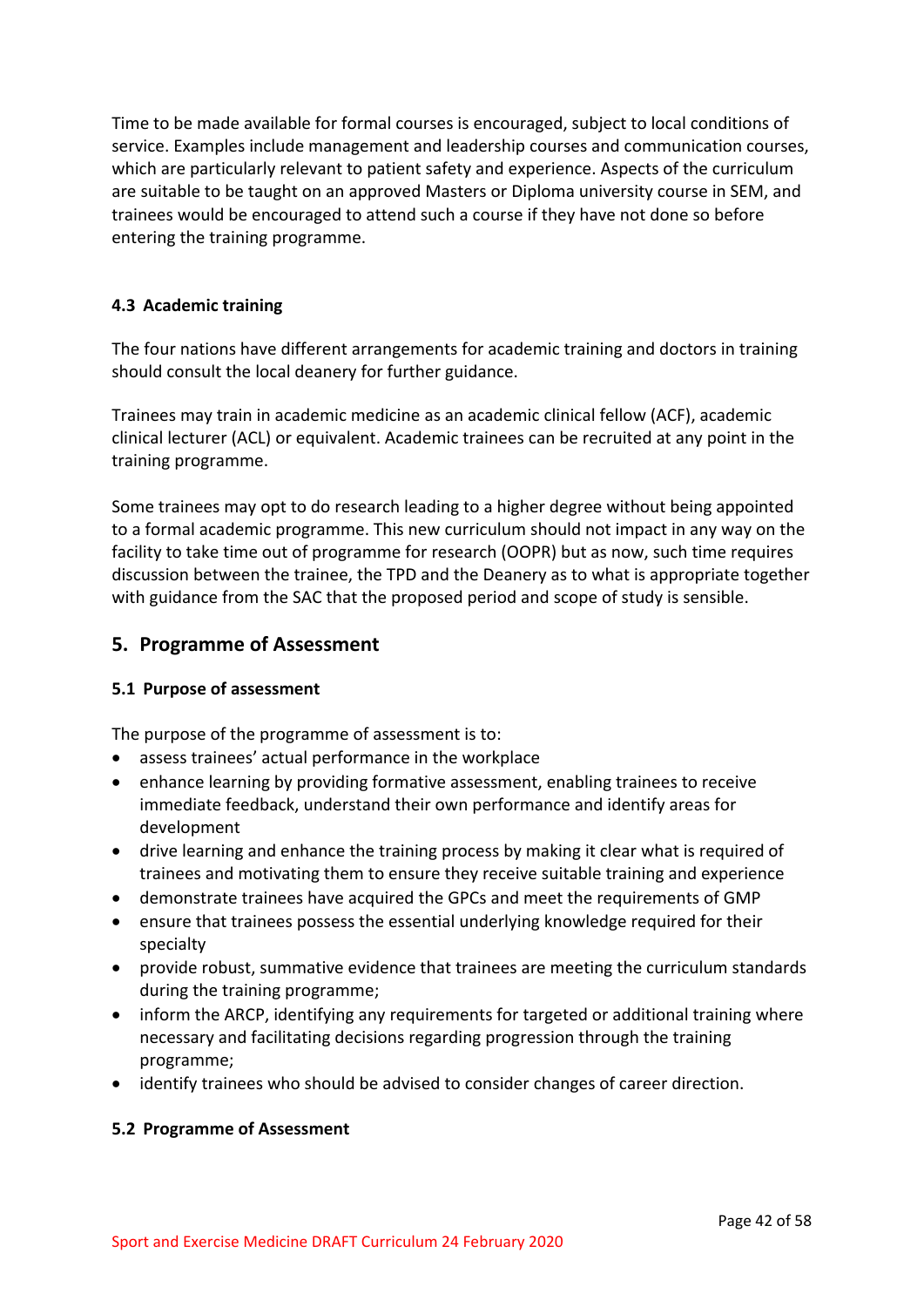Time to be made available for formal courses is encouraged, subject to local conditions of service. Examples include management and leadership courses and communication courses, which are particularly relevant to patient safety and experience. Aspects of the curriculum are suitable to be taught on an approved Masters or Diploma university course in SEM, and trainees would be encouraged to attend such a course if they have not done so before entering the training programme.

### 4.3 Academic training

The four nations have different arrangements for academic training and doctors in training should consult the local deanery for further guidance.

Trainees may train in academic medicine as an academic clinical fellow (ACF), academic clinical lecturer (ACL) or equivalent. Academic trainees can be recruited at any point in the training programme.

Some trainees may opt to do research leading to a higher degree without being appointed to a formal academic programme. This new curriculum should not impact in any way on the facility to take time out of programme for research (OOPR) but as now, such time requires discussion between the trainee, the TPD and the Deanery as to what is appropriate together with guidance from the SAC that the proposed period and scope of study is sensible.

## 5. Programme of Assessment

### 5.1 Purpose of assessment

The purpose of the programme of assessment is to:

- assess trainees' actual performance in the workplace
- enhance learning by providing formative assessment, enabling trainees to receive immediate feedback, understand their own performance and identify areas for development
- drive learning and enhance the training process by making it clear what is required of trainees and motivating them to ensure they receive suitable training and experience
- demonstrate trainees have acquired the GPCs and meet the requirements of GMP
- ensure that trainees possess the essential underlying knowledge required for their specialty
- provide robust, summative evidence that trainees are meeting the curriculum standards during the training programme;
- inform the ARCP, identifying any requirements for targeted or additional training where necessary and facilitating decisions regarding progression through the training programme;
- identify trainees who should be advised to consider changes of career direction.

### 5.2 Programme of Assessment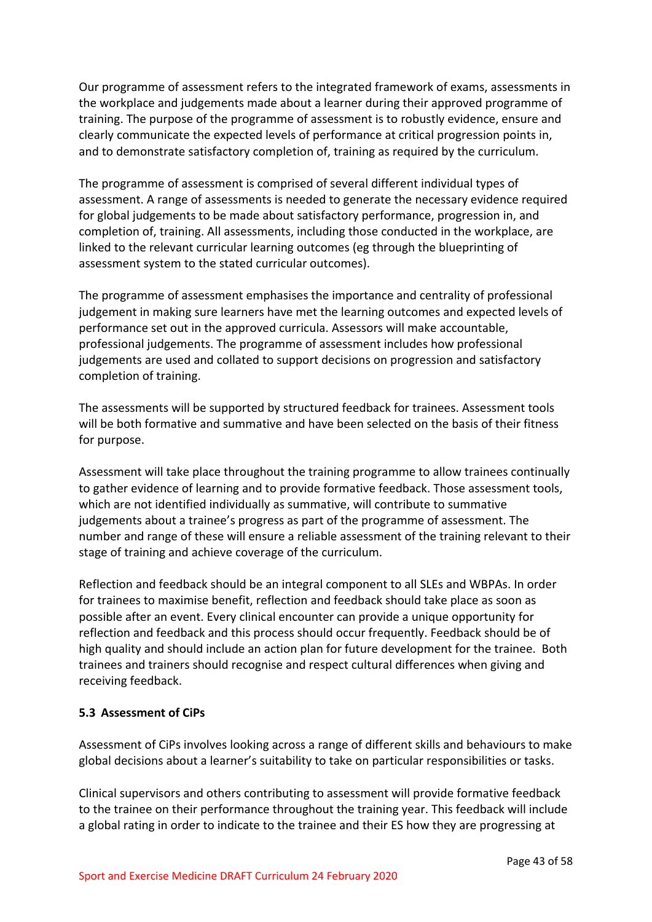Our programme of assessment refers to the integrated framework of exams, assessments in the workplace and judgements made about a learner during their approved programme of training. The purpose of the programme of assessment is to robustly evidence, ensure and clearly communicate the expected levels of performance at critical progression points in, and to demonstrate satisfactory completion of, training as required by the curriculum.

The programme of assessment is comprised of several different individual types of assessment. A range of assessments is needed to generate the necessary evidence required for global judgements to be made about satisfactory performance, progression in, and completion of, training. All assessments, including those conducted in the workplace, are linked to the relevant curricular learning outcomes (eg through the blueprinting of assessment system to the stated curricular outcomes).

The programme of assessment emphasises the importance and centrality of professional judgement in making sure learners have met the learning outcomes and expected levels of performance set out in the approved curricula. Assessors will make accountable, professional judgements. The programme of assessment includes how professional judgements are used and collated to support decisions on progression and satisfactory completion of training.

The assessments will be supported by structured feedback for trainees. Assessment tools will be both formative and summative and have been selected on the basis of their fitness for purpose.

Assessment will take place throughout the training programme to allow trainees continually to gather evidence of learning and to provide formative feedback. Those assessment tools, which are not identified individually as summative, will contribute to summative judgements about a trainee's progress as part of the programme of assessment. The number and range of these will ensure a reliable assessment of the training relevant to their stage of training and achieve coverage of the curriculum.

Reflection and feedback should be an integral component to all SLEs and WBPAs. In order for trainees to maximise benefit, reflection and feedback should take place as soon as possible after an event. Every clinical encounter can provide a unique opportunity for reflection and feedback and this process should occur frequently. Feedback should be of high quality and should include an action plan for future development for the trainee. Both trainees and trainers should recognise and respect cultural differences when giving and receiving feedback.

### 5.3 Assessment of CiPs

Assessment of CiPs involves looking across a range of different skills and behaviours to make global decisions about a learner's suitability to take on particular responsibilities or tasks.

Clinical supervisors and others contributing to assessment will provide formative feedback to the trainee on their performance throughout the training year. This feedback will include a global rating in order to indicate to the trainee and their ES how they are progressing at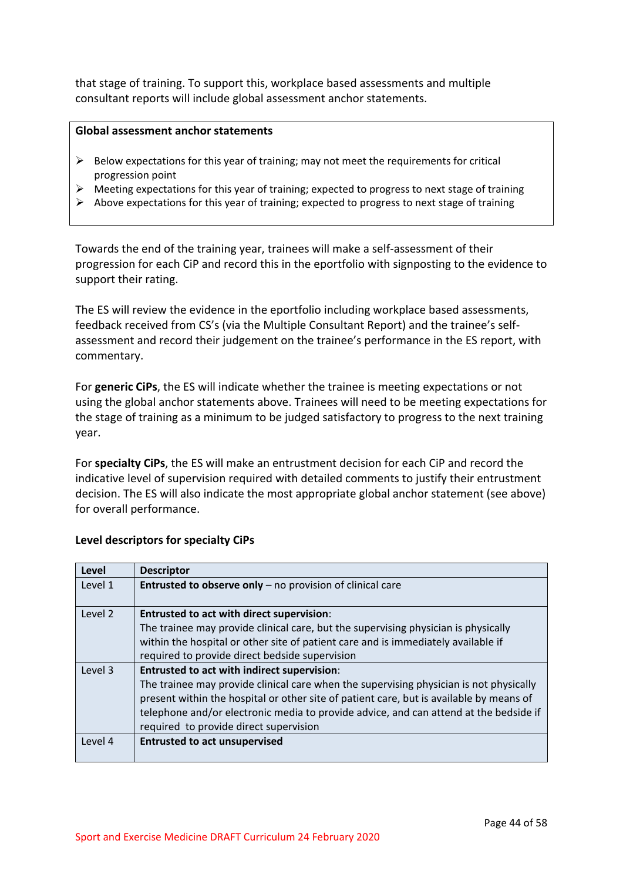that stage of training. To support this, workplace based assessments and multiple consultant reports will include global assessment anchor statements.

**Global assessment anchor statements**

- Below expectations for this year of training; may not meet the requirements for critical progression point
- Meeting expectations for this year of training; expected to progress to next stage of training
- Above expectations for this year of training; expected to progress to next stage of training

Towards the end of the training year, trainees will make a self-assessment of their progression for each CiP and record this in the eportfolio with signposting to the evidence to support their rating.

The ES will review the evidence in the eportfolio including workplace based assessments, feedback received from CS's (via the Multiple Consultant Report) and the trainee's self-assessment and record their judgement on the trainee's performance in the ES report, with commentary.

For **generic CiPs**, the ES will indicate whether the trainee is meeting expectations or not using the global anchor statements above. Trainees will need to be meeting expectations for the stage of training as a minimum to be judged satisfactory to progress to the next training year.

For **specialty CiPs**, the ES will make an entrustment decision for each CiP and record the indicative level of supervision required with detailed comments to justify their entrustment decision. The ES will also indicate the most appropriate global anchor statement (see above) for overall performance.

**Level descriptors for specialty CiPs**

| Level | Descriptor |
|---|---|
| Level 1 | **Entrusted to observe only** – no provision of clinical care |
| Level 2 | **Entrusted to act with direct supervision**: The trainee may provide clinical care, but the supervising physician is physically within the hospital or other site of patient care and is immediately available if required to provide direct bedside supervision |
| Level 3 | **Entrusted to act with indirect supervision**: The trainee may provide clinical care when the supervising physician is not physically present within the hospital or other site of patient care, but is available by means of telephone and/or electronic media to provide advice, and can attend at the bedside if required to provide direct supervision |
| Level 4 | **Entrusted to act unsupervised** |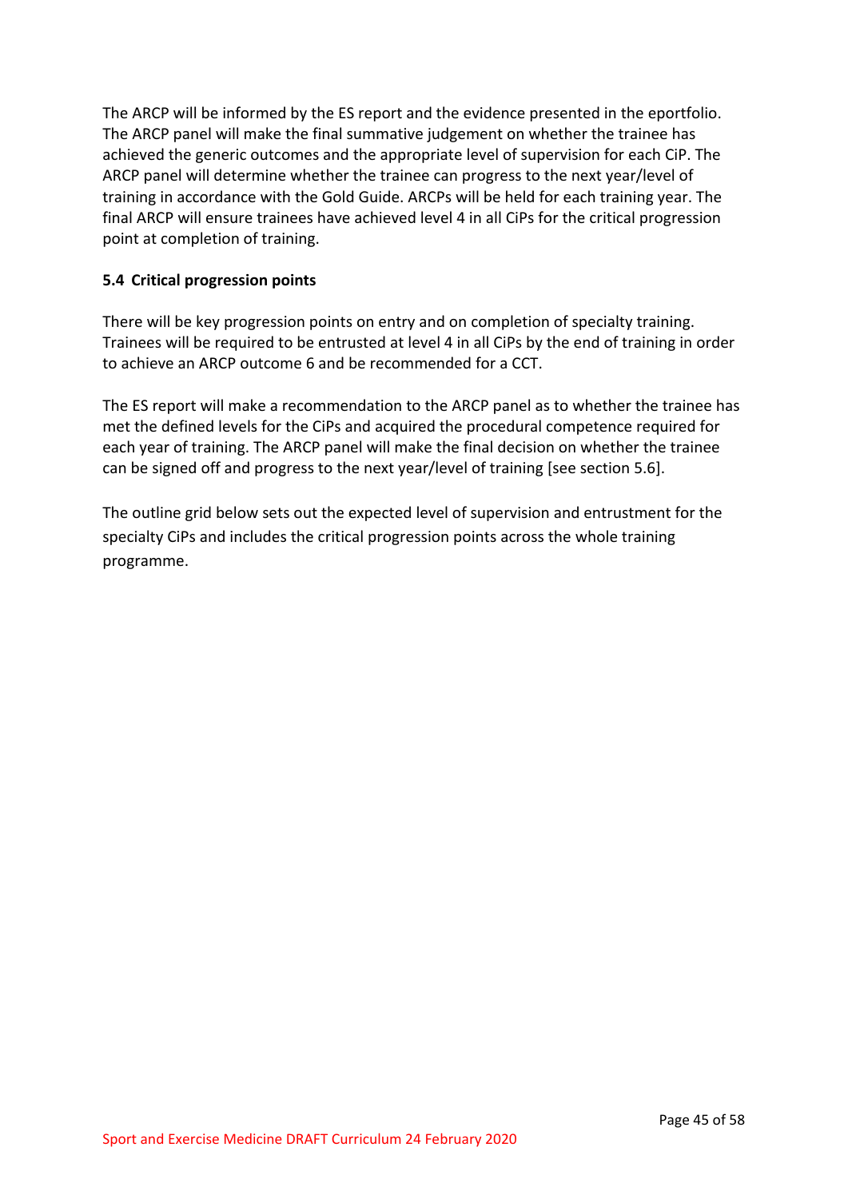The ARCP will be informed by the ES report and the evidence presented in the eportfolio. The ARCP panel will make the final summative judgement on whether the trainee has achieved the generic outcomes and the appropriate level of supervision for each CiP. The ARCP panel will determine whether the trainee can progress to the next year/level of training in accordance with the Gold Guide. ARCPs will be held for each training year. The final ARCP will ensure trainees have achieved level 4 in all CiPs for the critical progression point at completion of training.

### 5.4 Critical progression points

There will be key progression points on entry and on completion of specialty training. Trainees will be required to be entrusted at level 4 in all CiPs by the end of training in order to achieve an ARCP outcome 6 and be recommended for a CCT.

The ES report will make a recommendation to the ARCP panel as to whether the trainee has met the defined levels for the CiPs and acquired the procedural competence required for each year of training. The ARCP panel will make the final decision on whether the trainee can be signed off and progress to the next year/level of training [see section 5.6].

The outline grid below sets out the expected level of supervision and entrustment for the specialty CiPs and includes the critical progression points across the whole training programme.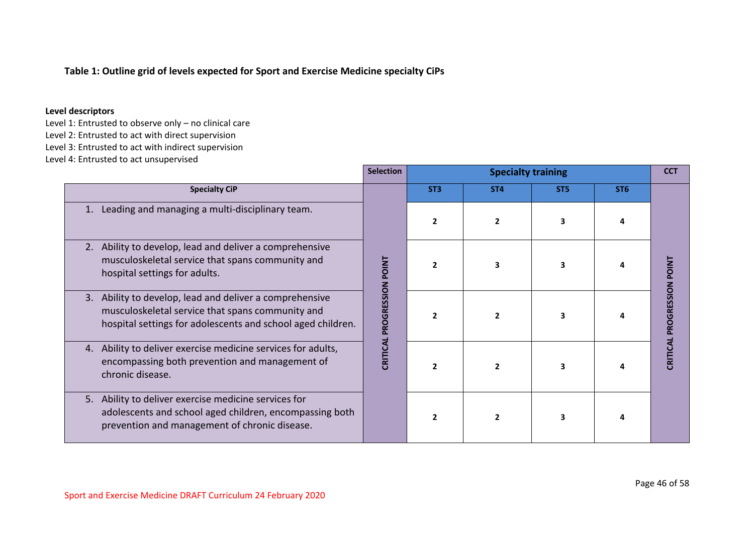**Table 1: Outline grid of levels expected for Sport and Exercise Medicine specialty CiPs**

**Level descriptors**

Level 1: Entrusted to observe only – no clinical care
Level 2: Entrusted to act with direct supervision
Level 3: Entrusted to act with indirect supervision
Level 4: Entrusted to act unsupervised

| | Selection | Specialty training | | | | CCT |
|---|---|---|---|---|---|---|
| **Specialty CiP** | CRITICAL PROGRESSION POINT | **ST3** | **ST4** | **ST5** | **ST6** | CRITICAL PROGRESSION POINT |
| 1. Leading and managing a multi-disciplinary team. | | **2** | **2** | **3** | **4** | |
| 2. Ability to develop, lead and deliver a comprehensive musculoskeletal service that spans community and hospital settings for adults. | | **2** | **3** | **3** | **4** | |
| 3. Ability to develop, lead and deliver a comprehensive musculoskeletal service that spans community and hospital settings for adolescents and school aged children. | | **2** | **2** | **3** | **4** | |
| 4. Ability to deliver exercise medicine services for adults, encompassing both prevention and management of chronic disease. | | **2** | **2** | **3** | **4** | |
| 5. Ability to deliver exercise medicine services for adolescents and school aged children, encompassing both prevention and management of chronic disease. | | **2** | **2** | **3** | **4** | |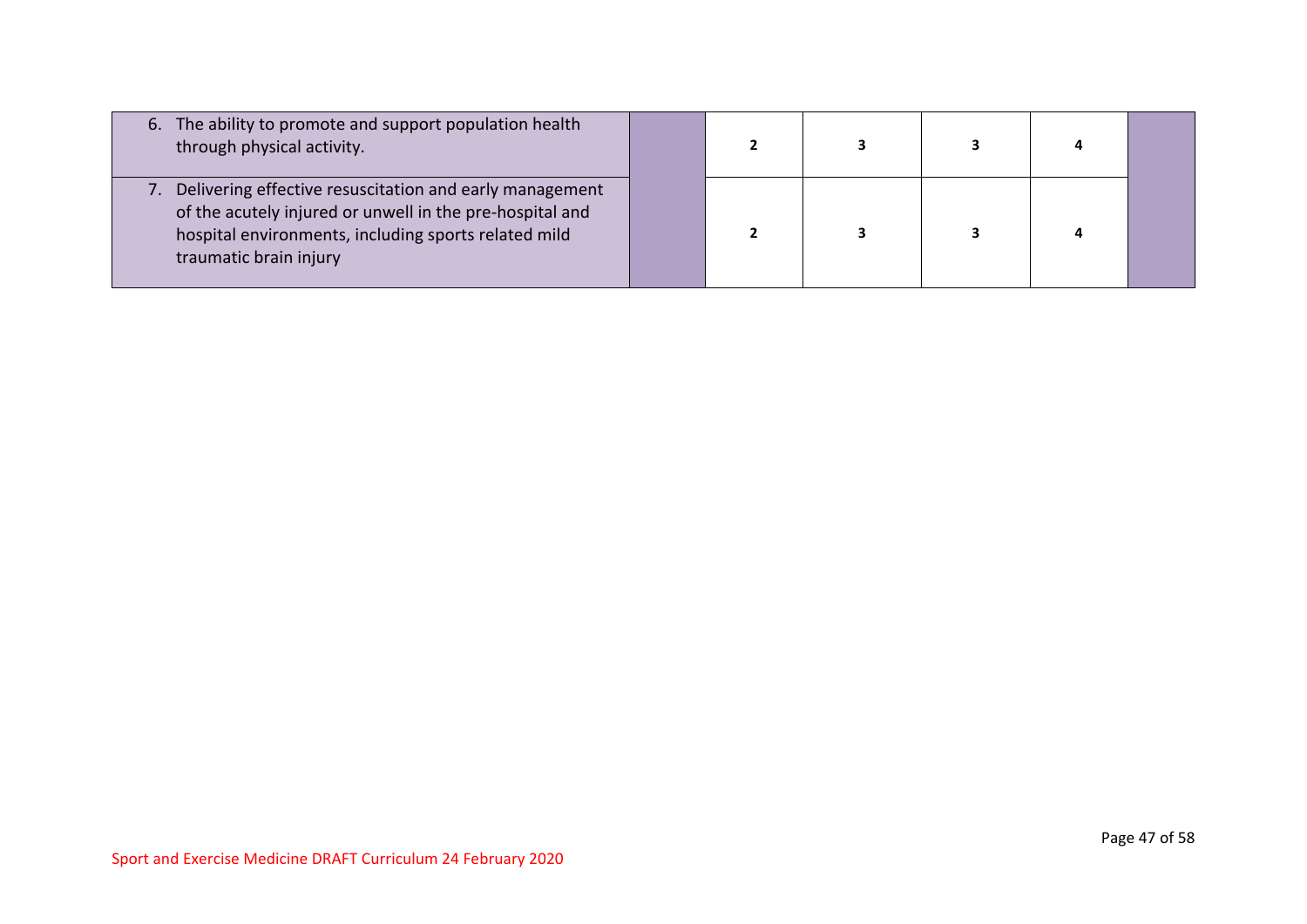| | | | | | | |
|---|---|---|---|---|---|---|
| 6. The ability to promote and support population health through physical activity. | | **2** | **3** | **3** | **4** | |
| 7. Delivering effective resuscitation and early management of the acutely injured or unwell in the pre-hospital and hospital environments, including sports related mild traumatic brain injury | | **2** | **3** | **3** | **4** | |

Sport and Exercise Medicine DRAFT Curriculum 24 February 2020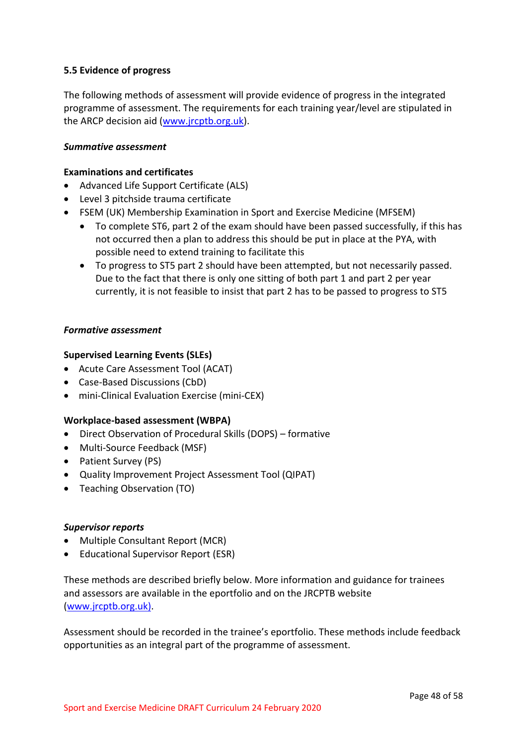### 5.5 Evidence of progress

The following methods of assessment will provide evidence of progress in the integrated programme of assessment. The requirements for each training year/level are stipulated in the ARCP decision aid (www.jrcptb.org.uk).

***Summative assessment***

**Examinations and certificates**

- Advanced Life Support Certificate (ALS)
- Level 3 pitchside trauma certificate
- FSEM (UK) Membership Examination in Sport and Exercise Medicine (MFSEM)
  - To complete ST6, part 2 of the exam should have been passed successfully, if this has not occurred then a plan to address this should be put in place at the PYA, with possible need to extend training to facilitate this
  - To progress to ST5 part 2 should have been attempted, but not necessarily passed. Due to the fact that there is only one sitting of both part 1 and part 2 per year currently, it is not feasible to insist that part 2 has to be passed to progress to ST5

***Formative assessment***

**Supervised Learning Events (SLEs)**

- Acute Care Assessment Tool (ACAT)
- Case-Based Discussions (CbD)
- mini-Clinical Evaluation Exercise (mini-CEX)

**Workplace-based assessment (WBPA)**

- Direct Observation of Procedural Skills (DOPS) – formative
- Multi-Source Feedback (MSF)
- Patient Survey (PS)
- Quality Improvement Project Assessment Tool (QIPAT)
- Teaching Observation (TO)

***Supervisor reports***

- Multiple Consultant Report (MCR)
- Educational Supervisor Report (ESR)

These methods are described briefly below. More information and guidance for trainees and assessors are available in the eportfolio and on the JRCPTB website (www.jrcptb.org.uk).

Assessment should be recorded in the trainee's eportfolio. These methods include feedback opportunities as an integral part of the programme of assessment.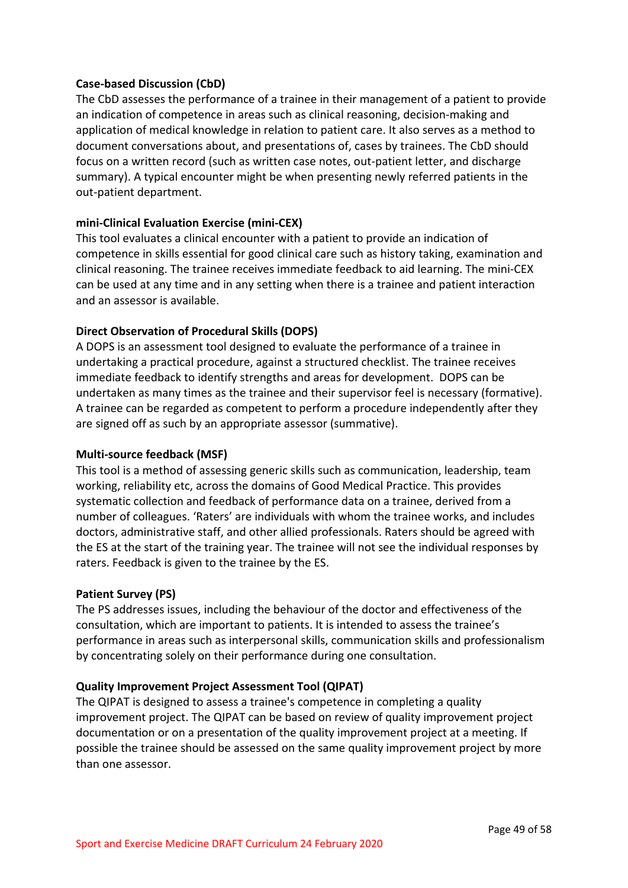**Case-based Discussion (CbD)**

The CbD assesses the performance of a trainee in their management of a patient to provide an indication of competence in areas such as clinical reasoning, decision-making and application of medical knowledge in relation to patient care. It also serves as a method to document conversations about, and presentations of, cases by trainees. The CbD should focus on a written record (such as written case notes, out-patient letter, and discharge summary). A typical encounter might be when presenting newly referred patients in the out-patient department.

**mini-Clinical Evaluation Exercise (mini-CEX)**

This tool evaluates a clinical encounter with a patient to provide an indication of competence in skills essential for good clinical care such as history taking, examination and clinical reasoning. The trainee receives immediate feedback to aid learning. The mini-CEX can be used at any time and in any setting when there is a trainee and patient interaction and an assessor is available.

**Direct Observation of Procedural Skills (DOPS)**

A DOPS is an assessment tool designed to evaluate the performance of a trainee in undertaking a practical procedure, against a structured checklist. The trainee receives immediate feedback to identify strengths and areas for development. DOPS can be undertaken as many times as the trainee and their supervisor feel is necessary (formative). A trainee can be regarded as competent to perform a procedure independently after they are signed off as such by an appropriate assessor (summative).

**Multi-source feedback (MSF)**

This tool is a method of assessing generic skills such as communication, leadership, team working, reliability etc, across the domains of Good Medical Practice. This provides systematic collection and feedback of performance data on a trainee, derived from a number of colleagues. 'Raters' are individuals with whom the trainee works, and includes doctors, administrative staff, and other allied professionals. Raters should be agreed with the ES at the start of the training year. The trainee will not see the individual responses by raters. Feedback is given to the trainee by the ES.

**Patient Survey (PS)**

The PS addresses issues, including the behaviour of the doctor and effectiveness of the consultation, which are important to patients. It is intended to assess the trainee's performance in areas such as interpersonal skills, communication skills and professionalism by concentrating solely on their performance during one consultation.

**Quality Improvement Project Assessment Tool (QIPAT)**

The QIPAT is designed to assess a trainee's competence in completing a quality improvement project. The QIPAT can be based on review of quality improvement project documentation or on a presentation of the quality improvement project at a meeting. If possible the trainee should be assessed on the same quality improvement project by more than one assessor.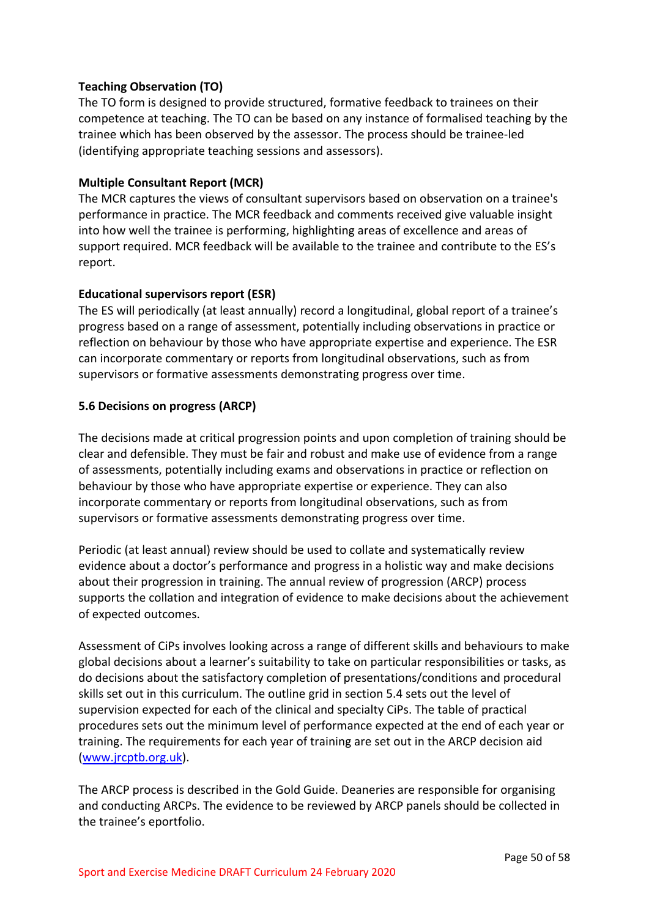**Teaching Observation (TO)**

The TO form is designed to provide structured, formative feedback to trainees on their competence at teaching. The TO can be based on any instance of formalised teaching by the trainee which has been observed by the assessor. The process should be trainee-led (identifying appropriate teaching sessions and assessors).

**Multiple Consultant Report (MCR)**

The MCR captures the views of consultant supervisors based on observation on a trainee's performance in practice. The MCR feedback and comments received give valuable insight into how well the trainee is performing, highlighting areas of excellence and areas of support required. MCR feedback will be available to the trainee and contribute to the ES's report.

**Educational supervisors report (ESR)**

The ES will periodically (at least annually) record a longitudinal, global report of a trainee's progress based on a range of assessment, potentially including observations in practice or reflection on behaviour by those who have appropriate expertise and experience. The ESR can incorporate commentary or reports from longitudinal observations, such as from supervisors or formative assessments demonstrating progress over time.

## 5.6 Decisions on progress (ARCP)

The decisions made at critical progression points and upon completion of training should be clear and defensible. They must be fair and robust and make use of evidence from a range of assessments, potentially including exams and observations in practice or reflection on behaviour by those who have appropriate expertise or experience. They can also incorporate commentary or reports from longitudinal observations, such as from supervisors or formative assessments demonstrating progress over time.

Periodic (at least annual) review should be used to collate and systematically review evidence about a doctor's performance and progress in a holistic way and make decisions about their progression in training. The annual review of progression (ARCP) process supports the collation and integration of evidence to make decisions about the achievement of expected outcomes.

Assessment of CiPs involves looking across a range of different skills and behaviours to make global decisions about a learner's suitability to take on particular responsibilities or tasks, as do decisions about the satisfactory completion of presentations/conditions and procedural skills set out in this curriculum. The outline grid in section 5.4 sets out the level of supervision expected for each of the clinical and specialty CiPs. The table of practical procedures sets out the minimum level of performance expected at the end of each year or training. The requirements for each year of training are set out in the ARCP decision aid ([www.jrcptb.org.uk](www.jrcptb.org.uk)).

The ARCP process is described in the Gold Guide. Deaneries are responsible for organising and conducting ARCPs. The evidence to be reviewed by ARCP panels should be collected in the trainee's eportfolio.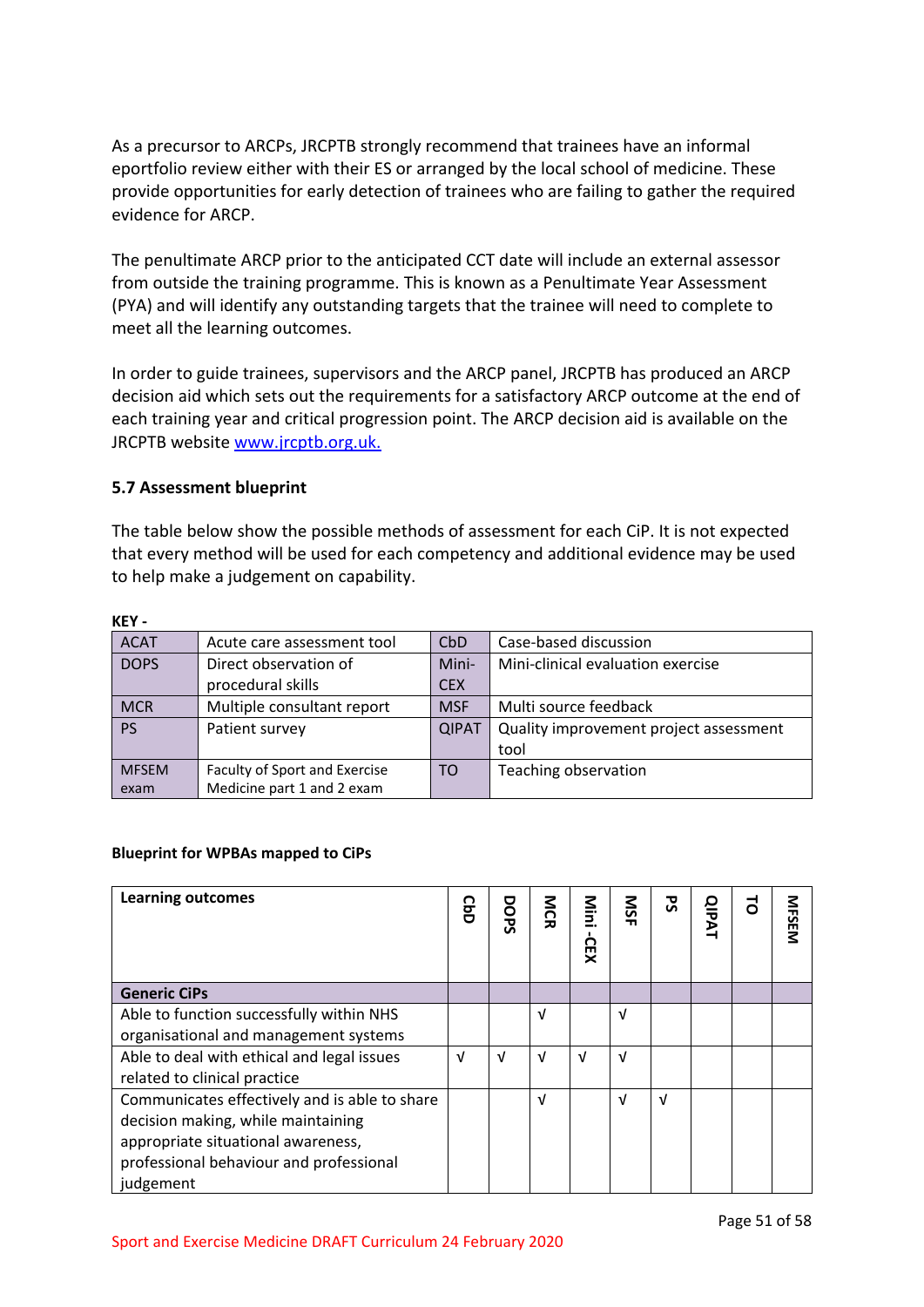As a precursor to ARCPs, JRCPTB strongly recommend that trainees have an informal eportfolio review either with their ES or arranged by the local school of medicine. These provide opportunities for early detection of trainees who are failing to gather the required evidence for ARCP.

The penultimate ARCP prior to the anticipated CCT date will include an external assessor from outside the training programme. This is known as a Penultimate Year Assessment (PYA) and will identify any outstanding targets that the trainee will need to complete to meet all the learning outcomes.

In order to guide trainees, supervisors and the ARCP panel, JRCPTB has produced an ARCP decision aid which sets out the requirements for a satisfactory ARCP outcome at the end of each training year and critical progression point. The ARCP decision aid is available on the JRCPTB website [www.jrcptb.org.uk.](www.jrcptb.org.uk)

### 5.7 Assessment blueprint

The table below show the possible methods of assessment for each CiP. It is not expected that every method will be used for each competency and additional evidence may be used to help make a judgement on capability.

**KEY -**

| ACAT | Acute care assessment tool | CbD | Case-based discussion |
|---|---|---|---|
| DOPS | Direct observation of procedural skills | Mini-CEX | Mini-clinical evaluation exercise |
| MCR | Multiple consultant report | MSF | Multi source feedback |
| PS | Patient survey | QIPAT | Quality improvement project assessment tool |
| MFSEM exam | Faculty of Sport and Exercise Medicine part 1 and 2 exam | TO | Teaching observation |

**Blueprint for WPBAs mapped to CiPs**

| Learning outcomes | CbD | DOPS | MCR | Mini-CEX | MSF | PS | QIPAT | TO | MFSEM |
|---|---|---|---|---|---|---|---|---|---|
| **Generic CiPs** | | | | | | | | | |
| Able to function successfully within NHS organisational and management systems | | | √ | | √ | | | | |
| Able to deal with ethical and legal issues related to clinical practice | √ | √ | √ | √ | √ | | | | |
| Communicates effectively and is able to share decision making, while maintaining appropriate situational awareness, professional behaviour and professional judgement | | | √ | | √ | √ | | | |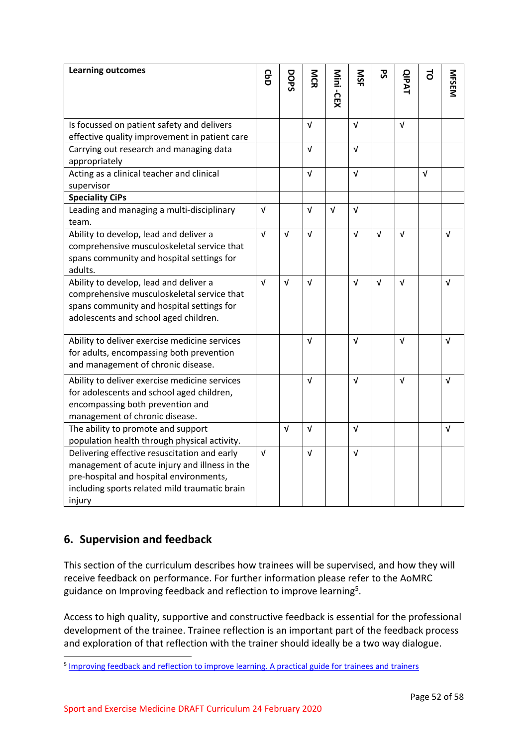| Learning outcomes | CbD | DOPS | MCR | Mini -CEX | MSF | PS | QIPAT | TO | MFSEM |
|---|---|---|---|---|---|---|---|---|---|
| Is focussed on patient safety and delivers effective quality improvement in patient care | | | √ | | √ | | √ | | |
| Carrying out research and managing data appropriately | | | √ | | √ | | | | |
| Acting as a clinical teacher and clinical supervisor | | | √ | | √ | | | √ | |
| **Speciality CiPs** | | | | | | | | | |
| Leading and managing a multi-disciplinary team. | √ | | √ | √ | √ | | | | |
| Ability to develop, lead and deliver a comprehensive musculoskeletal service that spans community and hospital settings for adults. | √ | √ | √ | | √ | √ | √ | | √ |
| Ability to develop, lead and deliver a comprehensive musculoskeletal service that spans community and hospital settings for adolescents and school aged children. | √ | √ | √ | | √ | √ | √ | | √ |
| Ability to deliver exercise medicine services for adults, encompassing both prevention and management of chronic disease. | | | √ | | √ | | √ | | √ |
| Ability to deliver exercise medicine services for adolescents and school aged children, encompassing both prevention and management of chronic disease. | | | √ | | √ | | √ | | √ |
| The ability to promote and support population health through physical activity. | | √ | √ | | √ | | | | √ |
| Delivering effective resuscitation and early management of acute injury and illness in the pre-hospital and hospital environments, including sports related mild traumatic brain injury | √ | | √ | | √ | | | | |

## 6. Supervision and feedback

This section of the curriculum describes how trainees will be supervised, and how they will receive feedback on performance. For further information please refer to the AoMRC guidance on Improving feedback and reflection to improve learning[5].

Access to high quality, supportive and constructive feedback is essential for the professional development of the trainee. Trainee reflection is an important part of the feedback process and exploration of that reflection with the trainer should ideally be a two way dialogue.

[5] Improving feedback and reflection to improve learning. A practical guide for trainees and trainers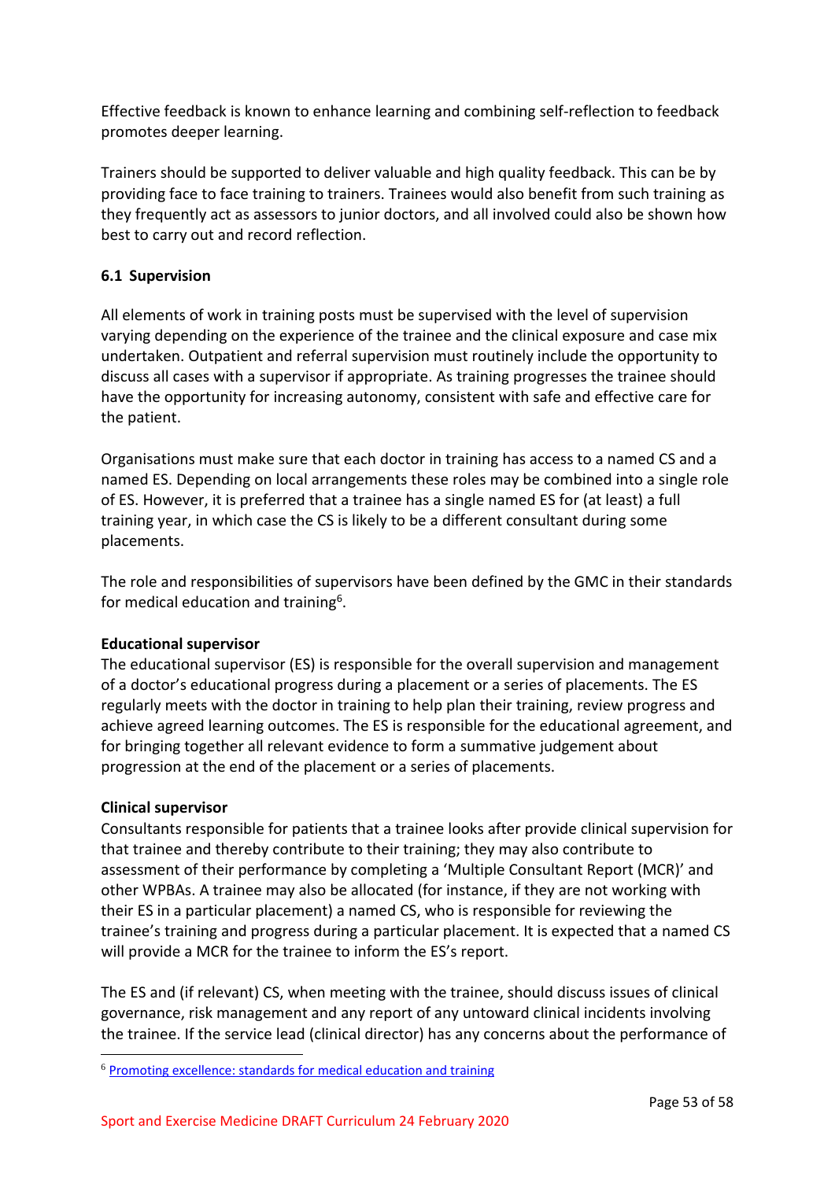Effective feedback is known to enhance learning and combining self-reflection to feedback promotes deeper learning.

Trainers should be supported to deliver valuable and high quality feedback. This can be by providing face to face training to trainers. Trainees would also benefit from such training as they frequently act as assessors to junior doctors, and all involved could also be shown how best to carry out and record reflection.

### 6.1 Supervision

All elements of work in training posts must be supervised with the level of supervision varying depending on the experience of the trainee and the clinical exposure and case mix undertaken. Outpatient and referral supervision must routinely include the opportunity to discuss all cases with a supervisor if appropriate. As training progresses the trainee should have the opportunity for increasing autonomy, consistent with safe and effective care for the patient.

Organisations must make sure that each doctor in training has access to a named CS and a named ES. Depending on local arrangements these roles may be combined into a single role of ES. However, it is preferred that a trainee has a single named ES for (at least) a full training year, in which case the CS is likely to be a different consultant during some placements.

The role and responsibilities of supervisors have been defined by the GMC in their standards for medical education and training[6].

**Educational supervisor**
The educational supervisor (ES) is responsible for the overall supervision and management of a doctor's educational progress during a placement or a series of placements. The ES regularly meets with the doctor in training to help plan their training, review progress and achieve agreed learning outcomes. The ES is responsible for the educational agreement, and for bringing together all relevant evidence to form a summative judgement about progression at the end of the placement or a series of placements.

**Clinical supervisor**
Consultants responsible for patients that a trainee looks after provide clinical supervision for that trainee and thereby contribute to their training; they may also contribute to assessment of their performance by completing a 'Multiple Consultant Report (MCR)' and other WPBAs. A trainee may also be allocated (for instance, if they are not working with their ES in a particular placement) a named CS, who is responsible for reviewing the trainee's training and progress during a particular placement. It is expected that a named CS will provide a MCR for the trainee to inform the ES's report.

The ES and (if relevant) CS, when meeting with the trainee, should discuss issues of clinical governance, risk management and any report of any untoward clinical incidents involving the trainee. If the service lead (clinical director) has any concerns about the performance of

[6] Promoting excellence: standards for medical education and training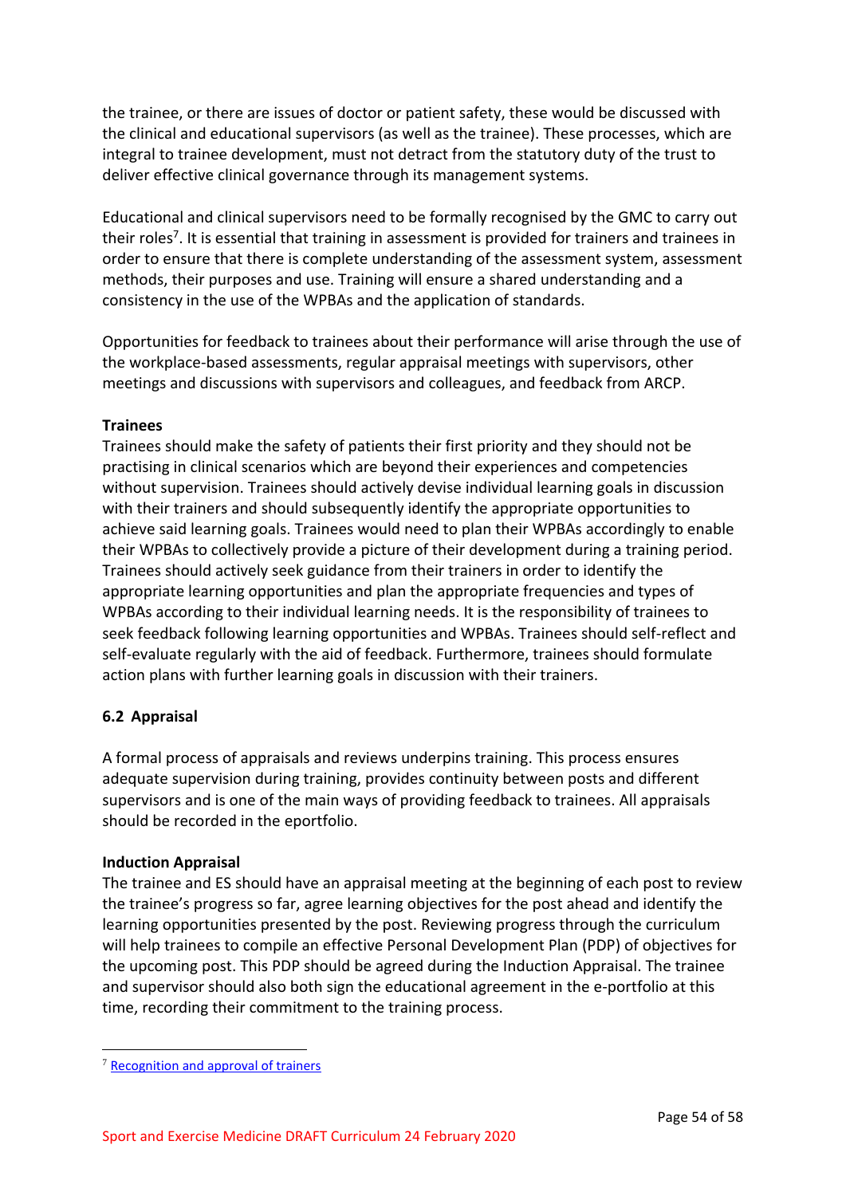the trainee, or there are issues of doctor or patient safety, these would be discussed with the clinical and educational supervisors (as well as the trainee). These processes, which are integral to trainee development, must not detract from the statutory duty of the trust to deliver effective clinical governance through its management systems.

Educational and clinical supervisors need to be formally recognised by the GMC to carry out their roles[7]. It is essential that training in assessment is provided for trainers and trainees in order to ensure that there is complete understanding of the assessment system, assessment methods, their purposes and use. Training will ensure a shared understanding and a consistency in the use of the WPBAs and the application of standards.

Opportunities for feedback to trainees about their performance will arise through the use of the workplace-based assessments, regular appraisal meetings with supervisors, other meetings and discussions with supervisors and colleagues, and feedback from ARCP.

**Trainees**

Trainees should make the safety of patients their first priority and they should not be practising in clinical scenarios which are beyond their experiences and competencies without supervision. Trainees should actively devise individual learning goals in discussion with their trainers and should subsequently identify the appropriate opportunities to achieve said learning goals. Trainees would need to plan their WPBAs accordingly to enable their WPBAs to collectively provide a picture of their development during a training period. Trainees should actively seek guidance from their trainers in order to identify the appropriate learning opportunities and plan the appropriate frequencies and types of WPBAs according to their individual learning needs. It is the responsibility of trainees to seek feedback following learning opportunities and WPBAs. Trainees should self-reflect and self-evaluate regularly with the aid of feedback. Furthermore, trainees should formulate action plans with further learning goals in discussion with their trainers.

### 6.2 Appraisal

A formal process of appraisals and reviews underpins training. This process ensures adequate supervision during training, provides continuity between posts and different supervisors and is one of the main ways of providing feedback to trainees. All appraisals should be recorded in the eportfolio.

**Induction Appraisal**

The trainee and ES should have an appraisal meeting at the beginning of each post to review the trainee's progress so far, agree learning objectives for the post ahead and identify the learning opportunities presented by the post. Reviewing progress through the curriculum will help trainees to compile an effective Personal Development Plan (PDP) of objectives for the upcoming post. This PDP should be agreed during the Induction Appraisal. The trainee and supervisor should also both sign the educational agreement in the e-portfolio at this time, recording their commitment to the training process.

[7] Recognition and approval of trainers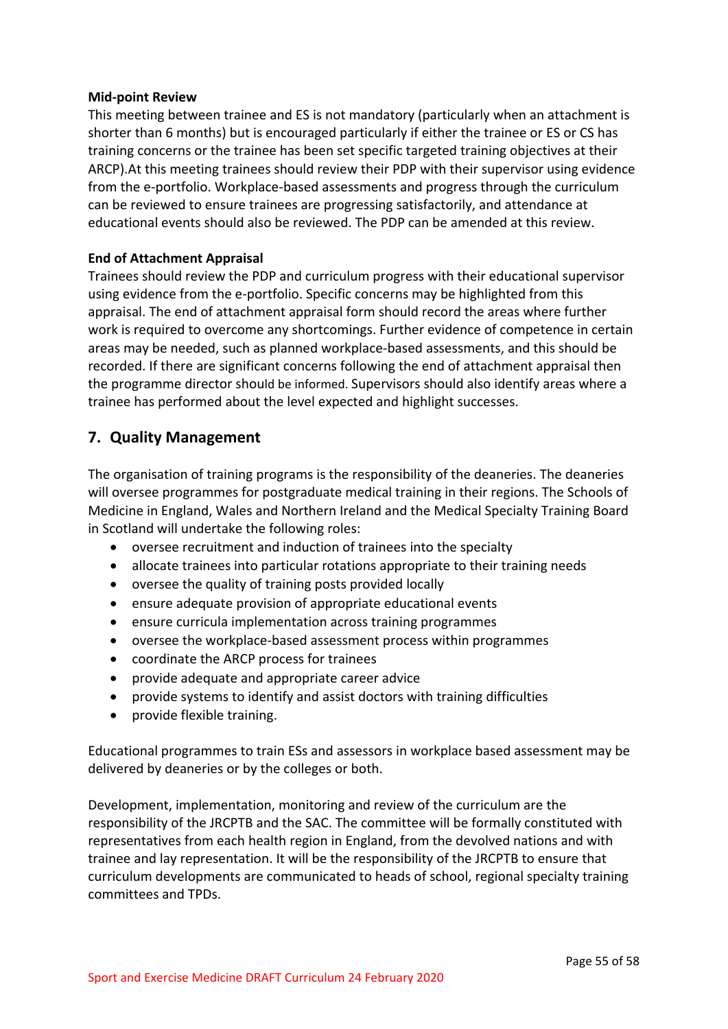**Mid-point Review**

This meeting between trainee and ES is not mandatory (particularly when an attachment is shorter than 6 months) but is encouraged particularly if either the trainee or ES or CS has training concerns or the trainee has been set specific targeted training objectives at their ARCP).At this meeting trainees should review their PDP with their supervisor using evidence from the e-portfolio. Workplace-based assessments and progress through the curriculum can be reviewed to ensure trainees are progressing satisfactorily, and attendance at educational events should also be reviewed. The PDP can be amended at this review.

**End of Attachment Appraisal**

Trainees should review the PDP and curriculum progress with their educational supervisor using evidence from the e-portfolio. Specific concerns may be highlighted from this appraisal. The end of attachment appraisal form should record the areas where further work is required to overcome any shortcomings. Further evidence of competence in certain areas may be needed, such as planned workplace-based assessments, and this should be recorded. If there are significant concerns following the end of attachment appraisal then the programme director should be informed. Supervisors should also identify areas where a trainee has performed about the level expected and highlight successes.

## 7. Quality Management

The organisation of training programs is the responsibility of the deaneries. The deaneries will oversee programmes for postgraduate medical training in their regions. The Schools of Medicine in England, Wales and Northern Ireland and the Medical Specialty Training Board in Scotland will undertake the following roles:

- oversee recruitment and induction of trainees into the specialty
- allocate trainees into particular rotations appropriate to their training needs
- oversee the quality of training posts provided locally
- ensure adequate provision of appropriate educational events
- ensure curricula implementation across training programmes
- oversee the workplace-based assessment process within programmes
- coordinate the ARCP process for trainees
- provide adequate and appropriate career advice
- provide systems to identify and assist doctors with training difficulties
- provide flexible training.

Educational programmes to train ESs and assessors in workplace based assessment may be delivered by deaneries or by the colleges or both.

Development, implementation, monitoring and review of the curriculum are the responsibility of the JRCPTB and the SAC. The committee will be formally constituted with representatives from each health region in England, from the devolved nations and with trainee and lay representation. It will be the responsibility of the JRCPTB to ensure that curriculum developments are communicated to heads of school, regional specialty training committees and TPDs.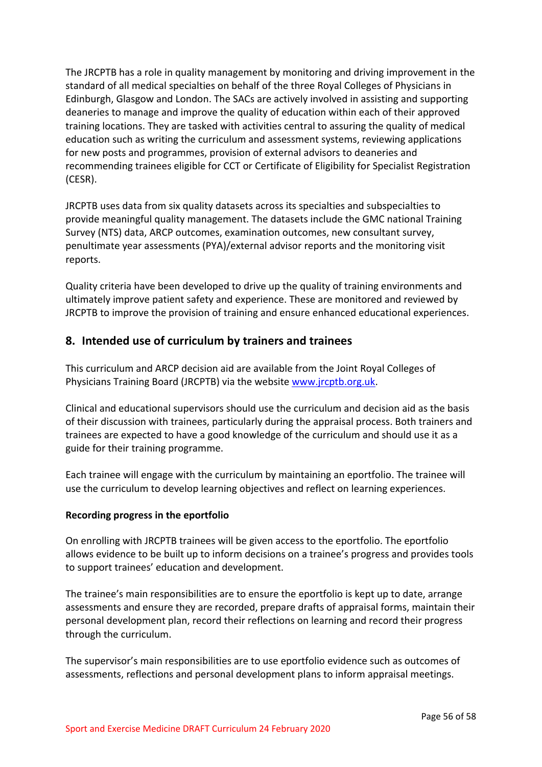The JRCPTB has a role in quality management by monitoring and driving improvement in the standard of all medical specialties on behalf of the three Royal Colleges of Physicians in Edinburgh, Glasgow and London. The SACs are actively involved in assisting and supporting deaneries to manage and improve the quality of education within each of their approved training locations. They are tasked with activities central to assuring the quality of medical education such as writing the curriculum and assessment systems, reviewing applications for new posts and programmes, provision of external advisors to deaneries and recommending trainees eligible for CCT or Certificate of Eligibility for Specialist Registration (CESR).

JRCPTB uses data from six quality datasets across its specialties and subspecialties to provide meaningful quality management. The datasets include the GMC national Training Survey (NTS) data, ARCP outcomes, examination outcomes, new consultant survey, penultimate year assessments (PYA)/external advisor reports and the monitoring visit reports.

Quality criteria have been developed to drive up the quality of training environments and ultimately improve patient safety and experience. These are monitored and reviewed by JRCPTB to improve the provision of training and ensure enhanced educational experiences.

## 8. Intended use of curriculum by trainers and trainees

This curriculum and ARCP decision aid are available from the Joint Royal Colleges of Physicians Training Board (JRCPTB) via the website www.jrcptb.org.uk.

Clinical and educational supervisors should use the curriculum and decision aid as the basis of their discussion with trainees, particularly during the appraisal process. Both trainers and trainees are expected to have a good knowledge of the curriculum and should use it as a guide for their training programme.

Each trainee will engage with the curriculum by maintaining an eportfolio. The trainee will use the curriculum to develop learning objectives and reflect on learning experiences.

**Recording progress in the eportfolio**

On enrolling with JRCPTB trainees will be given access to the eportfolio. The eportfolio allows evidence to be built up to inform decisions on a trainee's progress and provides tools to support trainees' education and development.

The trainee's main responsibilities are to ensure the eportfolio is kept up to date, arrange assessments and ensure they are recorded, prepare drafts of appraisal forms, maintain their personal development plan, record their reflections on learning and record their progress through the curriculum.

The supervisor's main responsibilities are to use eportfolio evidence such as outcomes of assessments, reflections and personal development plans to inform appraisal meetings.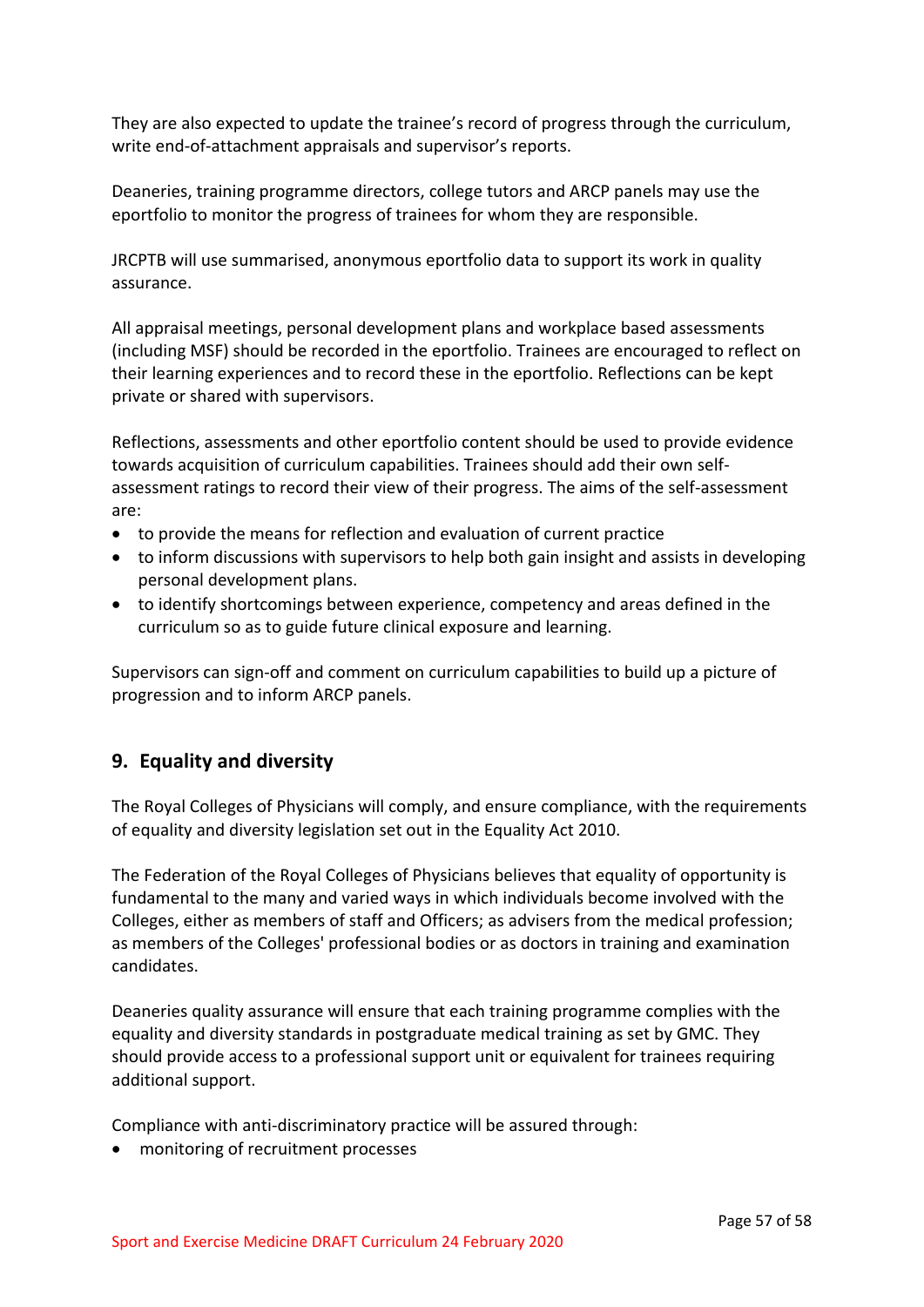They are also expected to update the trainee's record of progress through the curriculum, write end-of-attachment appraisals and supervisor's reports.

Deaneries, training programme directors, college tutors and ARCP panels may use the eportfolio to monitor the progress of trainees for whom they are responsible.

JRCPTB will use summarised, anonymous eportfolio data to support its work in quality assurance.

All appraisal meetings, personal development plans and workplace based assessments (including MSF) should be recorded in the eportfolio. Trainees are encouraged to reflect on their learning experiences and to record these in the eportfolio. Reflections can be kept private or shared with supervisors.

Reflections, assessments and other eportfolio content should be used to provide evidence towards acquisition of curriculum capabilities. Trainees should add their own self-assessment ratings to record their view of their progress. The aims of the self-assessment are:

- to provide the means for reflection and evaluation of current practice
- to inform discussions with supervisors to help both gain insight and assists in developing personal development plans.
- to identify shortcomings between experience, competency and areas defined in the curriculum so as to guide future clinical exposure and learning.

Supervisors can sign-off and comment on curriculum capabilities to build up a picture of progression and to inform ARCP panels.

## 9. Equality and diversity

The Royal Colleges of Physicians will comply, and ensure compliance, with the requirements of equality and diversity legislation set out in the Equality Act 2010.

The Federation of the Royal Colleges of Physicians believes that equality of opportunity is fundamental to the many and varied ways in which individuals become involved with the Colleges, either as members of staff and Officers; as advisers from the medical profession; as members of the Colleges' professional bodies or as doctors in training and examination candidates.

Deaneries quality assurance will ensure that each training programme complies with the equality and diversity standards in postgraduate medical training as set by GMC. They should provide access to a professional support unit or equivalent for trainees requiring additional support.

Compliance with anti-discriminatory practice will be assured through:

- monitoring of recruitment processes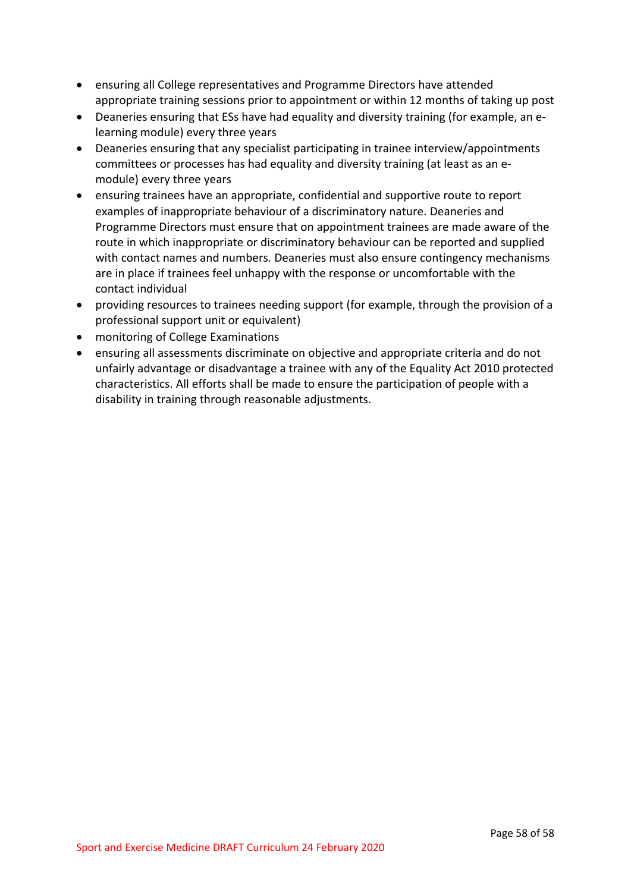- ensuring all College representatives and Programme Directors have attended appropriate training sessions prior to appointment or within 12 months of taking up post
- Deaneries ensuring that ESs have had equality and diversity training (for example, an e-learning module) every three years
- Deaneries ensuring that any specialist participating in trainee interview/appointments committees or processes has had equality and diversity training (at least as an e-module) every three years
- ensuring trainees have an appropriate, confidential and supportive route to report examples of inappropriate behaviour of a discriminatory nature. Deaneries and Programme Directors must ensure that on appointment trainees are made aware of the route in which inappropriate or discriminatory behaviour can be reported and supplied with contact names and numbers. Deaneries must also ensure contingency mechanisms are in place if trainees feel unhappy with the response or uncomfortable with the contact individual
- providing resources to trainees needing support (for example, through the provision of a professional support unit or equivalent)
- monitoring of College Examinations
- ensuring all assessments discriminate on objective and appropriate criteria and do not unfairly advantage or disadvantage a trainee with any of the Equality Act 2010 protected characteristics. All efforts shall be made to ensure the participation of people with a disability in training through reasonable adjustments.